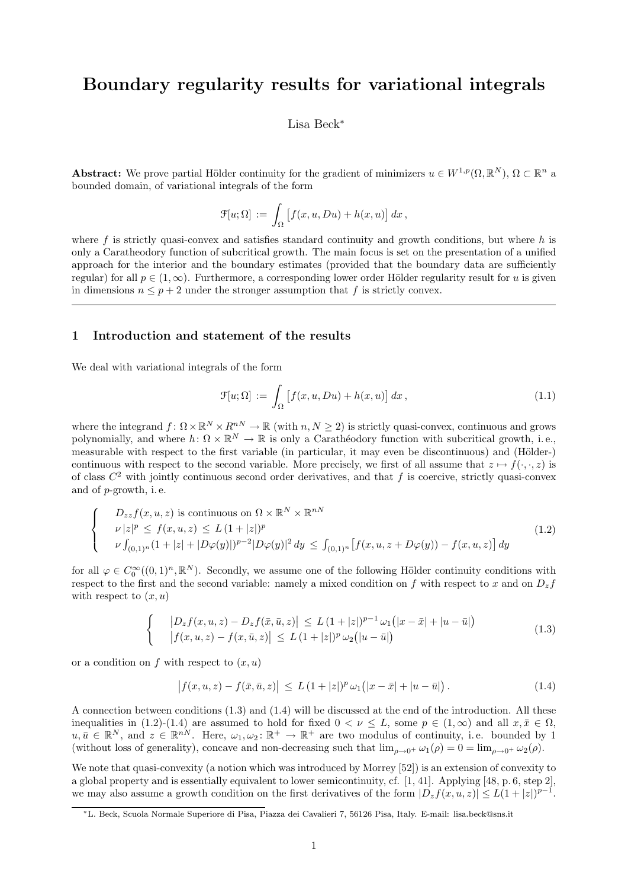# Boundary regularity results for variational integrals

Lisa Beck*

**Abstract:** We prove partial Hölder continuity for the gradient of minimizers $u \in W^{1,p}(\Omega, \mathbb{R}^N)$, $\Omega \subset \mathbb{R}^n$ a bounded domain, of variational integrals of the form

$$\mathcal{F}[u;\Omega] := \int_\Omega \big[f(x,u,Du) + h(x,u)\big]\,dx\,,$$

where $f$ is strictly quasi-convex and satisfies standard continuity and growth conditions, but where $h$ is only a Caratheodory function of subcritical growth. The main focus is set on the presentation of a unified approach for the interior and the boundary estimates (provided that the boundary data are sufficiently regular) for all $p \in (1,\infty)$. Furthermore, a corresponding lower order Hölder regularity result for $u$ is given in dimensions $n \leq p+2$ under the stronger assumption that $f$ is strictly convex.

---

## 1 Introduction and statement of the results

We deal with variational integrals of the form

$$\mathcal{F}[u;\Omega] := \int_\Omega \big[f(x,u,Du) + h(x,u)\big]\,dx\,, \tag{1.1}$$

where the integrand $f\colon \Omega \times \mathbb{R}^N \times R^{nN} \to \mathbb{R}$ (with $n, N \geq 2$) is strictly quasi-convex, continuous and grows polynomially, and where $h\colon \Omega \times \mathbb{R}^N \to \mathbb{R}$ is only a Carathéodory function with subcritical growth, i. e., measurable with respect to the first variable (in particular, it may even be discontinuous) and (Hölder-) continuous with respect to the second variable. More precisely, we first of all assume that $z \mapsto f(\cdot,\cdot,z)$ is of class $C^2$ with jointly continuous second order derivatives, and that $f$ is coercive, strictly quasi-convex and of $p$-growth, i. e.

$$\begin{cases} D_{zz}f(x,u,z) \text{ is continuous on } \Omega \times \mathbb{R}^N \times \mathbb{R}^{nN} \\ \nu\,|z|^p \;\leq\; f(x,u,z) \;\leq\; L\,(1+|z|)^p \\ \nu \int_{(0,1)^n} (1+|z|+|D\varphi(y)|)^{p-2}|D\varphi(y)|^2\,dy \;\leq\; \int_{(0,1)^n} \big[f(x,u,z+D\varphi(y)) - f(x,u,z)\big]\,dy \end{cases} \tag{1.2}$$

for all $\varphi \in C_0^\infty((0,1)^n, \mathbb{R}^N)$. Secondly, we assume one of the following Hölder continuity conditions with respect to the first and the second variable: namely a mixed condition on $f$ with respect to $x$ and on $D_z f$ with respect to $(x,u)$

$$\begin{cases} \big|D_z f(x,u,z) - D_z f(\bar{x},\bar{u},z)\big| \;\leq\; L\,(1+|z|)^{p-1}\,\omega_1\big(|x-\bar{x}| + |u-\bar{u}|\big) \\ \big|f(x,u,z) - f(x,\bar{u},z)\big| \;\leq\; L\,(1+|z|)^p\,\omega_2\big(|u-\bar{u}|\big) \end{cases} \tag{1.3}$$

or a condition on $f$ with respect to $(x,u)$

$$\big|f(x,u,z) - f(\bar{x},\bar{u},z)\big| \;\leq\; L\,(1+|z|)^p\,\omega_1\big(|x-\bar{x}| + |u-\bar{u}|\big)\,. \tag{1.4}$$

A connection between conditions (1.3) and (1.4) will be discussed at the end of the introduction. All these inequalities in (1.2)-(1.4) are assumed to hold for fixed $0 < \nu \leq L$, some $p \in (1,\infty)$ and all $x, \bar{x} \in \Omega$, $u, \bar{u} \in \mathbb{R}^N$, and $z \in \mathbb{R}^{nN}$. Here, $\omega_1, \omega_2\colon \mathbb{R}^+ \to \mathbb{R}^+$ are two modulus of continuity, i. e. bounded by 1 (without loss of generality), concave and non-decreasing such that $\lim_{\rho \to 0^+} \omega_1(\rho) = 0 = \lim_{\rho \to 0^+} \omega_2(\rho)$.

We note that quasi-convexity (a notion which was introduced by Morrey [52]) is an extension of convexity to a global property and is essentially equivalent to lower semicontinuity, cf. [1, 41]. Applying [48, p. 6, step 2], we may also assume a growth condition on the first derivatives of the form $|D_z f(x,u,z)| \leq L(1+|z|)^{p-1}$.

---

*L. Beck, Scuola Normale Superiore di Pisa, Piazza dei Cavalieri 7, 56126 Pisa, Italy. E-mail: lisa.beck@sns.it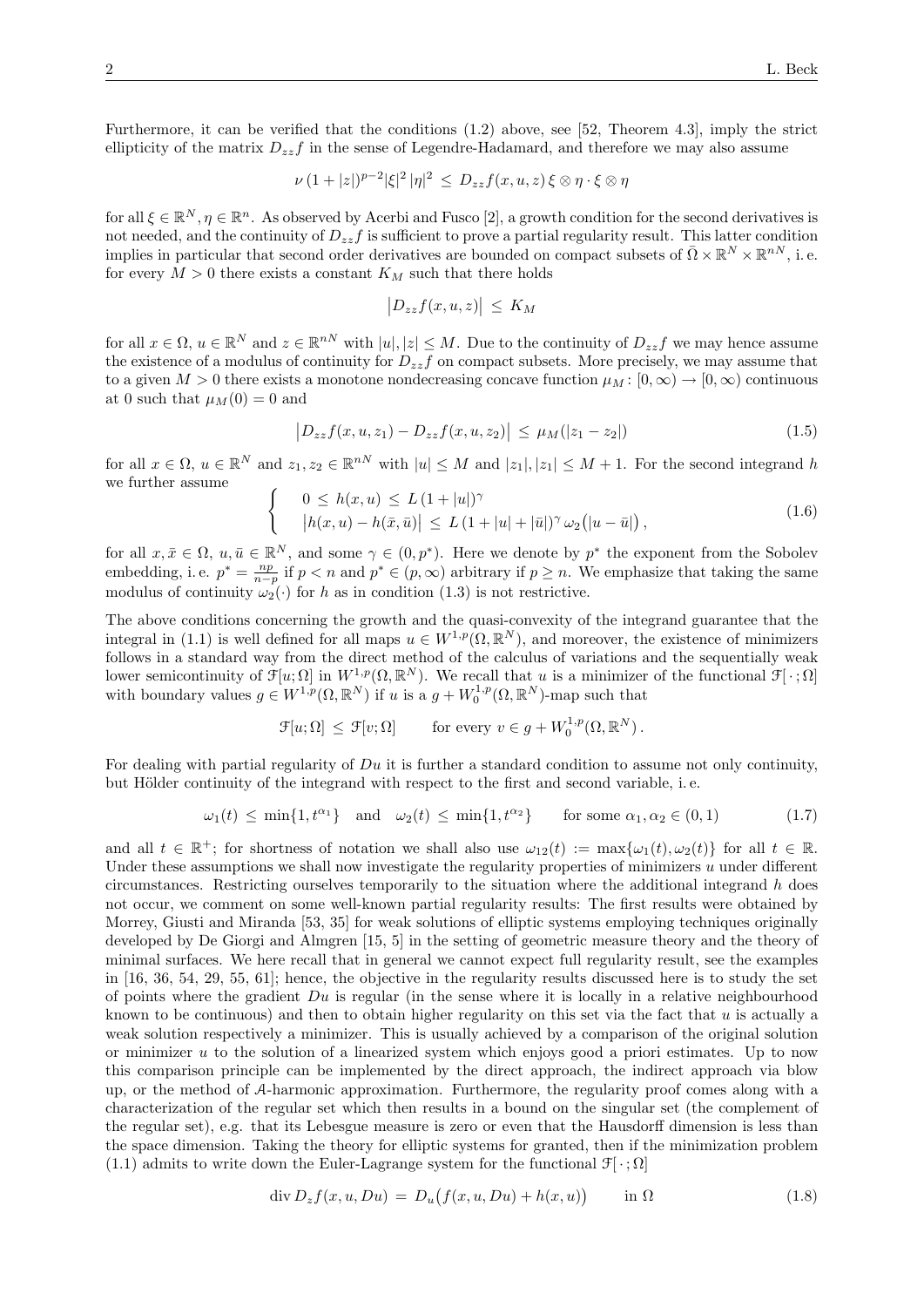Furthermore, it can be verified that the conditions (1.2) above, see [52, Theorem 4.3], imply the strict ellipticity of the matrix $D_{zz}f$ in the sense of Legendre-Hadamard, and therefore we may also assume

$$\nu\,(1+|z|)^{p-2}|\xi|^2\,|\eta|^2 \;\le\; D_{zz}f(x,u,z)\,\xi\otimes\eta\cdot\xi\otimes\eta$$

for all $\xi\in\mathbb{R}^N, \eta\in\mathbb{R}^n$. As observed by Acerbi and Fusco [2], a growth condition for the second derivatives is not needed, and the continuity of $D_{zz}f$ is sufficient to prove a partial regularity result. This latter condition implies in particular that second order derivatives are bounded on compact subsets of $\bar\Omega\times\mathbb{R}^N\times\mathbb{R}^{nN}$, i.e. for every $M>0$ there exists a constant $K_M$ such that there holds

$$\big|D_{zz}f(x,u,z)\big| \;\le\; K_M$$

for all $x\in\Omega$, $u\in\mathbb{R}^N$ and $z\in\mathbb{R}^{nN}$ with $|u|,|z|\le M$. Due to the continuity of $D_{zz}f$ we may hence assume the existence of a modulus of continuity for $D_{zz}f$ on compact subsets. More precisely, we may assume that to a given $M>0$ there exists a monotone nondecreasing concave function $\mu_M\colon[0,\infty)\to[0,\infty)$ continuous at 0 such that $\mu_M(0)=0$ and

$$\big|D_{zz}f(x,u,z_1)-D_{zz}f(x,u,z_2)\big| \;\le\; \mu_M(|z_1-z_2|) \tag{1.5}$$

for all $x\in\Omega$, $u\in\mathbb{R}^N$ and $z_1,z_2\in\mathbb{R}^{nN}$ with $|u|\le M$ and $|z_1|,|z_1|\le M+1$. For the second integrand $h$ we further assume

$$\begin{cases} 0\;\le\; h(x,u)\;\le\; L\,(1+|u|)^\gamma \\ \big|h(x,u)-h(\bar x,\bar u)\big|\;\le\; L\,(1+|u|+|\bar u|)^\gamma\,\omega_2\big(|u-\bar u|\big), \end{cases} \tag{1.6}$$

for all $x,\bar x\in\Omega$, $u,\bar u\in\mathbb{R}^N$, and some $\gamma\in(0,p^*)$. Here we denote by $p^*$ the exponent from the Sobolev embedding, i.e. $p^*=\frac{np}{n-p}$ if $p<n$ and $p^*\in(p,\infty)$ arbitrary if $p\ge n$. We emphasize that taking the same modulus of continuity $\omega_2(\cdot)$ for $h$ as in condition (1.3) is not restrictive.

The above conditions concerning the growth and the quasi-convexity of the integrand guarantee that the integral in (1.1) is well defined for all maps $u\in W^{1,p}(\Omega,\mathbb{R}^N)$, and moreover, the existence of minimizers follows in a standard way from the direct method of the calculus of variations and the sequentially weak lower semicontinuity of $\mathcal{F}[u;\Omega]$ in $W^{1,p}(\Omega,\mathbb{R}^N)$. We recall that $u$ is a minimizer of the functional $\mathcal{F}[\,\cdot\,;\Omega]$ with boundary values $g\in W^{1,p}(\Omega,\mathbb{R}^N)$ if $u$ is a $g+W^{1,p}_0(\Omega,\mathbb{R}^N)$-map such that

$$\mathcal{F}[u;\Omega]\;\le\;\mathcal{F}[v;\Omega]\qquad\text{for every } v\in g+W^{1,p}_0(\Omega,\mathbb{R}^N)\,.$$

For dealing with partial regularity of $Du$ it is further a standard condition to assume not only continuity, but Hölder continuity of the integrand with respect to the first and second variable, i.e.

$$\omega_1(t)\;\le\;\min\{1,t^{\alpha_1}\}\quad\text{and}\quad\omega_2(t)\;\le\;\min\{1,t^{\alpha_2}\}\qquad\text{for some }\alpha_1,\alpha_2\in(0,1) \tag{1.7}$$

and all $t\in\mathbb{R}^+$; for shortness of notation we shall also use $\omega_{12}(t):=\max\{\omega_1(t),\omega_2(t)\}$ for all $t\in\mathbb{R}$. Under these assumptions we shall now investigate the regularity properties of minimizers $u$ under different circumstances. Restricting ourselves temporarily to the situation where the additional integrand $h$ does not occur, we comment on some well-known partial regularity results: The first results were obtained by Morrey, Giusti and Miranda [53, 35] for weak solutions of elliptic systems employing techniques originally developed by De Giorgi and Almgren [15, 5] in the setting of geometric measure theory and the theory of minimal surfaces. We here recall that in general we cannot expect full regularity result, see the examples in [16, 36, 54, 29, 55, 61]; hence, the objective in the regularity results discussed here is to study the set of points where the gradient $Du$ is regular (in the sense where it is locally in a relative neighbourhood known to be continuous) and then to obtain higher regularity on this set via the fact that $u$ is actually a weak solution respectively a minimizer. This is usually achieved by a comparison of the original solution or minimizer $u$ to the solution of a linearized system which enjoys good a priori estimates. Up to now this comparison principle can be implemented by the direct approach, the indirect approach via blow up, or the method of $\mathcal{A}$-harmonic approximation. Furthermore, the regularity proof comes along with a characterization of the regular set which then results in a bound on the singular set (the complement of the regular set), e.g. that its Lebesgue measure is zero or even that the Hausdorff dimension is less than the space dimension. Taking the theory for elliptic systems for granted, then if the minimization problem (1.1) admits to write down the Euler-Lagrange system for the functional $\mathcal{F}[\,\cdot\,;\Omega]$

$$\operatorname{div} D_zf(x,u,Du)\;=\;D_u\big(f(x,u,Du)+h(x,u)\big)\qquad\text{in }\Omega \tag{1.8}$$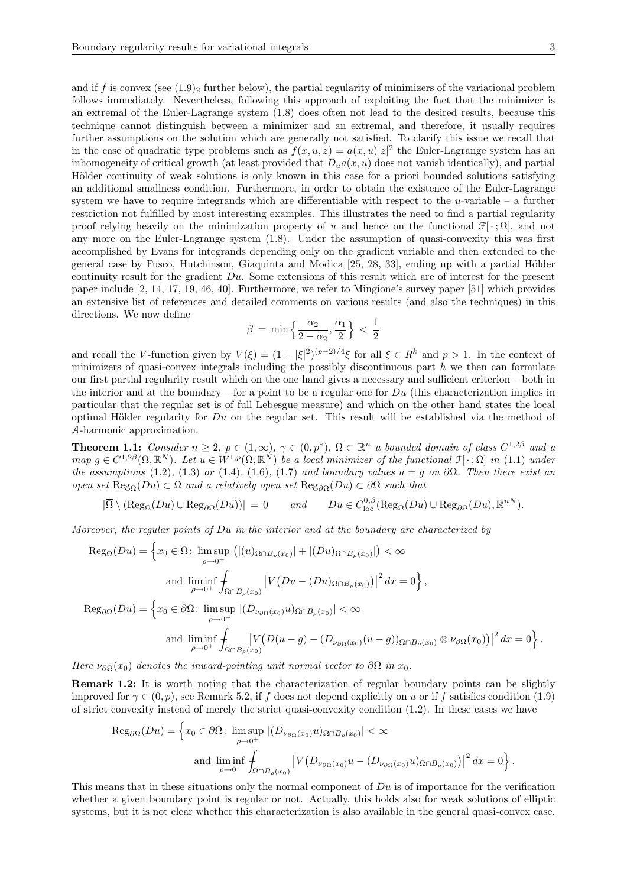and if $f$ is convex (see $(1.9)_2$ further below), the partial regularity of minimizers of the variational problem follows immediately. Nevertheless, following this approach of exploiting the fact that the minimizer is an extremal of the Euler-Lagrange system (1.8) does often not lead to the desired results, because this technique cannot distinguish between a minimizer and an extremal, and therefore, it usually requires further assumptions on the solution which are generally not satisfied. To clarify this issue we recall that in the case of quadratic type problems such as $f(x, u, z) = a(x, u)|z|^2$ the Euler-Lagrange system has an inhomogeneity of critical growth (at least provided that $D_u a(x, u)$ does not vanish identically), and partial Hölder continuity of weak solutions is only known in this case for a priori bounded solutions satisfying an additional smallness condition. Furthermore, in order to obtain the existence of the Euler-Lagrange system we have to require integrands which are differentiable with respect to the $u$-variable – a further restriction not fulfilled by most interesting examples. This illustrates the need to find a partial regularity proof relying heavily on the minimization property of $u$ and hence on the functional $\mathcal{F}[\,\cdot\,;\Omega]$, and not any more on the Euler-Lagrange system (1.8). Under the assumption of quasi-convexity this was first accomplished by Evans for integrands depending only on the gradient variable and then extended to the general case by Fusco, Hutchinson, Giaquinta and Modica [25, 28, 33], ending up with a partial Hölder continuity result for the gradient $Du$. Some extensions of this result which are of interest for the present paper include [2, 14, 17, 19, 46, 40]. Furthermore, we refer to Mingione's survey paper [51] which provides an extensive list of references and detailed comments on various results (and also the techniques) in this directions. We now define

$$\beta \;=\; \min\Big\{\frac{\alpha_2}{2-\alpha_2}, \frac{\alpha_1}{2}\Big\} \;<\; \frac{1}{2}$$

and recall the $V$-function given by $V(\xi) = (1+|\xi|^2)^{(p-2)/4}\xi$ for all $\xi \in R^k$ and $p > 1$. In the context of minimizers of quasi-convex integrals including the possibly discontinuous part $h$ we then can formulate our first partial regularity result which on the one hand gives a necessary and sufficient criterion – both in the interior and at the boundary – for a point to be a regular one for $Du$ (this characterization implies in particular that the regular set is of full Lebesgue measure) and which on the other hand states the local optimal Hölder regularity for $Du$ on the regular set. This result will be established via the method of $\mathcal{A}$-harmonic approximation.

**Theorem 1.1:** *Consider $n \geq 2$, $p \in (1, \infty)$, $\gamma \in (0, p^*)$, $\Omega \subset \mathbb{R}^n$ a bounded domain of class $C^{1,2\beta}$ and a map $g \in C^{1,2\beta}(\overline{\Omega}, \mathbb{R}^N)$. Let $u \in W^{1,p}(\Omega, \mathbb{R}^N)$ be a local minimizer of the functional $\mathcal{F}[\,\cdot\,;\Omega]$ in (1.1) under the assumptions (1.2), (1.3) or (1.4), (1.6), (1.7) and boundary values $u = g$ on $\partial\Omega$. Then there exist an open set $\mathrm{Reg}_\Omega(Du) \subset \Omega$ and a relatively open set $\mathrm{Reg}_{\partial\Omega}(Du) \subset \partial\Omega$ such that*

$$|\overline{\Omega} \setminus (\mathrm{Reg}_\Omega(Du) \cup \mathrm{Reg}_{\partial\Omega}(Du))| \,=\, 0 \qquad \text{and} \qquad Du \in C^{0,\beta}_{\mathrm{loc}}(\mathrm{Reg}_\Omega(Du) \cup \mathrm{Reg}_{\partial\Omega}(Du), \mathbb{R}^{nN}).$$

*Moreover, the regular points of $Du$ in the interior and at the boundary are characterized by*

$$\begin{aligned}
\mathrm{Reg}_\Omega(Du) = \Big\{x_0 \in \Omega\colon &\limsup_{\rho\to 0^+} \big(|(u)_{\Omega\cap B_\rho(x_0)}| + |(Du)_{\Omega\cap B_\rho(x_0)}|\big) < \infty \\
&\text{and } \liminf_{\rho\to 0^+} \fint_{\Omega\cap B_\rho(x_0)} \big|V\big(Du - (Du)_{\Omega\cap B_\rho(x_0)}\big)\big|^2\,dx = 0\Big\}, \\
\mathrm{Reg}_{\partial\Omega}(Du) = \Big\{x_0 \in \partial\Omega\colon &\limsup_{\rho\to 0^+} |(D_{\nu_{\partial\Omega}(x_0)} u)_{\Omega\cap B_\rho(x_0)}| < \infty \\
&\text{and } \liminf_{\rho\to 0^+} \fint_{\Omega\cap B_\rho(x_0)} \big|V\big(D(u-g) - (D_{\nu_{\partial\Omega}(x_0)}(u-g))_{\Omega\cap B_\rho(x_0)} \otimes \nu_{\partial\Omega}(x_0)\big)\big|^2\,dx = 0\Big\}.
\end{aligned}$$

*Here $\nu_{\partial\Omega}(x_0)$ denotes the inward-pointing unit normal vector to $\partial\Omega$ in $x_0$.*

**Remark 1.2:** It is worth noting that the characterization of regular boundary points can be slightly improved for $\gamma \in (0, p)$, see Remark 5.2, if $f$ does not depend explicitly on $u$ or if $f$ satisfies condition (1.9) of strict convexity instead of merely the strict quasi-convexity condition (1.2). In these cases we have

$$\begin{aligned}
\mathrm{Reg}_{\partial\Omega}(Du) = \Big\{x_0 \in \partial\Omega\colon &\limsup_{\rho\to 0^+} |(D_{\nu_{\partial\Omega}(x_0)} u)_{\Omega\cap B_\rho(x_0)}| < \infty \\
&\text{and } \liminf_{\rho\to 0^+} \fint_{\Omega\cap B_\rho(x_0)} \big|V\big(D_{\nu_{\partial\Omega}(x_0)} u - (D_{\nu_{\partial\Omega}(x_0)} u)_{\Omega\cap B_\rho(x_0)}\big)\big|^2\,dx = 0\Big\}.
\end{aligned}$$

This means that in these situations only the normal component of $Du$ is of importance for the verification whether a given boundary point is regular or not. Actually, this holds also for weak solutions of elliptic systems, but it is not clear whether this characterization is also available in the general quasi-convex case.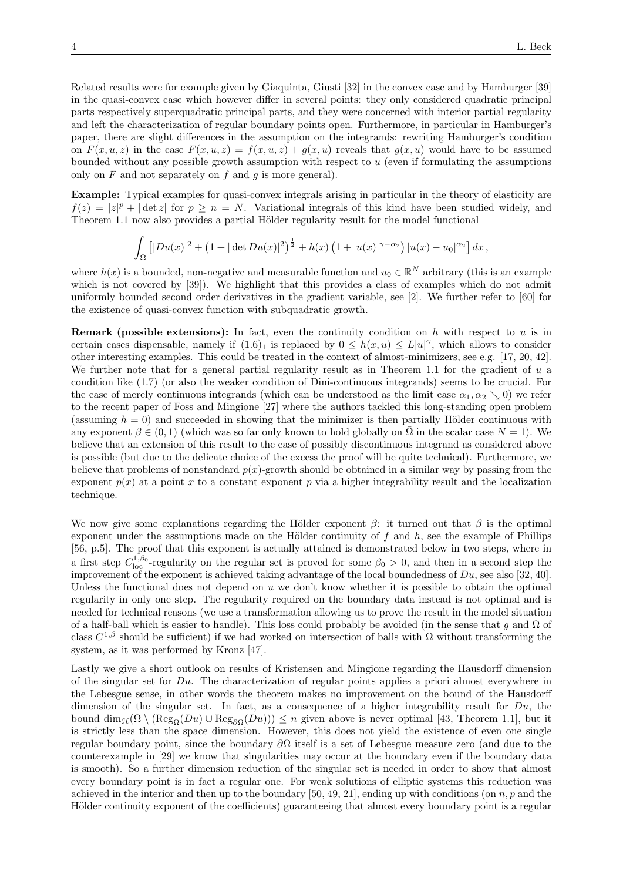Related results were for example given by Giaquinta, Giusti [32] in the convex case and by Hamburger [39] in the quasi-convex case which however differ in several points: they only considered quadratic principal parts respectively superquadratic principal parts, and they were concerned with interior partial regularity and left the characterization of regular boundary points open. Furthermore, in particular in Hamburger's paper, there are slight differences in the assumption on the integrands: rewriting Hamburger's condition on $F(x, u, z)$ in the case $F(x, u, z) = f(x, u, z) + g(x, u)$ reveals that $g(x, u)$ would have to be assumed bounded without any possible growth assumption with respect to $u$ (even if formulating the assumptions only on $F$ and not separately on $f$ and $g$ is more general).

**Example:** Typical examples for quasi-convex integrals arising in particular in the theory of elasticity are $f(z) = |z|^p + |\det z|$ for $p \geq n = N$. Variational integrals of this kind have been studied widely, and Theorem 1.1 now also provides a partial Hölder regularity result for the model functional

$$\int_\Omega \left[ |Du(x)|^2 + \left(1 + |\det Du(x)|^2\right)^{\frac{1}{2}} + h(x)\left(1 + |u(x)|^{\gamma - \alpha_2}\right) |u(x) - u_0|^{\alpha_2} \right] dx\,,$$

where $h(x)$ is a bounded, non-negative and measurable function and $u_0 \in \mathbb{R}^N$ arbitrary (this is an example which is not covered by [39]). We highlight that this provides a class of examples which do not admit uniformly bounded second order derivatives in the gradient variable, see [2]. We further refer to [60] for the existence of quasi-convex function with subquadratic growth.

**Remark (possible extensions):** In fact, even the continuity condition on $h$ with respect to $u$ is in certain cases dispensable, namely if $(1.6)_1$ is replaced by $0 \leq h(x, u) \leq L|u|^\gamma$, which allows to consider other interesting examples. This could be treated in the context of almost-minimizers, see e.g. [17, 20, 42]. We further note that for a general partial regularity result as in Theorem 1.1 for the gradient of $u$ a condition like (1.7) (or also the weaker condition of Dini-continuous integrands) seems to be crucial. For the case of merely continuous integrands (which can be understood as the limit case $\alpha_1, \alpha_2 \searrow 0$) we refer to the recent paper of Foss and Mingione [27] where the authors tackled this long-standing open problem (assuming $h = 0$) and succeeded in showing that the minimizer is then partially Hölder continuous with any exponent $\beta \in (0, 1)$ (which was so far only known to hold globally on $\bar{\Omega}$ in the scalar case $N = 1$). We believe that an extension of this result to the case of possibly discontinuous integrand as considered above is possible (but due to the delicate choice of the excess the proof will be quite technical). Furthermore, we believe that problems of nonstandard $p(x)$-growth should be obtained in a similar way by passing from the exponent $p(x)$ at a point $x$ to a constant exponent $p$ via a higher integrability result and the localization technique.

We now give some explanations regarding the Hölder exponent $\beta$: it turned out that $\beta$ is the optimal exponent under the assumptions made on the Hölder continuity of $f$ and $h$, see the example of Phillips [56, p.5]. The proof that this exponent is actually attained is demonstrated below in two steps, where in a first step $C^{1,\beta_0}_{\mathrm{loc}}$-regularity on the regular set is proved for some $\beta_0 > 0$, and then in a second step the improvement of the exponent is achieved taking advantage of the local boundedness of $Du$, see also [32, 40]. Unless the functional does not depend on $u$ we don't know whether it is possible to obtain the optimal regularity in only one step. The regularity required on the boundary data instead is not optimal and is needed for technical reasons (we use a transformation allowing us to prove the result in the model situation of a half-ball which is easier to handle). This loss could probably be avoided (in the sense that $g$ and $\Omega$ of class $C^{1,\beta}$ should be sufficient) if we had worked on intersection of balls with $\Omega$ without transforming the system, as it was performed by Kronz [47].

Lastly we give a short outlook on results of Kristensen and Mingione regarding the Hausdorff dimension of the singular set for $Du$. The characterization of regular points applies a priori almost everywhere in the Lebesgue sense, in other words the theorem makes no improvement on the bound of the Hausdorff dimension of the singular set. In fact, as a consequence of a higher integrability result for $Du$, the bound $\dim_{\mathcal{H}}(\overline{\Omega} \setminus (\mathrm{Reg}_\Omega(Du) \cup \mathrm{Reg}_{\partial\Omega}(Du))) \leq n$ given above is never optimal [43, Theorem 1.1], but it is strictly less than the space dimension. However, this does not yield the existence of even one single regular boundary point, since the boundary $\partial\Omega$ itself is a set of Lebesgue measure zero (and due to the counterexample in [29] we know that singularities may occur at the boundary even if the boundary data is smooth). So a further dimension reduction of the singular set is needed in order to show that almost every boundary point is in fact a regular one. For weak solutions of elliptic systems this reduction was achieved in the interior and then up to the boundary [50, 49, 21], ending up with conditions (on $n, p$ and the Hölder continuity exponent of the coefficients) guaranteeing that almost every boundary point is a regular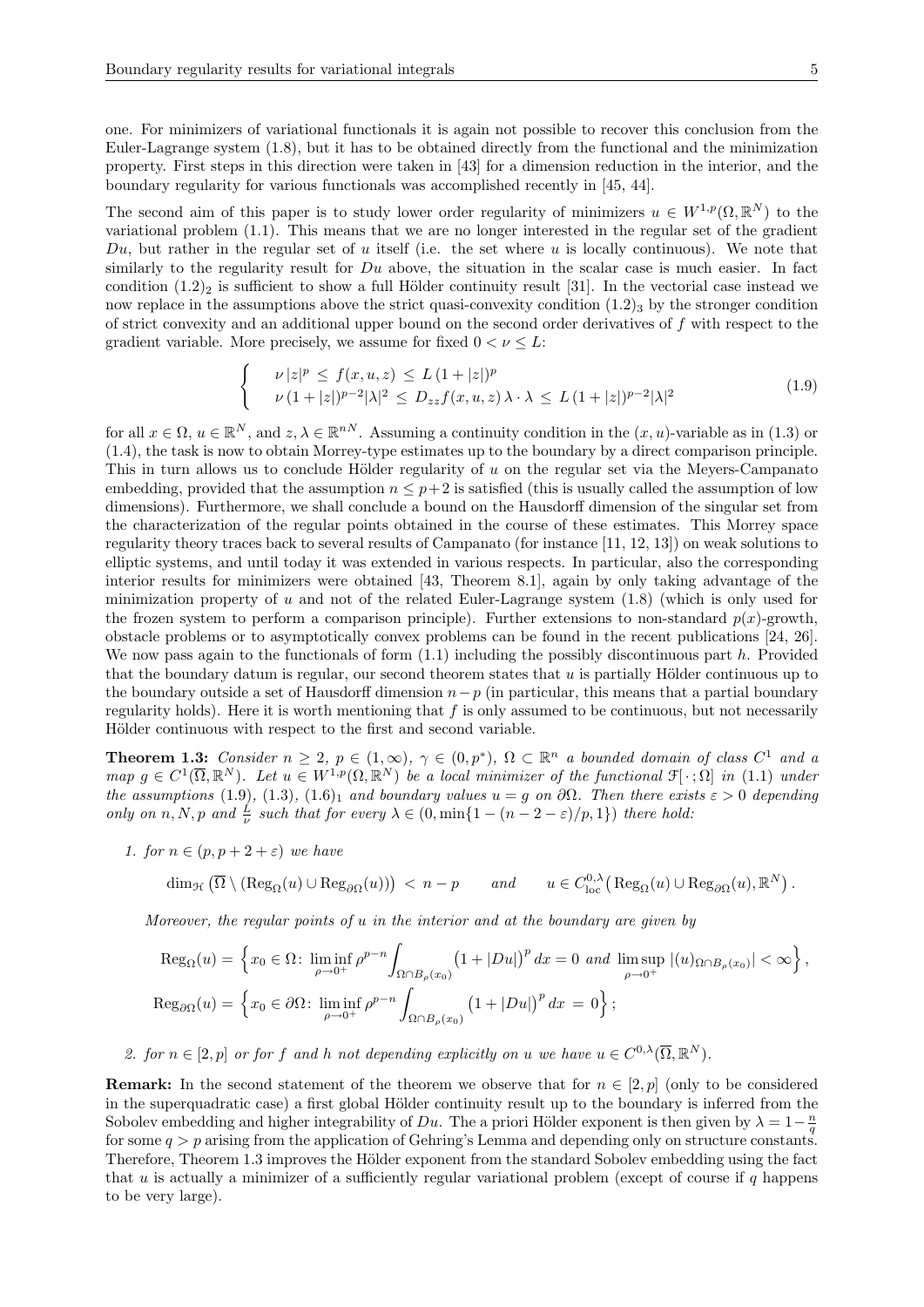one. For minimizers of variational functionals it is again not possible to recover this conclusion from the Euler-Lagrange system (1.8), but it has to be obtained directly from the functional and the minimization property. First steps in this direction were taken in [43] for a dimension reduction in the interior, and the boundary regularity for various functionals was accomplished recently in [45, 44].

The second aim of this paper is to study lower order regularity of minimizers $u \in W^{1,p}(\Omega, \mathbb{R}^N)$ to the variational problem (1.1). This means that we are no longer interested in the regular set of the gradient $Du$, but rather in the regular set of $u$ itself (i.e. the set where $u$ is locally continuous). We note that similarly to the regularity result for $Du$ above, the situation in the scalar case is much easier. In fact condition $(1.2)_2$ is sufficient to show a full Hölder continuity result [31]. In the vectorial case instead we now replace in the assumptions above the strict quasi-convexity condition $(1.2)_3$ by the stronger condition of strict convexity and an additional upper bound on the second order derivatives of $f$ with respect to the gradient variable. More precisely, we assume for fixed $0 < \nu \leq L$:

$$
\begin{cases} \nu\, |z|^p \, \leq \, f(x,u,z) \, \leq \, L\,(1+|z|)^p \\ \nu\,(1+|z|)^{p-2}|\lambda|^2 \, \leq \, D_{zz}f(x,u,z)\,\lambda\cdot\lambda \, \leq \, L\,(1+|z|)^{p-2}|\lambda|^2 \end{cases} \tag{1.9}
$$

for all $x \in \Omega$, $u \in \mathbb{R}^N$, and $z, \lambda \in \mathbb{R}^{nN}$. Assuming a continuity condition in the $(x,u)$-variable as in (1.3) or (1.4), the task is now to obtain Morrey-type estimates up to the boundary by a direct comparison principle. This in turn allows us to conclude Hölder regularity of $u$ on the regular set via the Meyers-Campanato embedding, provided that the assumption $n \leq p+2$ is satisfied (this is usually called the assumption of low dimensions). Furthermore, we shall conclude a bound on the Hausdorff dimension of the singular set from the characterization of the regular points obtained in the course of these estimates. This Morrey space regularity theory traces back to several results of Campanato (for instance [11, 12, 13]) on weak solutions to elliptic systems, and until today it was extended in various respects. In particular, also the corresponding interior results for minimizers were obtained [43, Theorem 8.1], again by only taking advantage of the minimization property of $u$ and not of the related Euler-Lagrange system (1.8) (which is only used for the frozen system to perform a comparison principle). Further extensions to non-standard $p(x)$-growth, obstacle problems or to asymptotically convex problems can be found in the recent publications [24, 26]. We now pass again to the functionals of form (1.1) including the possibly discontinuous part $h$. Provided that the boundary datum is regular, our second theorem states that $u$ is partially Hölder continuous up to the boundary outside a set of Hausdorff dimension $n-p$ (in particular, this means that a partial boundary regularity holds). Here it is worth mentioning that $f$ is only assumed to be continuous, but not necessarily Hölder continuous with respect to the first and second variable.

**Theorem 1.3:** *Consider $n \geq 2$, $p \in (1,\infty)$, $\gamma \in (0,p^*)$, $\Omega \subset \mathbb{R}^n$ a bounded domain of class $C^1$ and a map $g \in C^1(\overline{\Omega}, \mathbb{R}^N)$. Let $u \in W^{1,p}(\Omega, \mathbb{R}^N)$ be a local minimizer of the functional $\mathcal{F}[\,\cdot\,;\Omega]$ in (1.1) under the assumptions (1.9), (1.3), $(1.6)_1$ and boundary values $u = g$ on $\partial\Omega$. Then there exists $\varepsilon > 0$ depending only on $n, N, p$ and $\frac{L}{\nu}$ such that for every $\lambda \in (0, \min\{1-(n-2-\varepsilon)/p, 1\})$ there hold:*

1. *for $n \in (p, p+2+\varepsilon)$ we have*

$$
\dim_{\mathcal{H}}\big(\overline{\Omega} \setminus (\mathrm{Reg}_\Omega(u) \cup \mathrm{Reg}_{\partial\Omega}(u))\big) \, < \, n-p \qquad \text{and} \qquad u \in C^{0,\lambda}_{\mathrm{loc}}\big(\mathrm{Reg}_\Omega(u) \cup \mathrm{Reg}_{\partial\Omega}(u), \mathbb{R}^N\big)\,.
$$

*Moreover, the regular points of $u$ in the interior and at the boundary are given by*

$$
\mathrm{Reg}_\Omega(u) = \Big\{ x_0 \in \Omega \colon \liminf_{\rho \to 0^+} \rho^{p-n} \int_{\Omega \cap B_\rho(x_0)} \big(1+|Du|\big)^p \, dx = 0 \text{ and } \limsup_{\rho \to 0^+} |(u)_{\Omega \cap B_\rho(x_0)}| < \infty \Big\}\,,
$$

$$
\mathrm{Reg}_{\partial\Omega}(u) = \Big\{ x_0 \in \partial\Omega \colon \liminf_{\rho \to 0^+} \rho^{p-n} \int_{\Omega \cap B_\rho(x_0)} \big(1+|Du|\big)^p \, dx \, = \, 0 \Big\}\,;
$$

2. *for $n \in [2,p]$ or for $f$ and $h$ not depending explicitly on $u$ we have $u \in C^{0,\lambda}(\overline{\Omega}, \mathbb{R}^N)$.*

**Remark:** In the second statement of the theorem we observe that for $n \in [2,p]$ (only to be considered in the superquadratic case) a first global Hölder continuity result up to the boundary is inferred from the Sobolev embedding and higher integrability of $Du$. The a priori Hölder exponent is then given by $\lambda = 1 - \frac{n}{q}$ for some $q > p$ arising from the application of Gehring's Lemma and depending only on structure constants. Therefore, Theorem 1.3 improves the Hölder exponent from the standard Sobolev embedding using the fact that $u$ is actually a minimizer of a sufficiently regular variational problem (except of course if $q$ happens to be very large).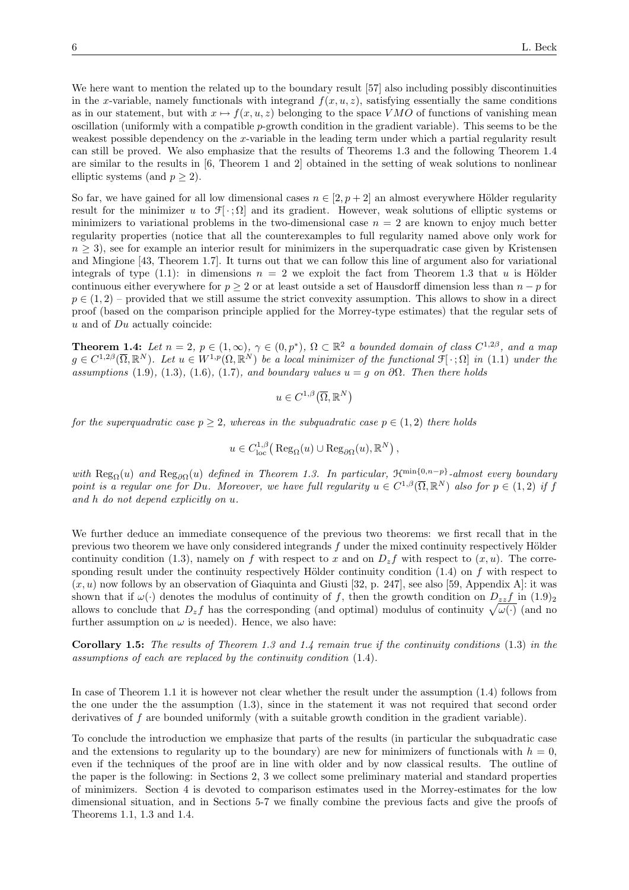We here want to mention the related up to the boundary result [57] also including possibly discontinuities in the $x$-variable, namely functionals with integrand $f(x,u,z)$, satisfying essentially the same conditions as in our statement, but with $x \mapsto f(x,u,z)$ belonging to the space $VMO$ of functions of vanishing mean oscillation (uniformly with a compatible $p$-growth condition in the gradient variable). This seems to be the weakest possible dependency on the $x$-variable in the leading term under which a partial regularity result can still be proved. We also emphasize that the results of Theorems 1.3 and the following Theorem 1.4 are similar to the results in [6, Theorem 1 and 2] obtained in the setting of weak solutions to nonlinear elliptic systems (and $p \geq 2$).

So far, we have gained for all low dimensional cases $n \in [2, p+2]$ an almost everywhere Hölder regularity result for the minimizer $u$ to $\mathcal{F}[\,\cdot\,;\Omega]$ and its gradient. However, weak solutions of elliptic systems or minimizers to variational problems in the two-dimensional case $n = 2$ are known to enjoy much better regularity properties (notice that all the counterexamples to full regularity named above only work for $n \geq 3$), see for example an interior result for minimizers in the superquadratic case given by Kristensen and Mingione [43, Theorem 1.7]. It turns out that we can follow this line of argument also for variational integrals of type (1.1): in dimensions $n = 2$ we exploit the fact from Theorem 1.3 that $u$ is Hölder continuous either everywhere for $p \geq 2$ or at least outside a set of Hausdorff dimension less than $n-p$ for $p \in (1,2)$ – provided that we still assume the strict convexity assumption. This allows to show in a direct proof (based on the comparison principle applied for the Morrey-type estimates) that the regular sets of $u$ and of $Du$ actually coincide:

**Theorem 1.4:** *Let $n = 2$, $p \in (1,\infty)$, $\gamma \in (0,p^*)$, $\Omega \subset \mathbb{R}^2$ a bounded domain of class $C^{1,2\beta}$, and a map $g \in C^{1,2\beta}(\overline{\Omega},\mathbb{R}^N)$. Let $u \in W^{1,p}(\Omega,\mathbb{R}^N)$ be a local minimizer of the functional $\mathcal{F}[\,\cdot\,;\Omega]$ in (1.1) under the assumptions (1.9), (1.3), (1.6), (1.7), and boundary values $u = g$ on $\partial\Omega$. Then there holds*

$$u \in C^{1,\beta}\big(\overline{\Omega},\mathbb{R}^N\big)$$

*for the superquadratic case $p \geq 2$, whereas in the subquadratic case $p \in (1,2)$ there holds*

$$u \in C^{1,\beta}_{\mathrm{loc}}\big(\operatorname{Reg}_\Omega(u) \cup \operatorname{Reg}_{\partial\Omega}(u),\mathbb{R}^N\big)\,,$$

*with $\operatorname{Reg}_\Omega(u)$ and $\operatorname{Reg}_{\partial\Omega}(u)$ defined in Theorem 1.3. In particular, $\mathcal{H}^{\min\{0,n-p\}}$-almost every boundary point is a regular one for $Du$. Moreover, we have full regularity $u \in C^{1,\beta}(\overline{\Omega},\mathbb{R}^N)$ also for $p \in (1,2)$ if $f$ and $h$ do not depend explicitly on $u$.*

We further deduce an immediate consequence of the previous two theorems: we first recall that in the previous two theorem we have only considered integrands $f$ under the mixed continuity respectively Hölder continuity condition (1.3), namely on $f$ with respect to $x$ and on $D_z f$ with respect to $(x,u)$. The corresponding result under the continuity respectively Hölder continuity condition (1.4) on $f$ with respect to $(x,u)$ now follows by an observation of Giaquinta and Giusti [32, p. 247], see also [59, Appendix A]: it was shown that if $\omega(\cdot)$ denotes the modulus of continuity of $f$, then the growth condition on $D_{zz}f$ in $(1.9)_2$ allows to conclude that $D_z f$ has the corresponding (and optimal) modulus of continuity $\sqrt{\omega(\cdot)}$ (and no further assumption on $\omega$ is needed). Hence, we also have:

**Corollary 1.5:** *The results of Theorem 1.3 and 1.4 remain true if the continuity conditions (1.3) in the assumptions of each are replaced by the continuity condition (1.4).*

In case of Theorem 1.1 it is however not clear whether the result under the assumption (1.4) follows from the one under the the assumption (1.3), since in the statement it was not required that second order derivatives of $f$ are bounded uniformly (with a suitable growth condition in the gradient variable).

To conclude the introduction we emphasize that parts of the results (in particular the subquadratic case and the extensions to regularity up to the boundary) are new for minimizers of functionals with $h = 0$, even if the techniques of the proof are in line with older and by now classical results. The outline of the paper is the following: in Sections 2, 3 we collect some preliminary material and standard properties of minimizers. Section 4 is devoted to comparison estimates used in the Morrey-estimates for the low dimensional situation, and in Sections 5-7 we finally combine the previous facts and give the proofs of Theorems 1.1, 1.3 and 1.4.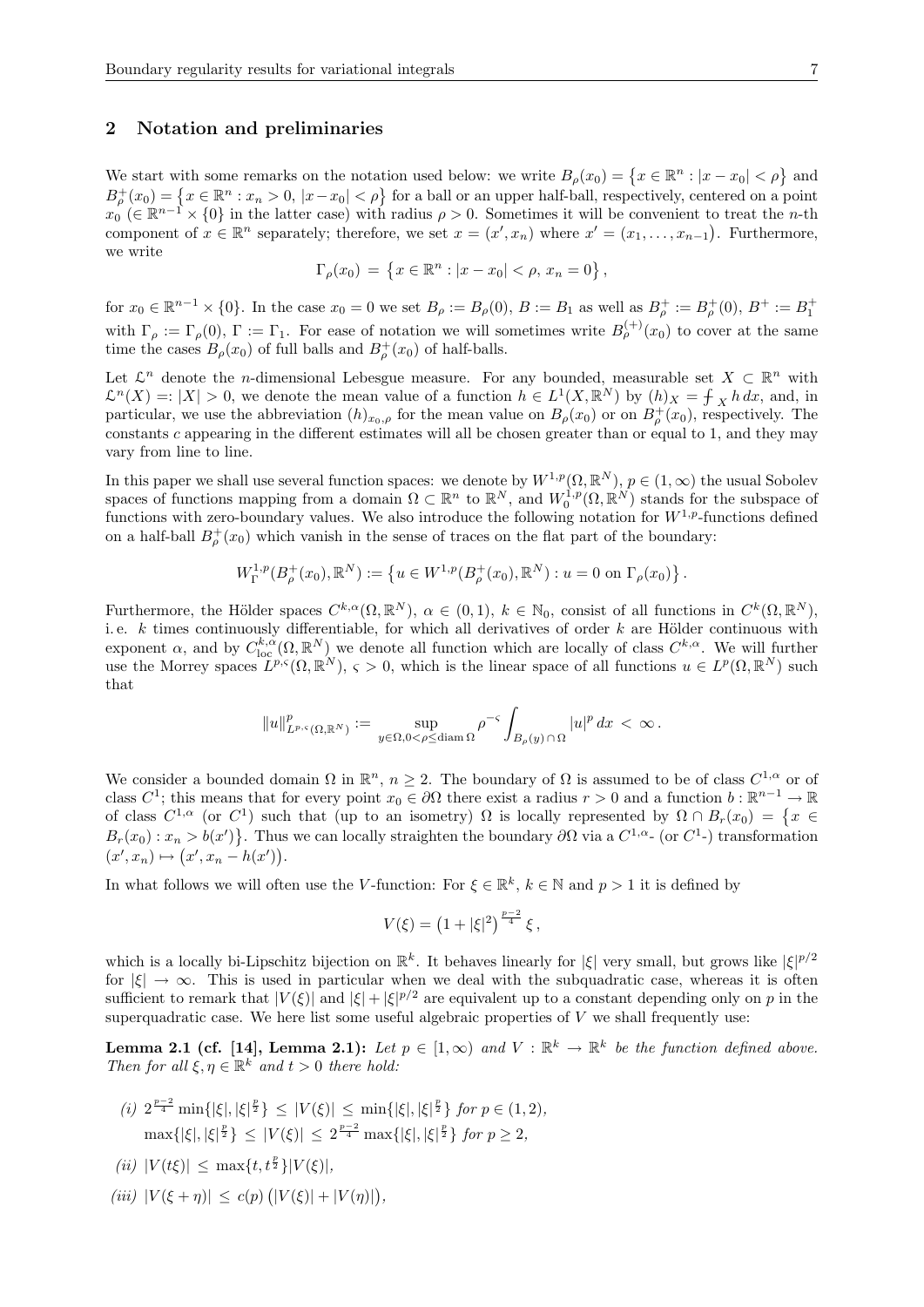## 2 Notation and preliminaries

We start with some remarks on the notation used below: we write $B_\rho(x_0) = \{x \in \mathbb{R}^n : |x - x_0| < \rho\}$ and $B^+_\rho(x_0) = \{x \in \mathbb{R}^n : x_n > 0,\, |x - x_0| < \rho\}$ for a ball or an upper half-ball, respectively, centered on a point $x_0$ ($\in \mathbb{R}^{n-1} \times \{0\}$ in the latter case) with radius $\rho > 0$. Sometimes it will be convenient to treat the $n$-th component of $x \in \mathbb{R}^n$ separately; therefore, we set $x = (x', x_n)$ where $x' = (x_1, \ldots, x_{n-1})$. Furthermore, we write

$$\Gamma_\rho(x_0) = \{x \in \mathbb{R}^n : |x - x_0| < \rho,\, x_n = 0\},$$

for $x_0 \in \mathbb{R}^{n-1} \times \{0\}$. In the case $x_0 = 0$ we set $B_\rho := B_\rho(0)$, $B := B_1$ as well as $B^+_\rho := B^+_\rho(0)$, $B^+ := B^+_1$ with $\Gamma_\rho := \Gamma_\rho(0)$, $\Gamma := \Gamma_1$. For ease of notation we will sometimes write $B^{(+)}_\rho(x_0)$ to cover at the same time the cases $B_\rho(x_0)$ of full balls and $B^+_\rho(x_0)$ of half-balls.

Let $\mathcal{L}^n$ denote the $n$-dimensional Lebesgue measure. For any bounded, measurable set $X \subset \mathbb{R}^n$ with $\mathcal{L}^n(X) =: |X| > 0$, we denote the mean value of a function $h \in L^1(X, \mathbb{R}^N)$ by $(h)_X = ⨍_X h\, dx$, and, in particular, we use the abbreviation $(h)_{x_0,\rho}$ for the mean value on $B_\rho(x_0)$ or on $B^+_\rho(x_0)$, respectively. The constants $c$ appearing in the different estimates will all be chosen greater than or equal to 1, and they may vary from line to line.

In this paper we shall use several function spaces: we denote by $W^{1,p}(\Omega, \mathbb{R}^N)$, $p \in (1, \infty)$ the usual Sobolev spaces of functions mapping from a domain $\Omega \subset \mathbb{R}^n$ to $\mathbb{R}^N$, and $W^{1,p}_0(\Omega, \mathbb{R}^N)$ stands for the subspace of functions with zero-boundary values. We also introduce the following notation for $W^{1,p}$-functions defined on a half-ball $B^+_\rho(x_0)$ which vanish in the sense of traces on the flat part of the boundary:

$$W^{1,p}_\Gamma(B^+_\rho(x_0), \mathbb{R}^N) := \{u \in W^{1,p}(B^+_\rho(x_0), \mathbb{R}^N) : u = 0 \text{ on } \Gamma_\rho(x_0)\}.$$

Furthermore, the Hölder spaces $C^{k,\alpha}(\Omega, \mathbb{R}^N)$, $\alpha \in (0,1)$, $k \in \mathbb{N}_0$, consist of all functions in $C^k(\Omega, \mathbb{R}^N)$, i. e. $k$ times continuously differentiable, for which all derivatives of order $k$ are Hölder continuous with exponent $\alpha$, and by $C^{k,\alpha}_{\mathrm{loc}}(\Omega, \mathbb{R}^N)$ we denote all function which are locally of class $C^{k,\alpha}$. We will further use the Morrey spaces $L^{p,\varsigma}(\Omega, \mathbb{R}^N)$, $\varsigma > 0$, which is the linear space of all functions $u \in L^p(\Omega, \mathbb{R}^N)$ such that

$$\|u\|^p_{L^{p,\varsigma}(\Omega,\mathbb{R}^N)} := \sup_{y \in \Omega, 0 < \rho \leq \operatorname{diam}\Omega} \rho^{-\varsigma} \int_{B_\rho(y) \cap \Omega} |u|^p\, dx < \infty.$$

We consider a bounded domain $\Omega$ in $\mathbb{R}^n$, $n \geq 2$. The boundary of $\Omega$ is assumed to be of class $C^{1,\alpha}$ or of class $C^1$; this means that for every point $x_0 \in \partial\Omega$ there exist a radius $r > 0$ and a function $b : \mathbb{R}^{n-1} \to \mathbb{R}$ of class $C^{1,\alpha}$ (or $C^1$) such that (up to an isometry) $\Omega$ is locally represented by $\Omega \cap B_r(x_0) = \{x \in B_r(x_0) : x_n > b(x')\}$. Thus we can locally straighten the boundary $\partial\Omega$ via a $C^{1,\alpha}$- (or $C^1$-) transformation $(x', x_n) \mapsto (x', x_n - h(x'))$.

In what follows we will often use the $V$-function: For $\xi \in \mathbb{R}^k$, $k \in \mathbb{N}$ and $p > 1$ it is defined by

$$V(\xi) = \left(1 + |\xi|^2\right)^{\frac{p-2}{4}} \xi,$$

which is a locally bi-Lipschitz bijection on $\mathbb{R}^k$. It behaves linearly for $|\xi|$ very small, but grows like $|\xi|^{p/2}$ for $|\xi| \to \infty$. This is used in particular when we deal with the subquadratic case, whereas it is often sufficient to remark that $|V(\xi)|$ and $|\xi| + |\xi|^{p/2}$ are equivalent up to a constant depending only on $p$ in the superquadratic case. We here list some useful algebraic properties of $V$ we shall frequently use:

**Lemma 2.1 (cf. [14], Lemma 2.1):** *Let $p \in [1, \infty)$ and $V : \mathbb{R}^k \to \mathbb{R}^k$ be the function defined above. Then for all $\xi, \eta \in \mathbb{R}^k$ and $t > 0$ there hold:*

*(i)* $2^{\frac{p-2}{4}} \min\{|\xi|, |\xi|^{\frac{p}{2}}\} \leq |V(\xi)| \leq \min\{|\xi|, |\xi|^{\frac{p}{2}}\}$ for $p \in (1,2)$,
$\max\{|\xi|, |\xi|^{\frac{p}{2}}\} \leq |V(\xi)| \leq 2^{\frac{p-2}{4}} \max\{|\xi|, |\xi|^{\frac{p}{2}}\}$ for $p \geq 2$,

*(ii)* $|V(t\xi)| \leq \max\{t, t^{\frac{p}{2}}\} |V(\xi)|$,

*(iii)* $|V(\xi + \eta)| \leq c(p) \left(|V(\xi)| + |V(\eta)|\right)$,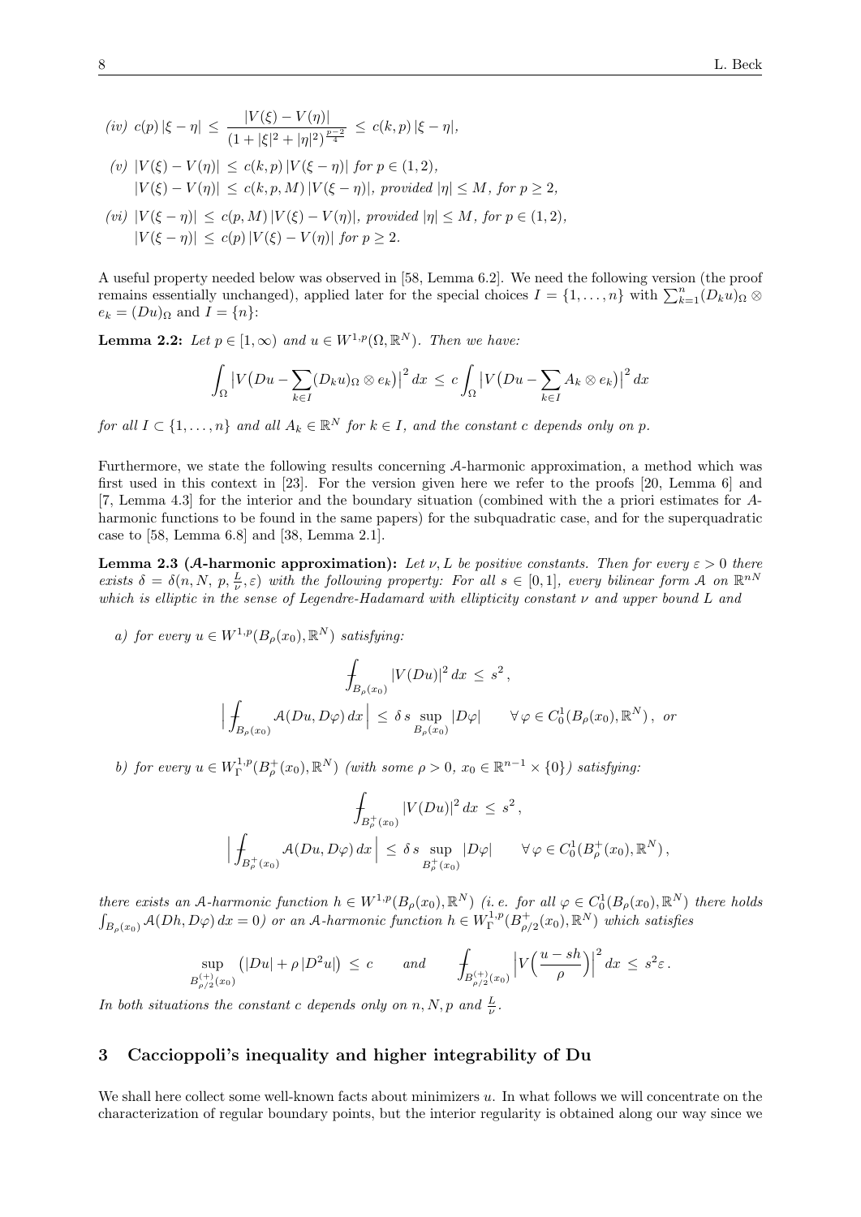*(iv)* $c(p)\,|\xi-\eta| \,\leq\, \dfrac{|V(\xi)-V(\eta)|}{(1+|\xi|^2+|\eta|^2)^{\frac{p-2}{4}}} \,\leq\, c(k,p)\,|\xi-\eta|$,

*(v)* $|V(\xi)-V(\eta)| \,\leq\, c(k,p)\,|V(\xi-\eta)|$ *for* $p\in(1,2)$,
$|V(\xi)-V(\eta)| \,\leq\, c(k,p,M)\,|V(\xi-\eta)|$*, provided* $|\eta|\leq M$*, for* $p\geq 2$,

*(vi)* $|V(\xi-\eta)| \,\leq\, c(p,M)\,|V(\xi)-V(\eta)|$*, provided* $|\eta|\leq M$*, for* $p\in(1,2)$,
$|V(\xi-\eta)| \,\leq\, c(p)\,|V(\xi)-V(\eta)|$ *for* $p\geq 2$.

A useful property needed below was observed in [58, Lemma 6.2]. We need the following version (the proof remains essentially unchanged), applied later for the special choices $I=\{1,\dots,n\}$ with $\sum_{k=1}^n (D_k u)_\Omega \otimes e_k = (Du)_\Omega$ and $I=\{n\}$:

**Lemma 2.2:** *Let* $p\in[1,\infty)$ *and* $u\in W^{1,p}(\Omega,\mathbb{R}^N)$*. Then we have:*

$$\int_\Omega \big|V\big(Du-\sum_{k\in I}(D_k u)_\Omega\otimes e_k\big)\big|^2\,dx \,\leq\, c\int_\Omega \big|V\big(Du-\sum_{k\in I}A_k\otimes e_k\big)\big|^2\,dx$$

*for all* $I\subset\{1,\dots,n\}$ *and all* $A_k\in\mathbb{R}^N$ *for* $k\in I$*, and the constant* $c$ *depends only on* $p$.

Furthermore, we state the following results concerning $\mathcal{A}$-harmonic approximation, a method which was first used in this context in [23]. For the version given here we refer to the proofs [20, Lemma 6] and [7, Lemma 4.3] for the interior and the boundary situation (combined with the a priori estimates for $\mathcal{A}$-harmonic functions to be found in the same papers) for the subquadratic case, and for the superquadratic case to [58, Lemma 6.8] and [38, Lemma 2.1].

**Lemma 2.3 ($\mathcal{A}$-harmonic approximation):** *Let* $\nu, L$ *be positive constants. Then for every* $\varepsilon>0$ *there exists* $\delta=\delta(n,N,\,p,\frac{L}{\nu},\varepsilon)$ *with the following property: For all* $s\in[0,1]$*, every bilinear form* $\mathcal{A}$ *on* $\mathbb{R}^{nN}$ *which is elliptic in the sense of Legendre-Hadamard with ellipticity constant* $\nu$ *and upper bound* $L$ *and*

*a) for every* $u\in W^{1,p}(B_\rho(x_0),\mathbb{R}^N)$ *satisfying:*

$$\fint_{B_\rho(x_0)} |V(Du)|^2\,dx \,\leq\, s^2\,,$$
$$\Big|\fint_{B_\rho(x_0)} \mathcal{A}(Du,D\varphi)\,dx\Big| \,\leq\, \delta\, s\,\sup_{B_\rho(x_0)}|D\varphi| \qquad \forall\,\varphi\in C^1_0(B_\rho(x_0),\mathbb{R}^N)\,,\ \text{or}$$

*b) for every* $u\in W^{1,p}_\Gamma(B^+_\rho(x_0),\mathbb{R}^N)$ *(with some* $\rho>0$*,* $x_0\in\mathbb{R}^{n-1}\times\{0\}$*) satisfying:*

$$\fint_{B^+_\rho(x_0)} |V(Du)|^2\,dx \,\leq\, s^2\,,$$
$$\Big|\fint_{B^+_\rho(x_0)} \mathcal{A}(Du,D\varphi)\,dx\Big| \,\leq\, \delta\, s\,\sup_{B^+_\rho(x_0)}|D\varphi| \qquad \forall\,\varphi\in C^1_0(B^+_\rho(x_0),\mathbb{R}^N)\,,$$

*there exists an* $\mathcal{A}$*-harmonic function* $h\in W^{1,p}(B_\rho(x_0),\mathbb{R}^N)$ *(i. e. for all* $\varphi\in C^1_0(B_\rho(x_0),\mathbb{R}^N)$ *there holds* $\int_{B_\rho(x_0)}\mathcal{A}(Dh,D\varphi)\,dx=0$*) or an* $\mathcal{A}$*-harmonic function* $h\in W^{1,p}_\Gamma(B^+_{\rho/2}(x_0),\mathbb{R}^N)$ *which satisfies*

$$\sup_{B^{(+)}_{\rho/2}(x_0)}\big(|Du|+\rho\,|D^2u|\big) \,\leq\, c \qquad \text{and} \qquad \fint_{B^{(+)}_{\rho/2}(x_0)} \Big|V\Big(\frac{u-sh}{\rho}\Big)\Big|^2\,dx \,\leq\, s^2\varepsilon\,.$$

*In both situations the constant* $c$ *depends only on* $n,N,p$ *and* $\frac{L}{\nu}$.

## 3 Caccioppoli's inequality and higher integrability of Du

We shall here collect some well-known facts about minimizers $u$. In what follows we will concentrate on the characterization of regular boundary points, but the interior regularity is obtained along our way since we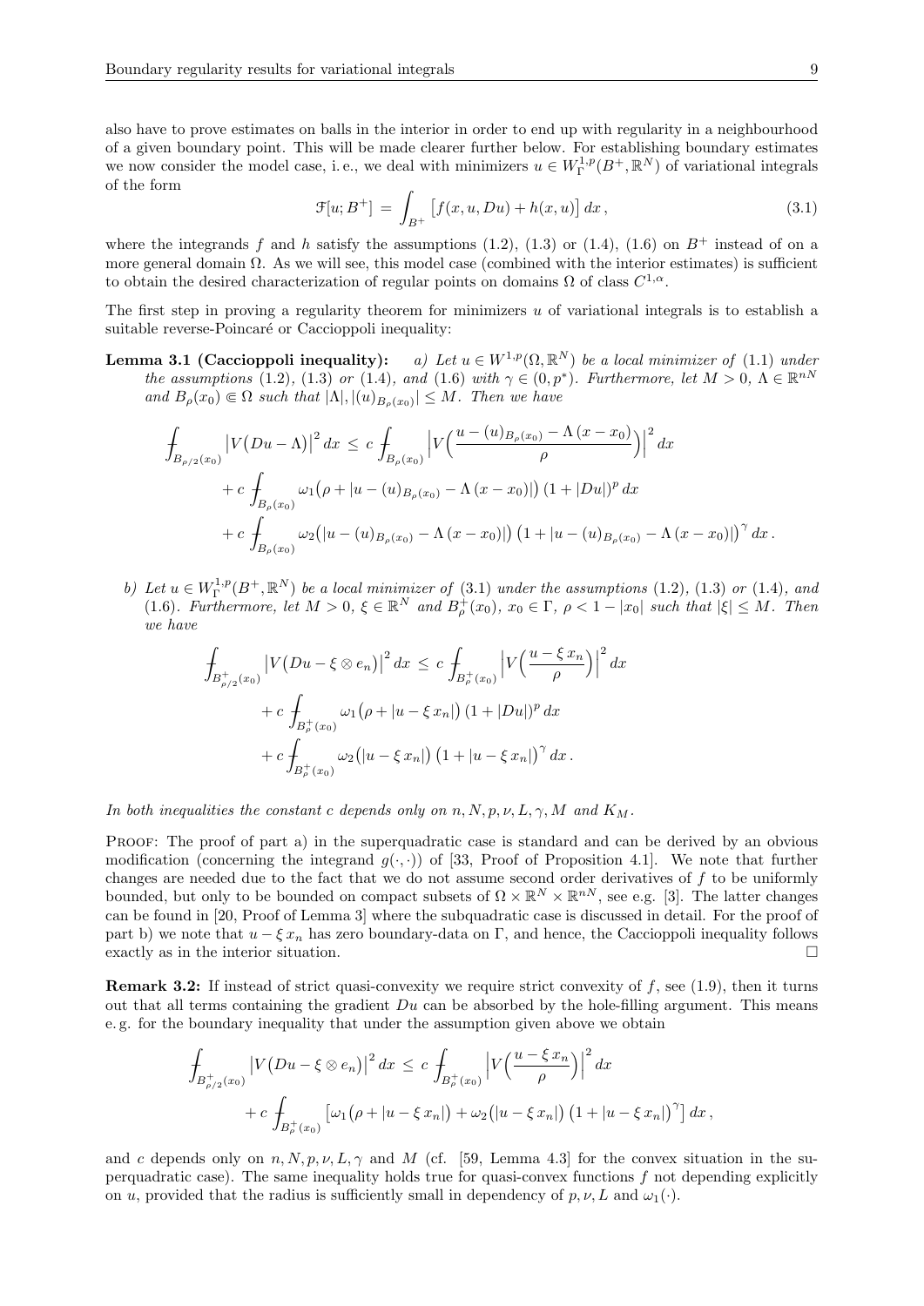also have to prove estimates on balls in the interior in order to end up with regularity in a neighbourhood of a given boundary point. This will be made clearer further below. For establishing boundary estimates we now consider the model case, i. e., we deal with minimizers $u \in W^{1,p}_\Gamma(B^+,\mathbb{R}^N)$ of variational integrals of the form

$$\mathcal{F}[u;B^+] \,=\, \int_{B^+} \big[f(x,u,Du) + h(x,u)\big]\,dx\,, \tag{3.1}$$

where the integrands $f$ and $h$ satisfy the assumptions (1.2), (1.3) or (1.4), (1.6) on $B^+$ instead of on a more general domain $\Omega$. As we will see, this model case (combined with the interior estimates) is sufficient to obtain the desired characterization of regular points on domains $\Omega$ of class $C^{1,\alpha}$.

The first step in proving a regularity theorem for minimizers $u$ of variational integrals is to establish a suitable reverse-Poincaré or Caccioppoli inequality:

**Lemma 3.1 (Caccioppoli inequality):** *a) Let $u \in W^{1,p}(\Omega,\mathbb{R}^N)$ be a local minimizer of (1.1) under the assumptions (1.2), (1.3) or (1.4), and (1.6) with $\gamma \in (0,p^*)$. Furthermore, let $M>0$, $\Lambda \in \mathbb{R}^{nN}$ and $B_\rho(x_0) \Subset \Omega$ such that $|\Lambda|, |(u)_{B_\rho(x_0)}| \le M$. Then we have*

$$\begin{aligned}
\fint_{B_{\rho/2}(x_0)} \big|V\big(Du-\Lambda\big)\big|^2\,dx \,&\le\, c\,\fint_{B_\rho(x_0)} \Big|V\Big(\frac{u-(u)_{B_\rho(x_0)}-\Lambda\,(x-x_0)}{\rho}\Big)\Big|^2\,dx\\
&+ c\,\fint_{B_\rho(x_0)} \omega_1\big(\rho + |u-(u)_{B_\rho(x_0)}-\Lambda\,(x-x_0)|\big)\,(1+|Du|)^p\,dx\\
&+ c\,\fint_{B_\rho(x_0)} \omega_2\big(|u-(u)_{B_\rho(x_0)}-\Lambda\,(x-x_0)|\big)\,\big(1+|u-(u)_{B_\rho(x_0)}-\Lambda\,(x-x_0)|\big)^\gamma\,dx\,.
\end{aligned}$$

*b) Let $u \in W^{1,p}_\Gamma(B^+,\mathbb{R}^N)$ be a local minimizer of (3.1) under the assumptions (1.2), (1.3) or (1.4), and (1.6). Furthermore, let $M>0$, $\xi \in \mathbb{R}^N$ and $B^+_\rho(x_0)$, $x_0 \in \Gamma$, $\rho < 1-|x_0|$ such that $|\xi| \le M$. Then we have*

$$\begin{aligned}
\fint_{B^+_{\rho/2}(x_0)} \big|V\big(Du-\xi\otimes e_n\big)\big|^2\,dx \,&\le\, c\,\fint_{B^+_\rho(x_0)} \Big|V\Big(\frac{u-\xi\,x_n}{\rho}\Big)\Big|^2\,dx\\
&+ c\,\fint_{B^+_\rho(x_0)} \omega_1\big(\rho+|u-\xi\,x_n|\big)\,(1+|Du|)^p\,dx\\
&+ c\,\fint_{B^+_\rho(x_0)} \omega_2\big(|u-\xi\,x_n|\big)\,\big(1+|u-\xi\,x_n|\big)^\gamma\,dx\,.
\end{aligned}$$

*In both inequalities the constant $c$ depends only on $n,N,p,\nu,L,\gamma,M$ and $K_M$.*

Proof: The proof of part a) in the superquadratic case is standard and can be derived by an obvious modification (concerning the integrand $g(\cdot,\cdot)$) of [33, Proof of Proposition 4.1]. We note that further changes are needed due to the fact that we do not assume second order derivatives of $f$ to be uniformly bounded, but only to be bounded on compact subsets of $\Omega\times\mathbb{R}^N\times\mathbb{R}^{nN}$, see e.g. [3]. The latter changes can be found in [20, Proof of Lemma 3] where the subquadratic case is discussed in detail. For the proof of part b) we note that $u-\xi\,x_n$ has zero boundary-data on $\Gamma$, and hence, the Caccioppoli inequality follows exactly as in the interior situation. □

**Remark 3.2:** If instead of strict quasi-convexity we require strict convexity of $f$, see (1.9), then it turns out that all terms containing the gradient $Du$ can be absorbed by the hole-filling argument. This means e. g. for the boundary inequality that under the assumption given above we obtain

$$\begin{aligned}
\fint_{B^+_{\rho/2}(x_0)} \big|V\big(Du-\xi\otimes e_n\big)\big|^2\,dx \,&\le\, c\,\fint_{B^+_\rho(x_0)} \Big|V\Big(\frac{u-\xi\,x_n}{\rho}\Big)\Big|^2\,dx\\
&+ c\,\fint_{B^+_\rho(x_0)} \big[\omega_1\big(\rho+|u-\xi\,x_n|\big) + \omega_2\big(|u-\xi\,x_n|\big)\,\big(1+|u-\xi\,x_n|\big)^\gamma\big]\,dx\,,
\end{aligned}$$

and $c$ depends only on $n,N,p,\nu,L,\gamma$ and $M$ (cf. [59, Lemma 4.3] for the convex situation in the superquadratic case). The same inequality holds true for quasi-convex functions $f$ not depending explicitly on $u$, provided that the radius is sufficiently small in dependency of $p,\nu,L$ and $\omega_1(\cdot)$.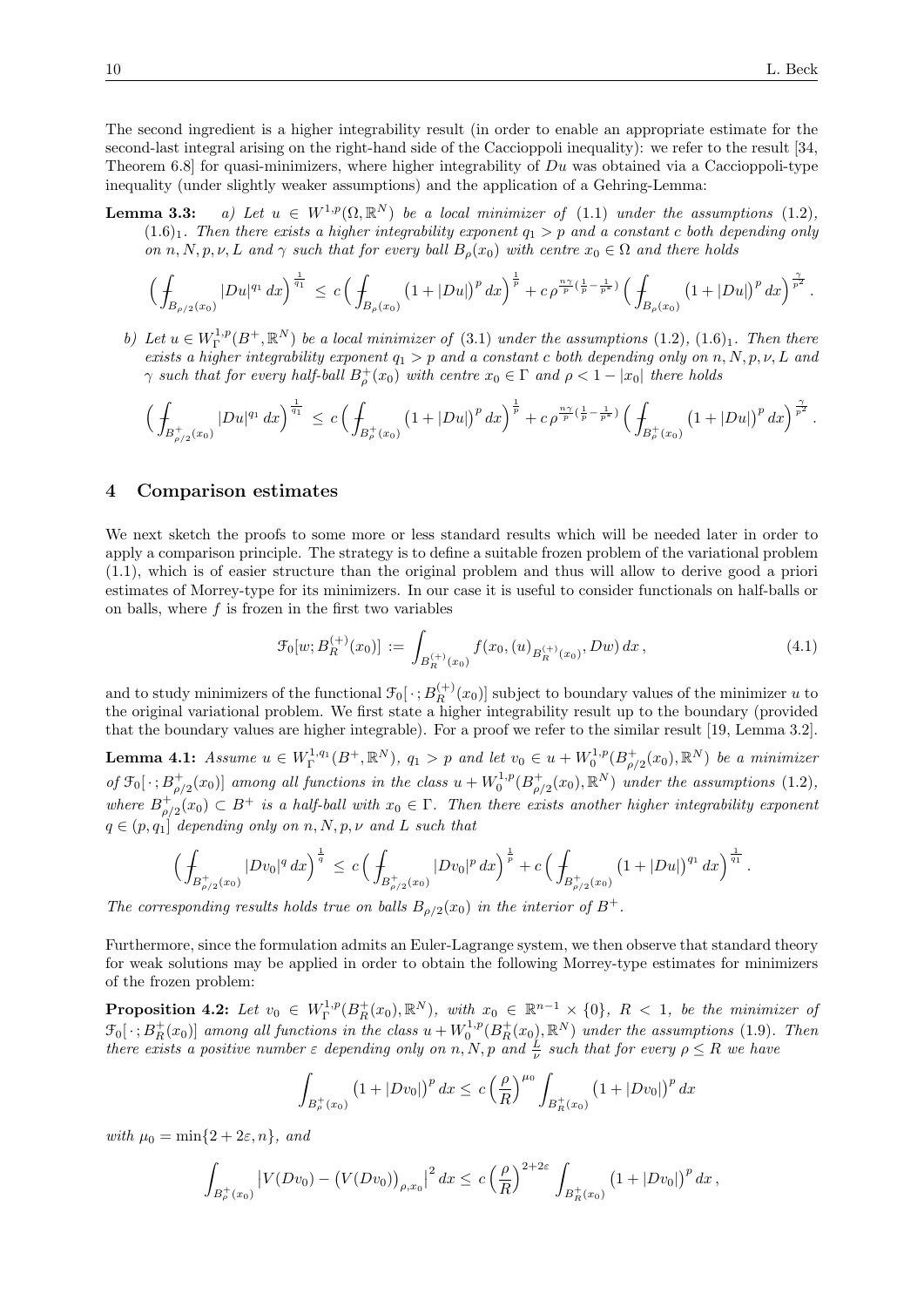The second ingredient is a higher integrability result (in order to enable an appropriate estimate for the second-last integral arising on the right-hand side of the Caccioppoli inequality): we refer to the result [34, Theorem 6.8] for quasi-minimizers, where higher integrability of $Du$ was obtained via a Caccioppoli-type inequality (under slightly weaker assumptions) and the application of a Gehring-Lemma:

**Lemma 3.3:** *a) Let $u \in W^{1,p}(\Omega, \mathbb{R}^N)$ be a local minimizer of (1.1) under the assumptions (1.2), $(1.6)_1$. Then there exists a higher integrability exponent $q_1 > p$ and a constant $c$ both depending only on $n, N, p, \nu, L$ and $\gamma$ such that for every ball $B_\rho(x_0)$ with centre $x_0 \in \Omega$ and there holds*

$$\Big( \fint_{B_{\rho/2}(x_0)} |Du|^{q_1} \, dx \Big)^{\frac{1}{q_1}} \leq c \Big( \fint_{B_\rho(x_0)} \big(1 + |Du|\big)^p \, dx \Big)^{\frac{1}{p}} + c \, \rho^{\frac{n\gamma}{p}(\frac{1}{p} - \frac{1}{p^*})} \Big( \fint_{B_\rho(x_0)} \big(1 + |Du|\big)^p \, dx \Big)^{\frac{\gamma}{p^2}} .$$

*b) Let $u \in W^{1,p}_\Gamma(B^+, \mathbb{R}^N)$ be a local minimizer of (3.1) under the assumptions (1.2), $(1.6)_1$. Then there exists a higher integrability exponent $q_1 > p$ and a constant $c$ both depending only on $n, N, p, \nu, L$ and $\gamma$ such that for every half-ball $B^+_\rho(x_0)$ with centre $x_0 \in \Gamma$ and $\rho < 1 - |x_0|$ there holds*

$$\Big( \fint_{B^+_{\rho/2}(x_0)} |Du|^{q_1} \, dx \Big)^{\frac{1}{q_1}} \leq c \Big( \fint_{B^+_\rho(x_0)} \big(1 + |Du|\big)^p \, dx \Big)^{\frac{1}{p}} + c \, \rho^{\frac{n\gamma}{p}(\frac{1}{p} - \frac{1}{p^*})} \Big( \fint_{B^+_\rho(x_0)} \big(1 + |Du|\big)^p \, dx \Big)^{\frac{\gamma}{p^2}} .$$

## 4 Comparison estimates

We next sketch the proofs to some more or less standard results which will be needed later in order to apply a comparison principle. The strategy is to define a suitable frozen problem of the variational problem (1.1), which is of easier structure than the original problem and thus will allow to derive good a priori estimates of Morrey-type for its minimizers. In our case it is useful to consider functionals on half-balls or on balls, where $f$ is frozen in the first two variables

$$\mathcal{F}_0[w; B^{(+)}_R(x_0)] := \int_{B^{(+)}_R(x_0)} f(x_0, (u)_{B^{(+)}_R(x_0)}, Dw) \, dx \,, \tag{4.1}$$

and to study minimizers of the functional $\mathcal{F}_0[\,\cdot\,; B^{(+)}_R(x_0)]$ subject to boundary values of the minimizer $u$ to the original variational problem. We first state a higher integrability result up to the boundary (provided that the boundary values are higher integrable). For a proof we refer to the similar result [19, Lemma 3.2].

**Lemma 4.1:** *Assume $u \in W^{1,q_1}_\Gamma(B^+, \mathbb{R}^N)$, $q_1 > p$ and let $v_0 \in u + W^{1,p}_0(B^+_{\rho/2}(x_0), \mathbb{R}^N)$ be a minimizer of $\mathcal{F}_0[\,\cdot\,; B^+_{\rho/2}(x_0)]$ among all functions in the class $u + W^{1,p}_0(B^+_{\rho/2}(x_0), \mathbb{R}^N)$ under the assumptions (1.2), where $B^+_{\rho/2}(x_0) \subset B^+$ is a half-ball with $x_0 \in \Gamma$. Then there exists another higher integrability exponent $q \in (p, q_1]$ depending only on $n, N, p, \nu$ and $L$ such that*

$$\Big( \fint_{B^+_{\rho/2}(x_0)} |Dv_0|^q \, dx \Big)^{\frac{1}{q}} \leq c \Big( \fint_{B^+_{\rho/2}(x_0)} |Dv_0|^p \, dx \Big)^{\frac{1}{p}} + c \Big( \fint_{B^+_{\rho/2}(x_0)} \big(1 + |Du|\big)^{q_1} \, dx \Big)^{\frac{1}{q_1}} .$$

*The corresponding results holds true on balls $B_{\rho/2}(x_0)$ in the interior of $B^+$.*

Furthermore, since the formulation admits an Euler-Lagrange system, we then observe that standard theory for weak solutions may be applied in order to obtain the following Morrey-type estimates for minimizers of the frozen problem:

**Proposition 4.2:** *Let $v_0 \in W^{1,p}_\Gamma(B^+_R(x_0), \mathbb{R}^N)$, with $x_0 \in \mathbb{R}^{n-1} \times \{0\}$, $R < 1$, be the minimizer of $\mathcal{F}_0[\,\cdot\,; B^+_R(x_0)]$ among all functions in the class $u + W^{1,p}_0(B^+_R(x_0), \mathbb{R}^N)$ under the assumptions (1.9). Then there exists a positive number $\varepsilon$ depending only on $n, N, p$ and $\frac{L}{\nu}$ such that for every $\rho \leq R$ we have*

$$\int_{B^+_\rho(x_0)} \big(1 + |Dv_0|\big)^p \, dx \leq c \Big(\frac{\rho}{R}\Big)^{\mu_0} \int_{B^+_R(x_0)} \big(1 + |Dv_0|\big)^p \, dx$$

*with $\mu_0 = \min\{2 + 2\varepsilon, n\}$, and*

$$\int_{B^+_\rho(x_0)} \big|V(Dv_0) - \big(V(Dv_0)\big)_{\rho, x_0}\big|^2 \, dx \leq c \Big(\frac{\rho}{R}\Big)^{2+2\varepsilon} \int_{B^+_R(x_0)} \big(1 + |Dv_0|\big)^p \, dx \,,$$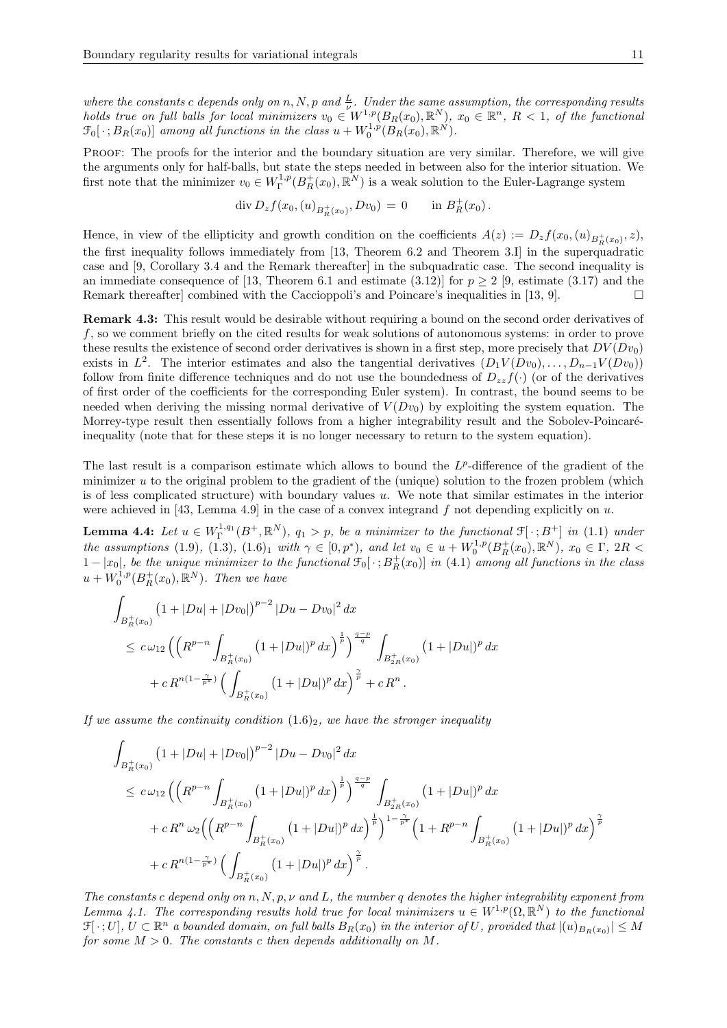*where the constants $c$ depends only on $n, N, p$ and $\frac{L}{\nu}$. Under the same assumption, the corresponding results holds true on full balls for local minimizers $v_0 \in W^{1,p}(B_R(x_0), \mathbb{R}^N)$, $x_0 \in \mathbb{R}^n$, $R < 1$, of the functional $\mathcal{F}_0[\,\cdot\,; B_R(x_0)]$ among all functions in the class $u + W_0^{1,p}(B_R(x_0), \mathbb{R}^N)$.*

Proof: The proofs for the interior and the boundary situation are very similar. Therefore, we will give the arguments only for half-balls, but state the steps needed in between also for the interior situation. We first note that the minimizer $v_0 \in W_\Gamma^{1,p}(B_R^+(x_0), \mathbb{R}^N)$ is a weak solution to the Euler-Lagrange system

$$\operatorname{div} D_z f(x_0, (u)_{B_R^+(x_0)}, Dv_0) \,=\, 0 \qquad \text{in } B_R^+(x_0)\,.$$

Hence, in view of the ellipticity and growth condition on the coefficients $A(z) := D_z f(x_0, (u)_{B_R^+(x_0)}, z)$, the first inequality follows immediately from [13, Theorem 6.2 and Theorem 3.I] in the superquadratic case and [9, Corollary 3.4 and the Remark thereafter] in the subquadratic case. The second inequality is an immediate consequence of [13, Theorem 6.1 and estimate (3.12)] for $p \geq 2$ [9, estimate (3.17) and the Remark thereafter] combined with the Caccioppoli's and Poincare's inequalities in [13, 9]. □

**Remark 4.3:** This result would be desirable without requiring a bound on the second order derivatives of $f$, so we comment briefly on the cited results for weak solutions of autonomous systems: in order to prove these results the existence of second order derivatives is shown in a first step, more precisely that $DV(Dv_0)$ exists in $L^2$. The interior estimates and also the tangential derivatives $(D_1 V(Dv_0), \dots, D_{n-1} V(Dv_0))$ follow from finite difference techniques and do not use the boundedness of $D_{zz} f(\cdot)$ (or of the derivatives of first order of the coefficients for the corresponding Euler system). In contrast, the bound seems to be needed when deriving the missing normal derivative of $V(Dv_0)$ by exploiting the system equation. The Morrey-type result then essentially follows from a higher integrability result and the Sobolev-Poincaré-inequality (note that for these steps it is no longer necessary to return to the system equation).

The last result is a comparison estimate which allows to bound the $L^p$-difference of the gradient of the minimizer $u$ to the original problem to the gradient of the (unique) solution to the frozen problem (which is of less complicated structure) with boundary values $u$. We note that similar estimates in the interior were achieved in [43, Lemma 4.9] in the case of a convex integrand $f$ not depending explicitly on $u$.

**Lemma 4.4:** *Let $u \in W_\Gamma^{1,q_1}(B^+, \mathbb{R}^N)$, $q_1 > p$, be a minimizer to the functional $\mathcal{F}[\,\cdot\,; B^+]$ in (1.1) under the assumptions (1.9), (1.3), $(1.6)_1$ with $\gamma \in [0, p^*)$, and let $v_0 \in u + W_0^{1,p}(B_R^+(x_0), \mathbb{R}^N)$, $x_0 \in \Gamma$, $2R < 1 - |x_0|$, be the unique minimizer to the functional $\mathcal{F}_0[\,\cdot\,; B_R^+(x_0)]$ in (4.1) among all functions in the class $u + W_0^{1,p}(B_R^+(x_0), \mathbb{R}^N)$. Then we have*

$$\begin{aligned}
&\int_{B_R^+(x_0)} \big(1 + |Du| + |Dv_0|\big)^{p-2} \,|Du - Dv_0|^2 \,dx \\
&\quad \leq\, c\,\omega_{12}\Big(\Big(R^{p-n} \int_{B_R^+(x_0)} \big(1 + |Du|\big)^p \,dx\Big)^{\frac{1}{p}}\Big)^{\frac{q-p}{q}} \int_{B_{2R}^+(x_0)} \big(1 + |Du|\big)^p \,dx \\
&\qquad + c\, R^{n(1-\frac{\gamma}{p^*})} \Big( \int_{B_R^+(x_0)} \big(1 + |Du|\big)^p \,dx\Big)^{\frac{\gamma}{p}} + c\, R^n \,.
\end{aligned}$$

*If we assume the continuity condition $(1.6)_2$, we have the stronger inequality*

$$\begin{aligned}
&\int_{B_R^+(x_0)} \big(1 + |Du| + |Dv_0|\big)^{p-2} \,|Du - Dv_0|^2 \,dx \\
&\quad \leq\, c\,\omega_{12}\Big(\Big(R^{p-n} \int_{B_R^+(x_0)} \big(1 + |Du|\big)^p \,dx\Big)^{\frac{1}{p}}\Big)^{\frac{q-p}{q}} \int_{B_{2R}^+(x_0)} \big(1 + |Du|\big)^p \,dx \\
&\qquad + c\, R^n\, \omega_2\Big(\Big(R^{p-n} \int_{B_R^+(x_0)} \big(1 + |Du|\big)^p \,dx\Big)^{\frac{1}{p}}\Big)^{1-\frac{\gamma}{p^*}} \Big(1 + R^{p-n} \int_{B_R^+(x_0)} \big(1 + |Du|\big)^p \,dx\Big)^{\frac{\gamma}{p}} \\
&\qquad + c\, R^{n(1-\frac{\gamma}{p^*})} \Big( \int_{B_R^+(x_0)} \big(1 + |Du|\big)^p \,dx\Big)^{\frac{\gamma}{p}} .
\end{aligned}$$

*The constants $c$ depend only on $n, N, p, \nu$ and $L$, the number $q$ denotes the higher integrability exponent from Lemma 4.1. The corresponding results hold true for local minimizers $u \in W^{1,p}(\Omega, \mathbb{R}^N)$ to the functional $\mathcal{F}[\,\cdot\,; U]$, $U \subset \mathbb{R}^n$ a bounded domain, on full balls $B_R(x_0)$ in the interior of $U$, provided that $|(u)_{B_R(x_0)}| \leq M$ for some $M > 0$. The constants $c$ then depends additionally on $M$.*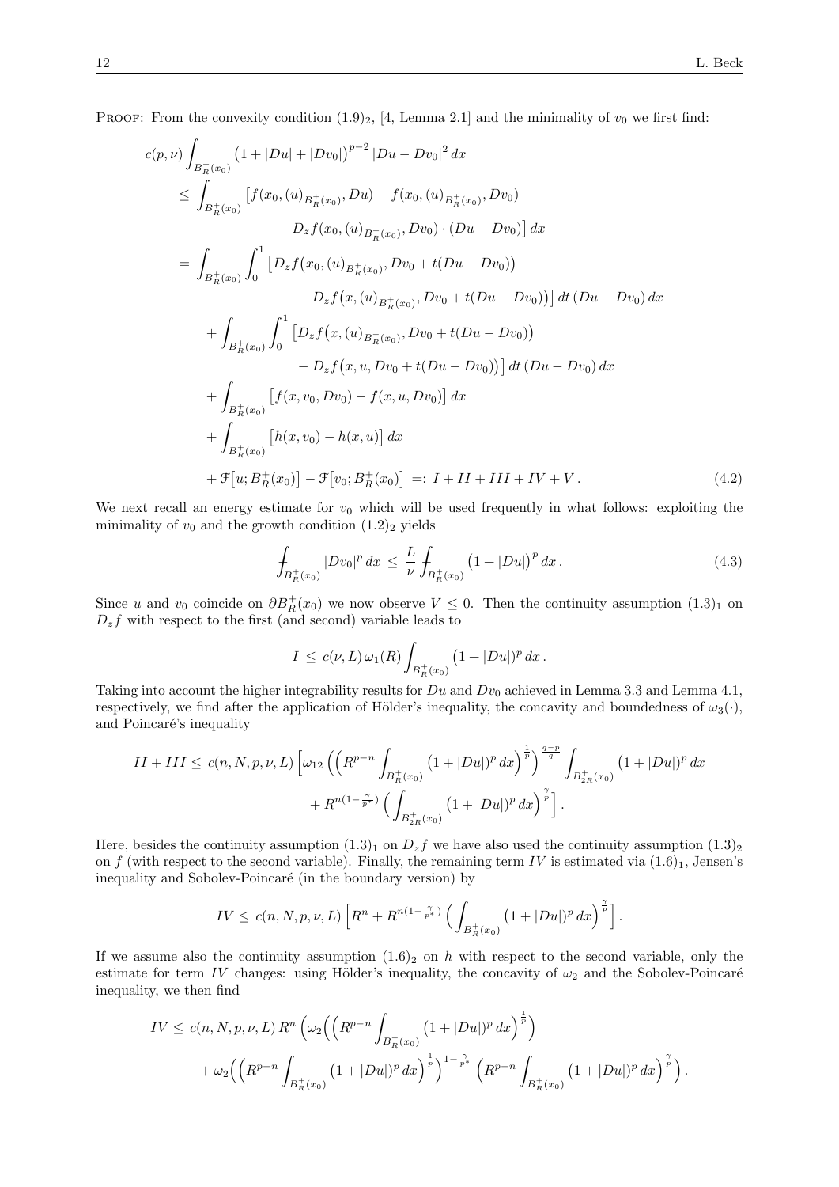PROOF: From the convexity condition $(1.9)_2$, [4, Lemma 2.1] and the minimality of $v_0$ we first find:

$$
\begin{aligned}
c(p,\nu) &\int_{B_R^+(x_0)} \big(1+|Du|+|Dv_0|\big)^{p-2}\,|Du-Dv_0|^2\,dx \\
&\le \int_{B_R^+(x_0)} \big[f(x_0,(u)_{B_R^+(x_0)},Du) - f(x_0,(u)_{B_R^+(x_0)},Dv_0) \\
&\qquad\qquad - D_z f(x_0,(u)_{B_R^+(x_0)},Dv_0)\cdot(Du-Dv_0)\big]\,dx \\
&= \int_{B_R^+(x_0)} \int_0^1 \big[D_z f\big(x_0,(u)_{B_R^+(x_0)},Dv_0+t(Du-Dv_0)\big) \\
&\qquad\qquad - D_z f\big(x,(u)_{B_R^+(x_0)},Dv_0+t(Du-Dv_0)\big)\big]\,dt\,(Du-Dv_0)\,dx \\
&\quad + \int_{B_R^+(x_0)} \int_0^1 \big[D_z f\big(x,(u)_{B_R^+(x_0)},Dv_0+t(Du-Dv_0)\big) \\
&\qquad\qquad - D_z f\big(x,u,Dv_0+t(Du-Dv_0)\big)\big]\,dt\,(Du-Dv_0)\,dx \\
&\quad + \int_{B_R^+(x_0)} \big[f(x,v_0,Dv_0) - f(x,u,Dv_0)\big]\,dx \\
&\quad + \int_{B_R^+(x_0)} \big[h(x,v_0) - h(x,u)\big]\,dx \\
&\quad + \mathcal{F}\big[u;B_R^+(x_0)\big] - \mathcal{F}\big[v_0;B_R^+(x_0)\big] \;=:\; I + II + III + IV + V\,.
\end{aligned} \tag{4.2}
$$

We next recall an energy estimate for $v_0$ which will be used frequently in what follows: exploiting the minimality of $v_0$ and the growth condition $(1.2)_2$ yields

$$
\fint_{B_R^+(x_0)} |Dv_0|^p\,dx \;\le\; \frac{L}{\nu} \fint_{B_R^+(x_0)} \big(1+|Du|\big)^p\,dx\,. \tag{4.3}
$$

Since $u$ and $v_0$ coincide on $\partial B_R^+(x_0)$ we now observe $V \le 0$. Then the continuity assumption $(1.3)_1$ on $D_z f$ with respect to the first (and second) variable leads to

$$
I \;\le\; c(\nu,L)\,\omega_1(R) \int_{B_R^+(x_0)} \big(1+|Du|\big)^p\,dx\,.
$$

Taking into account the higher integrability results for $Du$ and $Dv_0$ achieved in Lemma 3.3 and Lemma 4.1, respectively, we find after the application of Hölder's inequality, the concavity and boundedness of $\omega_3(\cdot)$, and Poincaré's inequality

$$
\begin{aligned}
II + III \le\; c(n,N,p,\nu,L)\,\Big[&\omega_{12}\Big(\Big(R^{p-n}\int_{B_R^+(x_0)} \big(1+|Du|\big)^p\,dx\Big)^{\frac{1}{p}}\Big)^{\frac{q-p}{q}} \int_{B_{2R}^+(x_0)} \big(1+|Du|\big)^p\,dx \\
&+ R^{n(1-\frac{\gamma}{p^*})}\Big(\int_{B_{2R}^+(x_0)} \big(1+|Du|\big)^p\,dx\Big)^{\frac{\gamma}{p}}\Big]\,.
\end{aligned}
$$

Here, besides the continuity assumption $(1.3)_1$ on $D_z f$ we have also used the continuity assumption $(1.3)_2$ on $f$ (with respect to the second variable). Finally, the remaining term $IV$ is estimated via $(1.6)_1$, Jensen's inequality and Sobolev-Poincaré (in the boundary version) by

$$
IV \le\; c(n,N,p,\nu,L)\,\Big[R^n + R^{n(1-\frac{\gamma}{p^*})}\Big(\int_{B_R^+(x_0)} \big(1+|Du|\big)^p\,dx\Big)^{\frac{\gamma}{p}}\Big]\,.
$$

If we assume also the continuity assumption $(1.6)_2$ on $h$ with respect to the second variable, only the estimate for term $IV$ changes: using Hölder's inequality, the concavity of $\omega_2$ and the Sobolev-Poincaré inequality, we then find

$$
\begin{aligned}
IV \le\; c(n,N,p,\nu,L)\,R^n\,\Big(&\omega_2\Big(\Big(R^{p-n}\int_{B_R^+(x_0)} \big(1+|Du|\big)^p\,dx\Big)^{\frac{1}{p}}\Big) \\
&+ \omega_2\Big(\Big(R^{p-n}\int_{B_R^+(x_0)} \big(1+|Du|\big)^p\,dx\Big)^{\frac{1}{p}}\Big)^{1-\frac{\gamma}{p^*}}\Big(R^{p-n}\int_{B_R^+(x_0)} \big(1+|Du|\big)^p\,dx\Big)^{\frac{\gamma}{p}}\Big)\,.
\end{aligned}
$$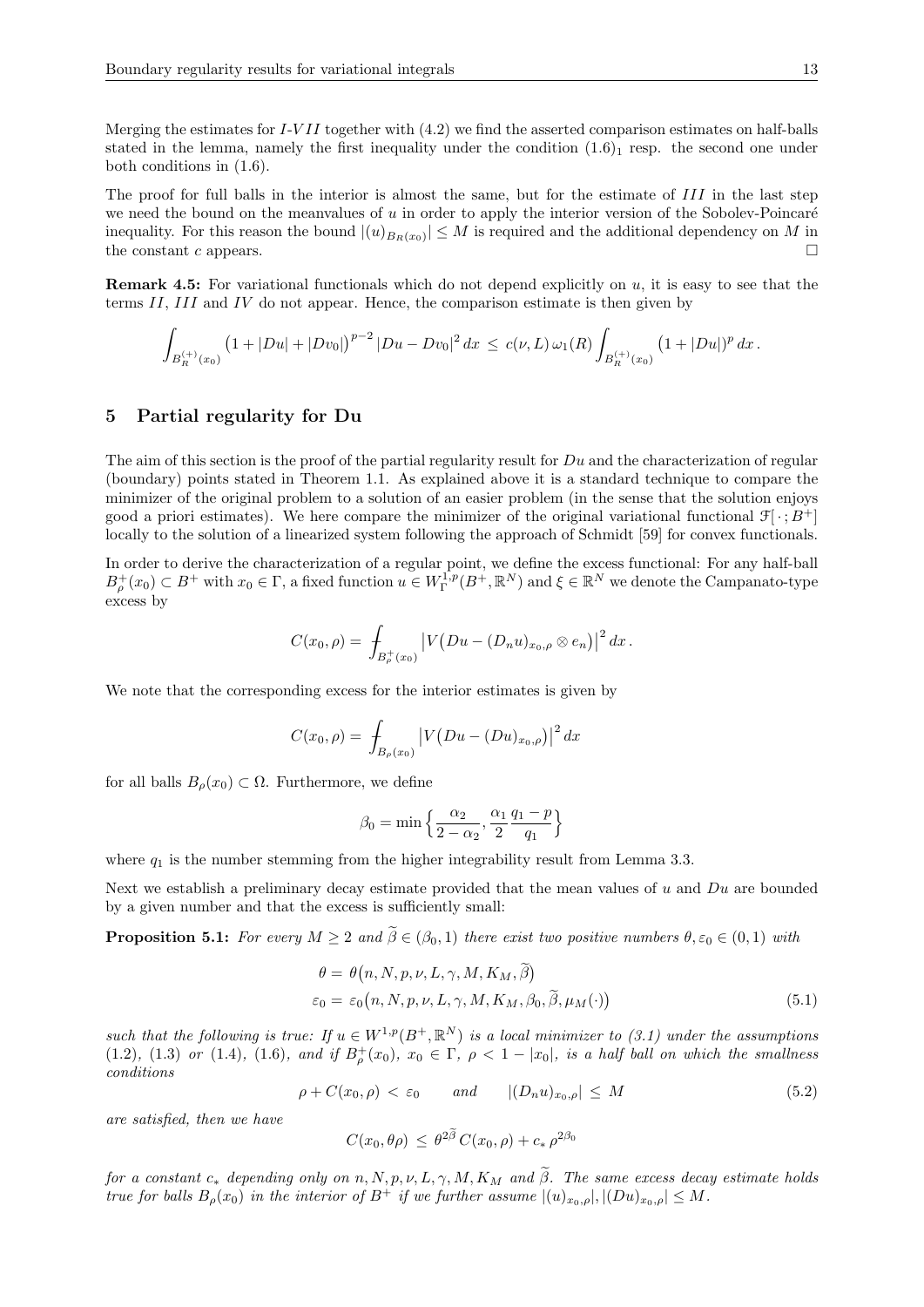Merging the estimates for $I$-$VII$ together with (4.2) we find the asserted comparison estimates on half-balls stated in the lemma, namely the first inequality under the condition $(1.6)_1$ resp. the second one under both conditions in (1.6).

The proof for full balls in the interior is almost the same, but for the estimate of $III$ in the last step we need the bound on the meanvalues of $u$ in order to apply the interior version of the Sobolev-Poincaré inequality. For this reason the bound $|(u)_{B_R(x_0)}| \le M$ is required and the additional dependency on $M$ in the constant $c$ appears. □

**Remark 4.5:** For variational functionals which do not depend explicitly on $u$, it is easy to see that the terms $II$, $III$ and $IV$ do not appear. Hence, the comparison estimate is then given by

$$\int_{B_R^{(+)}(x_0)} \big(1+|Du|+|Dv_0|\big)^{p-2}\,|Du-Dv_0|^2\,dx \;\le\; c(\nu,L)\,\omega_1(R)\int_{B_R^{(+)}(x_0)} \big(1+|Du|\big)^p\,dx\,.$$

## 5 Partial regularity for Du

The aim of this section is the proof of the partial regularity result for $Du$ and the characterization of regular (boundary) points stated in Theorem 1.1. As explained above it is a standard technique to compare the minimizer of the original problem to a solution of an easier problem (in the sense that the solution enjoys good a priori estimates). We here compare the minimizer of the original variational functional $\mathcal{F}[\,\cdot\,;B^+]$ locally to the solution of a linearized system following the approach of Schmidt [59] for convex functionals.

In order to derive the characterization of a regular point, we define the excess functional: For any half-ball $B_\rho^+(x_0)\subset B^+$ with $x_0\in\Gamma$, a fixed function $u\in W^{1,p}_\Gamma(B^+,\mathbb{R}^N)$ and $\xi\in\mathbb{R}^N$ we denote the Campanato-type excess by

$$C(x_0,\rho) = \fint_{B_\rho^+(x_0)} \big|V\big(Du-(D_nu)_{x_0,\rho}\otimes e_n\big)\big|^2\,dx\,.$$

We note that the corresponding excess for the interior estimates is given by

$$C(x_0,\rho) = \fint_{B_\rho(x_0)} \big|V\big(Du-(Du)_{x_0,\rho}\big)\big|^2\,dx$$

for all balls $B_\rho(x_0)\subset\Omega$. Furthermore, we define

$$\beta_0 = \min\Big\{\frac{\alpha_2}{2-\alpha_2},\,\frac{\alpha_1}{2}\frac{q_1-p}{q_1}\Big\}$$

where $q_1$ is the number stemming from the higher integrability result from Lemma 3.3.

Next we establish a preliminary decay estimate provided that the mean values of $u$ and $Du$ are bounded by a given number and that the excess is sufficiently small:

**Proposition 5.1:** *For every $M\ge 2$ and $\widetilde\beta\in(\beta_0,1)$ there exist two positive numbers $\theta,\varepsilon_0\in(0,1)$ with*

$$\begin{aligned}
\theta &= \theta\big(n,N,p,\nu,L,\gamma,M,K_M,\widetilde\beta\big)\\
\varepsilon_0 &= \varepsilon_0\big(n,N,p,\nu,L,\gamma,M,K_M,\beta_0,\widetilde\beta,\mu_M(\cdot)\big)
\end{aligned}\tag{5.1}$$

*such that the following is true: If $u\in W^{1,p}(B^+,\mathbb{R}^N)$ is a local minimizer to (3.1) under the assumptions (1.2), (1.3) or (1.4), (1.6), and if $B_\rho^+(x_0)$, $x_0\in\Gamma$, $\rho<1-|x_0|$, is a half ball on which the smallness conditions*

$$\rho + C(x_0,\rho) \,<\, \varepsilon_0 \qquad \text{and} \qquad |(D_nu)_{x_0,\rho}| \,\le\, M \tag{5.2}$$

*are satisfied, then we have*

$$C(x_0,\theta\rho) \,\le\, \theta^{2\widetilde\beta}\, C(x_0,\rho) + c_*\,\rho^{2\beta_0}$$

*for a constant $c_*$ depending only on $n,N,p,\nu,L,\gamma,M,K_M$ and $\widetilde\beta$. The same excess decay estimate holds true for balls $B_\rho(x_0)$ in the interior of $B^+$ if we further assume $|(u)_{x_0,\rho}|,|(Du)_{x_0,\rho}|\le M$.*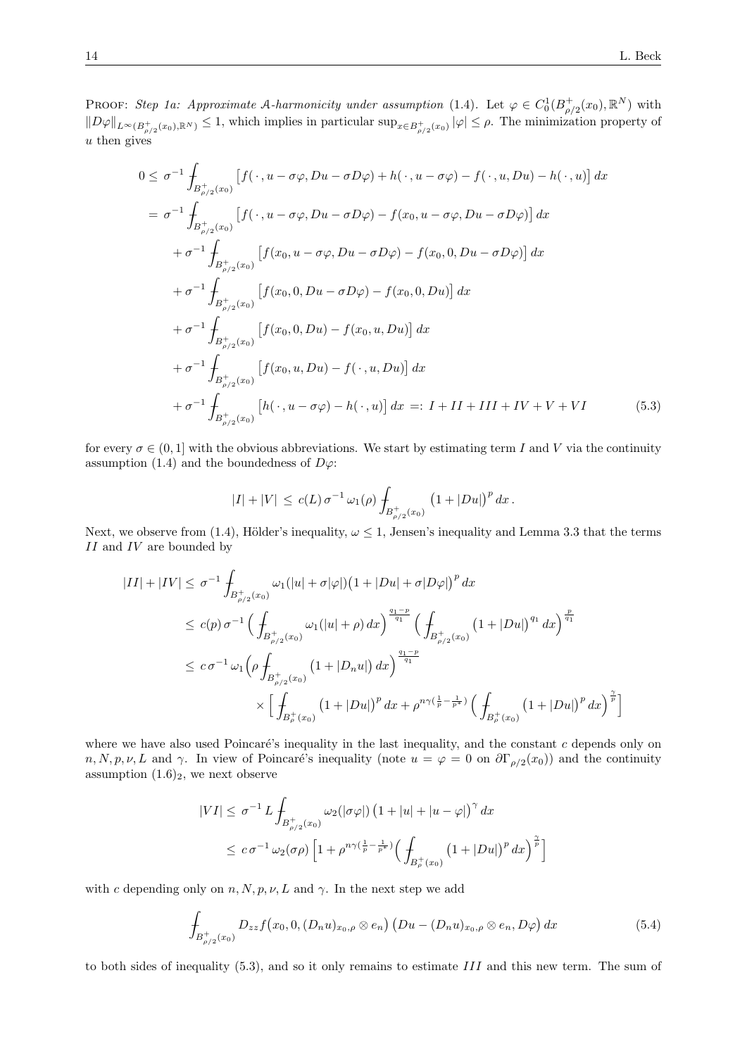PROOF: *Step 1a: Approximate $\mathcal{A}$-harmonicity under assumption* (1.4). Let $\varphi \in C_0^1(B^+_{\rho/2}(x_0), \mathbb{R}^N)$ with $\|D\varphi\|_{L^\infty(B^+_{\rho/2}(x_0),\mathbb{R}^N)} \leq 1$, which implies in particular $\sup_{x\in B^+_{\rho/2}(x_0)} |\varphi| \leq \rho$. The minimization property of $u$ then gives

$$
\begin{aligned}
0 \leq\ & \sigma^{-1} \fint_{B^+_{\rho/2}(x_0)} \big[f(\,\cdot\,, u-\sigma\varphi, Du - \sigma D\varphi) + h(\,\cdot\,, u-\sigma\varphi) - f(\,\cdot\,, u, Du) - h(\,\cdot\,, u)\big]\, dx \\
=\ & \sigma^{-1} \fint_{B^+_{\rho/2}(x_0)} \big[f(\,\cdot\,, u-\sigma\varphi, Du - \sigma D\varphi) - f(x_0, u-\sigma\varphi, Du - \sigma D\varphi)\big]\, dx \\
& + \sigma^{-1} \fint_{B^+_{\rho/2}(x_0)} \big[f(x_0, u-\sigma\varphi, Du - \sigma D\varphi) - f(x_0, 0, Du - \sigma D\varphi)\big]\, dx \\
& + \sigma^{-1} \fint_{B^+_{\rho/2}(x_0)} \big[f(x_0, 0, Du - \sigma D\varphi) - f(x_0, 0, Du)\big]\, dx \\
& + \sigma^{-1} \fint_{B^+_{\rho/2}(x_0)} \big[f(x_0, 0, Du) - f(x_0, u, Du)\big]\, dx \\
& + \sigma^{-1} \fint_{B^+_{\rho/2}(x_0)} \big[f(x_0, u, Du) - f(\,\cdot\,, u, Du)\big]\, dx \\
& + \sigma^{-1} \fint_{B^+_{\rho/2}(x_0)} \big[h(\,\cdot\,, u-\sigma\varphi) - h(\,\cdot\,, u)\big]\, dx \;=:\; I + II + III + IV + V + VI
\end{aligned} \tag{5.3}
$$

for every $\sigma \in (0, 1]$ with the obvious abbreviations. We start by estimating term $I$ and $V$ via the continuity assumption (1.4) and the boundedness of $D\varphi$:

$$
|I| + |V| \;\leq\; c(L)\, \sigma^{-1}\, \omega_1(\rho) \fint_{B^+_{\rho/2}(x_0)} \big(1 + |Du|\big)^p\, dx\,.
$$

Next, we observe from (1.4), Hölder's inequality, $\omega \leq 1$, Jensen's inequality and Lemma 3.3 that the terms $II$ and $IV$ are bounded by

$$
\begin{aligned}
|II| + |IV| \leq\ & \sigma^{-1} \fint_{B^+_{\rho/2}(x_0)} \omega_1(|u| + \sigma|\varphi|)\big(1 + |Du| + \sigma|D\varphi|\big)^p\, dx \\
\leq\ & c(p)\, \sigma^{-1} \Big(\fint_{B^+_{\rho/2}(x_0)} \omega_1(|u| + \rho)\, dx\Big)^{\frac{q_1 - p}{q_1}} \Big(\fint_{B^+_{\rho/2}(x_0)} \big(1 + |Du|\big)^{q_1}\, dx\Big)^{\frac{p}{q_1}} \\
\leq\ & c\, \sigma^{-1}\, \omega_1\Big(\rho \fint_{B^+_{\rho/2}(x_0)} \big(1 + |D_n u|\big)\, dx\Big)^{\frac{q_1 - p}{q_1}} \\
& \qquad \times \Big[\fint_{B^+_{\rho}(x_0)} \big(1 + |Du|\big)^p\, dx + \rho^{n\gamma(\frac{1}{p} - \frac{1}{p^*})} \Big(\fint_{B^+_{\rho}(x_0)} \big(1 + |Du|\big)^p\, dx\Big)^{\frac{\gamma}{p}}\Big]
\end{aligned}
$$

where we have also used Poincaré's inequality in the last inequality, and the constant $c$ depends only on $n, N, p, \nu, L$ and $\gamma$. In view of Poincaré's inequality (note $u = \varphi = 0$ on $\partial\Gamma_{\rho/2}(x_0)$) and the continuity assumption $(1.6)_2$, we next observe

$$
\begin{aligned}
|VI| \leq\ & \sigma^{-1}\, L \fint_{B^+_{\rho/2}(x_0)} \omega_2(|\sigma\varphi|)\, \big(1 + |u| + |u - \varphi|\big)^{\gamma}\, dx \\
\leq\ & c\, \sigma^{-1}\, \omega_2(\sigma\rho)\, \Big[1 + \rho^{n\gamma(\frac{1}{p} - \frac{1}{p^*})} \Big(\fint_{B^+_{\rho}(x_0)} \big(1 + |Du|\big)^p\, dx\Big)^{\frac{\gamma}{p}}\Big]
\end{aligned}
$$

with $c$ depending only on $n, N, p, \nu, L$ and $\gamma$. In the next step we add

$$
\fint_{B^+_{\rho/2}(x_0)} D_{zz} f\big(x_0, 0, (D_n u)_{x_0,\rho} \otimes e_n\big) \big(Du - (D_n u)_{x_0,\rho} \otimes e_n, D\varphi\big)\, dx \tag{5.4}
$$

to both sides of inequality (5.3), and so it only remains to estimate $III$ and this new term. The sum of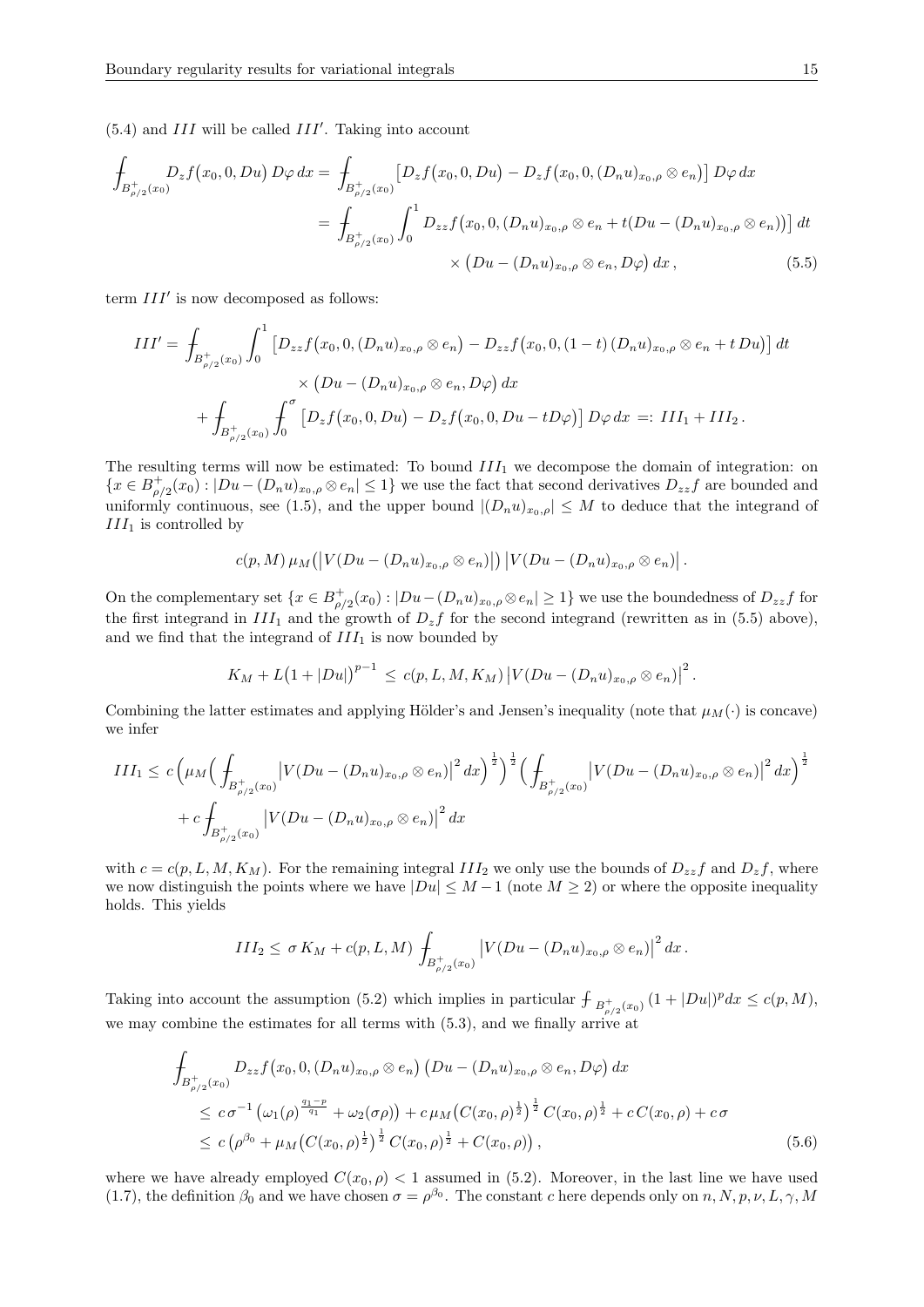(5.4) and $III$ will be called $III'$. Taking into account

$$
\begin{aligned}
\fint_{B^+_{\rho/2}(x_0)} D_z f\big(x_0, 0, Du\big)\, D\varphi\, dx &= \fint_{B^+_{\rho/2}(x_0)} \big[D_z f\big(x_0, 0, Du\big) - D_z f\big(x_0, 0, (D_n u)_{x_0,\rho} \otimes e_n\big)\big]\, D\varphi\, dx \\
&= \fint_{B^+_{\rho/2}(x_0)} \int_0^1 D_{zz} f\big(x_0, 0, (D_n u)_{x_0,\rho} \otimes e_n + t(Du - (D_n u)_{x_0,\rho} \otimes e_n)\big)\big]\, dt \\
&\qquad\qquad \times \big(Du - (D_n u)_{x_0,\rho} \otimes e_n, D\varphi\big)\, dx\,,
\end{aligned} \tag{5.5}
$$

term $III'$ is now decomposed as follows:

$$
\begin{aligned}
III' &= \fint_{B^+_{\rho/2}(x_0)} \int_0^1 \big[D_{zz} f\big(x_0, 0, (D_n u)_{x_0,\rho} \otimes e_n\big) - D_{zz} f\big(x_0, 0, (1-t)\,(D_n u)_{x_0,\rho} \otimes e_n + t\,Du\big)\big]\, dt \\
&\qquad \times \big(Du - (D_n u)_{x_0,\rho} \otimes e_n, D\varphi\big)\, dx \\
&\quad + \fint_{B^+_{\rho/2}(x_0)} \fint_0^\sigma \big[D_z f\big(x_0, 0, Du\big) - D_z f\big(x_0, 0, Du - tD\varphi\big)\big]\, D\varphi\, dx =: III_1 + III_2\,.
\end{aligned}
$$

The resulting terms will now be estimated: To bound $III_1$ we decompose the domain of integration: on $\{x \in B^+_{\rho/2}(x_0) : |Du - (D_n u)_{x_0,\rho} \otimes e_n| \leq 1\}$ we use the fact that second derivatives $D_{zz} f$ are bounded and uniformly continuous, see (1.5), and the upper bound $|(D_n u)_{x_0,\rho}| \leq M$ to deduce that the integrand of $III_1$ is controlled by

$$
c(p, M)\, \mu_M\big(\big|V(Du - (D_n u)_{x_0,\rho} \otimes e_n)\big|\big)\, \big|V(Du - (D_n u)_{x_0,\rho} \otimes e_n)\big|\,.
$$

On the complementary set $\{x \in B^+_{\rho/2}(x_0) : |Du - (D_n u)_{x_0,\rho} \otimes e_n| \geq 1\}$ we use the boundedness of $D_{zz} f$ for the first integrand in $III_1$ and the growth of $D_z f$ for the second integrand (rewritten as in (5.5) above), and we find that the integrand of $III_1$ is now bounded by

$$
K_M + L\big(1 + |Du|\big)^{p-1} \leq c(p, L, M, K_M)\, \big|V(Du - (D_n u)_{x_0,\rho} \otimes e_n)\big|^2\,.
$$

Combining the latter estimates and applying Hölder's and Jensen's inequality (note that $\mu_M(\cdot)$ is concave) we infer

$$
\begin{aligned}
III_1 &\leq c\,\Big(\mu_M\Big(\fint_{B^+_{\rho/2}(x_0)} \big|V(Du - (D_n u)_{x_0,\rho} \otimes e_n)\big|^2\, dx\Big)^{\frac{1}{2}}\Big)^{\frac{1}{2}} \Big(\fint_{B^+_{\rho/2}(x_0)} \big|V(Du - (D_n u)_{x_0,\rho} \otimes e_n)\big|^2\, dx\Big)^{\frac{1}{2}} \\
&\quad + c \fint_{B^+_{\rho/2}(x_0)} \big|V(Du - (D_n u)_{x_0,\rho} \otimes e_n)\big|^2\, dx
\end{aligned}
$$

with $c = c(p, L, M, K_M)$. For the remaining integral $III_2$ we only use the bounds of $D_{zz} f$ and $D_z f$, where we now distinguish the points where we have $|Du| \leq M - 1$ (note $M \geq 2$) or where the opposite inequality holds. This yields

$$
III_2 \leq \sigma\, K_M + c(p, L, M) \fint_{B^+_{\rho/2}(x_0)} \big|V(Du - (D_n u)_{x_0,\rho} \otimes e_n)\big|^2\, dx\,.
$$

Taking into account the assumption (5.2) which implies in particular $\fint_{B^+_{\rho/2}(x_0)} (1 + |Du|)^p dx \leq c(p, M)$, we may combine the estimates for all terms with (5.3), and we finally arrive at

$$
\begin{aligned}
&\fint_{B^+_{\rho/2}(x_0)} D_{zz} f\big(x_0, 0, (D_n u)_{x_0,\rho} \otimes e_n\big)\, \big(Du - (D_n u)_{x_0,\rho} \otimes e_n, D\varphi\big)\, dx \\
&\quad \leq c\, \sigma^{-1}\big(\omega_1(\rho)^{\frac{q_1 - p}{q_1}} + \omega_2(\sigma\rho)\big) + c\, \mu_M\big(C(x_0, \rho)^{\frac{1}{2}}\big)^{\frac{1}{2}}\, C(x_0, \rho)^{\frac{1}{2}} + c\, C(x_0, \rho) + c\, \sigma \\
&\quad \leq c\,\big(\rho^{\beta_0} + \mu_M\big(C(x_0, \rho)^{\frac{1}{2}}\big)^{\frac{1}{2}}\, C(x_0, \rho)^{\frac{1}{2}} + C(x_0, \rho)\big)\,,
\end{aligned} \tag{5.6}
$$

where we have already employed $C(x_0, \rho) < 1$ assumed in (5.2). Moreover, in the last line we have used (1.7), the definition $\beta_0$ and we have chosen $\sigma = \rho^{\beta_0}$. The constant $c$ here depends only on $n, N, p, \nu, L, \gamma, M$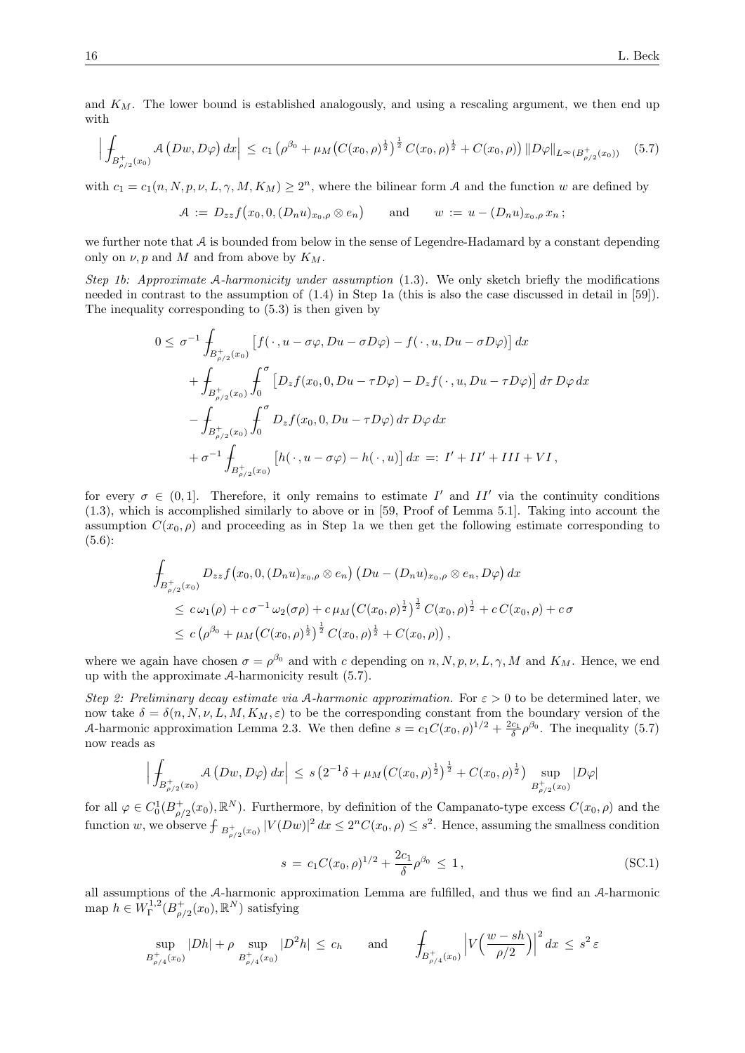and $K_M$. The lower bound is established analogously, and using a rescaling argument, we then end up with

$$\Big| \fint_{B^+_{\rho/2}(x_0)} \mathcal{A}\big(Dw, D\varphi\big)\,dx \Big| \,\le\, c_1 \big(\rho^{\beta_0} + \mu_M\big(C(x_0,\rho)^{\frac{1}{2}}\big)^{\frac{1}{2}}\, C(x_0,\rho)^{\frac{1}{2}} + C(x_0,\rho)\big)\, \|D\varphi\|_{L^\infty(B^+_{\rho/2}(x_0))} \tag{5.7}$$

with $c_1 = c_1(n,N,p,\nu,L,\gamma,M,K_M) \ge 2^n$, where the bilinear form $\mathcal{A}$ and the function $w$ are defined by

$$\mathcal{A} \,:=\, D_{zz} f\big(x_0, 0, (D_n u)_{x_0,\rho} \otimes e_n\big) \qquad \text{and} \qquad w \,:=\, u - (D_n u)_{x_0,\rho}\, x_n\,;$$

we further note that $\mathcal{A}$ is bounded from below in the sense of Legendre-Hadamard by a constant depending only on $\nu, p$ and $M$ and from above by $K_M$.

*Step 1b: Approximate $\mathcal{A}$-harmonicity under assumption* (1.3). We only sketch briefly the modifications needed in contrast to the assumption of (1.4) in Step 1a (this is also the case discussed in detail in [59]). The inequality corresponding to (5.3) is then given by

$$\begin{aligned}
0 \le\, & \sigma^{-1} \fint_{B^+_{\rho/2}(x_0)} \big[ f(\,\cdot\,, u - \sigma\varphi, Du - \sigma D\varphi) - f(\,\cdot\,, u, Du - \sigma D\varphi)\big]\,dx \\
& + \fint_{B^+_{\rho/2}(x_0)} \fint_0^\sigma \big[ D_z f(x_0, 0, Du - \tau D\varphi) - D_z f(\,\cdot\,, u, Du - \tau D\varphi)\big]\,d\tau\, D\varphi\,dx \\
& - \fint_{B^+_{\rho/2}(x_0)} \fint_0^\sigma D_z f(x_0, 0, Du - \tau D\varphi)\,d\tau\, D\varphi\,dx \\
& + \sigma^{-1} \fint_{B^+_{\rho/2}(x_0)} \big[ h(\,\cdot\,, u - \sigma\varphi) - h(\,\cdot\,, u)\big]\,dx \,=:\, I' + II' + III + VI\,,
\end{aligned}$$

for every $\sigma \in (0,1]$. Therefore, it only remains to estimate $I'$ and $II'$ via the continuity conditions (1.3), which is accomplished similarly to above or in [59, Proof of Lemma 5.1]. Taking into account the assumption $C(x_0,\rho)$ and proceeding as in Step 1a we then get the following estimate corresponding to (5.6):

$$\begin{aligned}
& \fint_{B^+_{\rho/2}(x_0)} D_{zz} f\big(x_0, 0, (D_n u)_{x_0,\rho} \otimes e_n\big)\big(Du - (D_n u)_{x_0,\rho} \otimes e_n, D\varphi\big)\,dx \\
& \quad \le\, c\,\omega_1(\rho) + c\,\sigma^{-1}\,\omega_2(\sigma\rho) + c\,\mu_M\big(C(x_0,\rho)^{\frac{1}{2}}\big)^{\frac{1}{2}}\, C(x_0,\rho)^{\frac{1}{2}} + c\,C(x_0,\rho) + c\,\sigma \\
& \quad \le\, c\,\big(\rho^{\beta_0} + \mu_M\big(C(x_0,\rho)^{\frac{1}{2}}\big)^{\frac{1}{2}}\, C(x_0,\rho)^{\frac{1}{2}} + C(x_0,\rho)\big)\,,
\end{aligned}$$

where we again have chosen $\sigma = \rho^{\beta_0}$ and with $c$ depending on $n, N, p, \nu, L, \gamma, M$ and $K_M$. Hence, we end up with the approximate $\mathcal{A}$-harmonicity result (5.7).

*Step 2: Preliminary decay estimate via $\mathcal{A}$-harmonic approximation.* For $\varepsilon > 0$ to be determined later, we now take $\delta = \delta(n,N,\nu,L,M,K_M,\varepsilon)$ to be the corresponding constant from the boundary version of the $\mathcal{A}$-harmonic approximation Lemma 2.3. We then define $s = c_1 C(x_0,\rho)^{1/2} + \frac{2c_1}{\delta}\rho^{\beta_0}$. The inequality (5.7) now reads as

$$\Big| \fint_{B^+_{\rho/2}(x_0)} \mathcal{A}\big(Dw, D\varphi\big)\,dx \Big| \,\le\, s\,\big(2^{-1}\delta + \mu_M\big(C(x_0,\rho)^{\frac{1}{2}}\big)^{\frac{1}{2}} + C(x_0,\rho)^{\frac{1}{2}}\big) \sup_{B^+_{\rho/2}(x_0)} |D\varphi|$$

for all $\varphi \in C^1_0(B^+_{\rho/2}(x_0), \mathbb{R}^N)$. Furthermore, by definition of the Campanato-type excess $C(x_0,\rho)$ and the function $w$, we observe $\fint_{B^+_{\rho/2}(x_0)} |V(Dw)|^2\,dx \le 2^n C(x_0,\rho) \le s^2$. Hence, assuming the smallness condition

$$s \,=\, c_1 C(x_0,\rho)^{1/2} + \frac{2c_1}{\delta}\rho^{\beta_0} \,\le\, 1\,, \tag{SC.1}$$

all assumptions of the $\mathcal{A}$-harmonic approximation Lemma are fulfilled, and thus we find an $\mathcal{A}$-harmonic map $h \in W^{1,2}_\Gamma(B^+_{\rho/2}(x_0), \mathbb{R}^N)$ satisfying

$$\sup_{B^+_{\rho/4}(x_0)} |Dh| + \rho \sup_{B^+_{\rho/4}(x_0)} |D^2 h| \,\le\, c_h \qquad \text{and} \qquad \fint_{B^+_{\rho/4}(x_0)} \Big| V\Big(\frac{w - sh}{\rho/2}\Big)\Big|^2\,dx \,\le\, s^2\,\varepsilon$$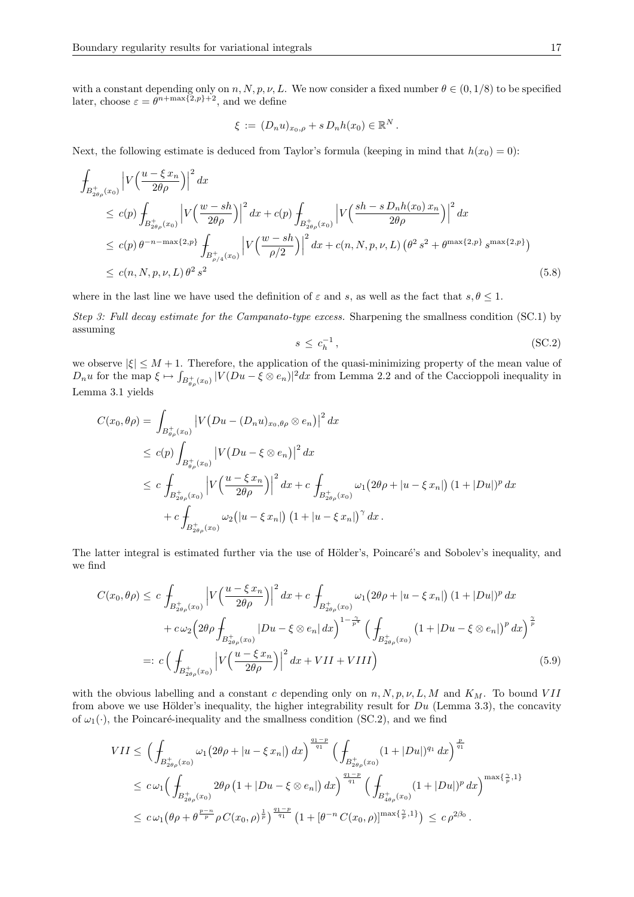with a constant depending only on $n, N, p, \nu, L$. We now consider a fixed number $\theta \in (0, 1/8)$ to be specified later, choose $\varepsilon = \theta^{n+\max\{2,p\}+2}$, and we define

$$\xi := (D_n u)_{x_0,\rho} + s\, D_n h(x_0) \in \mathbb{R}^N .$$

Next, the following estimate is deduced from Taylor's formula (keeping in mind that $h(x_0) = 0$):

$$\begin{aligned}
&\fint_{B^+_{2\theta\rho}(x_0)} \Big|V\Big(\frac{u - \xi\, x_n}{2\theta\rho}\Big)\Big|^2 dx \\
&\quad \leq c(p) \fint_{B^+_{2\theta\rho}(x_0)} \Big|V\Big(\frac{w - sh}{2\theta\rho}\Big)\Big|^2 dx + c(p) \fint_{B^+_{2\theta\rho}(x_0)} \Big|V\Big(\frac{sh - s\, D_n h(x_0)\, x_n}{2\theta\rho}\Big)\Big|^2 dx \\
&\quad \leq c(p)\, \theta^{-n-\max\{2,p\}} \fint_{B^+_{\rho/4}(x_0)} \Big|V\Big(\frac{w - sh}{\rho/2}\Big)\Big|^2 dx + c(n,N,p,\nu,L) \big(\theta^2\, s^2 + \theta^{\max\{2,p\}}\, s^{\max\{2,p\}}\big) \\
&\quad \leq c(n,N,p,\nu,L)\, \theta^2\, s^2
\end{aligned} \tag{5.8}$$

where in the last line we have used the definition of $\varepsilon$ and $s$, as well as the fact that $s, \theta \leq 1$.

*Step 3: Full decay estimate for the Campanato-type excess.* Sharpening the smallness condition (SC.1) by assuming

$$s \leq c_h^{-1}, \tag{SC.2}$$

we observe $|\xi| \leq M + 1$. Therefore, the application of the quasi-minimizing property of the mean value of $D_n u$ for the map $\xi \mapsto \int_{B^+_{\theta\rho}(x_0)} |V(Du - \xi \otimes e_n)|^2 dx$ from Lemma 2.2 and of the Caccioppoli inequality in Lemma 3.1 yields

$$\begin{aligned}
C(x_0, \theta\rho) &= \int_{B^+_{\theta\rho}(x_0)} \big|V\big(Du - (D_n u)_{x_0,\theta\rho} \otimes e_n\big)\big|^2 dx \\
&\leq c(p) \int_{B^+_{\theta\rho}(x_0)} \big|V\big(Du - \xi \otimes e_n\big)\big|^2 dx \\
&\leq c \fint_{B^+_{2\theta\rho}(x_0)} \Big|V\Big(\frac{u - \xi\, x_n}{2\theta\rho}\Big)\Big|^2 dx + c \fint_{B^+_{2\theta\rho}(x_0)} \omega_1\big(2\theta\rho + |u - \xi\, x_n|\big)\, (1 + |Du|)^p\, dx \\
&\quad + c \fint_{B^+_{2\theta\rho}(x_0)} \omega_2\big(|u - \xi\, x_n|\big)\, \big(1 + |u - \xi\, x_n|\big)^\gamma\, dx .
\end{aligned}$$

The latter integral is estimated further via the use of Hölder's, Poincaré's and Sobolev's inequality, and we find

$$\begin{aligned}
C(x_0, \theta\rho) &\leq c \fint_{B^+_{2\theta\rho}(x_0)} \Big|V\Big(\frac{u - \xi\, x_n}{2\theta\rho}\Big)\Big|^2 dx + c \fint_{B^+_{2\theta\rho}(x_0)} \omega_1\big(2\theta\rho + |u - \xi\, x_n|\big)\, (1 + |Du|)^p\, dx \\
&\quad + c\, \omega_2\Big(2\theta\rho \fint_{B^+_{2\theta\rho}(x_0)} |Du - \xi \otimes e_n|\, dx\Big)^{1-\frac{\gamma}{p^*}} \Big(\fint_{B^+_{2\theta\rho}(x_0)} \big(1 + |Du - \xi \otimes e_n|\big)^p\, dx\Big)^{\frac{\gamma}{p}} \\
&=: c\,\Big(\fint_{B^+_{2\theta\rho}(x_0)} \Big|V\Big(\frac{u - \xi\, x_n}{2\theta\rho}\Big)\Big|^2 dx + VII + VIII\Big)
\end{aligned} \tag{5.9}$$

with the obvious labelling and a constant $c$ depending only on $n, N, p, \nu, L, M$ and $K_M$. To bound $VII$ from above we use Hölder's inequality, the higher integrability result for $Du$ (Lemma 3.3), the concavity of $\omega_1(\cdot)$, the Poincaré-inequality and the smallness condition (SC.2), and we find

$$\begin{aligned}
VII &\leq \Big(\fint_{B^+_{2\theta\rho}(x_0)} \omega_1\big(2\theta\rho + |u - \xi\, x_n|\big)\, dx\Big)^{\frac{q_1 - p}{q_1}} \Big(\fint_{B^+_{2\theta\rho}(x_0)} (1 + |Du|)^{q_1}\, dx\Big)^{\frac{p}{q_1}} \\
&\leq c\, \omega_1\Big(\fint_{B^+_{2\theta\rho}(x_0)} 2\theta\rho\, \big(1 + |Du - \xi \otimes e_n|\big)\, dx\Big)^{\frac{q_1 - p}{q_1}} \Big(\fint_{B^+_{4\theta\rho}(x_0)} (1 + |Du|)^p\, dx\Big)^{\max\{\frac{\gamma}{p}, 1\}} \\
&\leq c\, \omega_1\big(\theta\rho + \theta^{\frac{p-n}{p}}\, \rho\, C(x_0, \rho)^{\frac{1}{p}}\big)^{\frac{q_1 - p}{q_1}} \big(1 + [\theta^{-n}\, C(x_0, \rho)]^{\max\{\frac{\gamma}{p}, 1\}}\big) \leq c\, \rho^{2\beta_0} .
\end{aligned}$$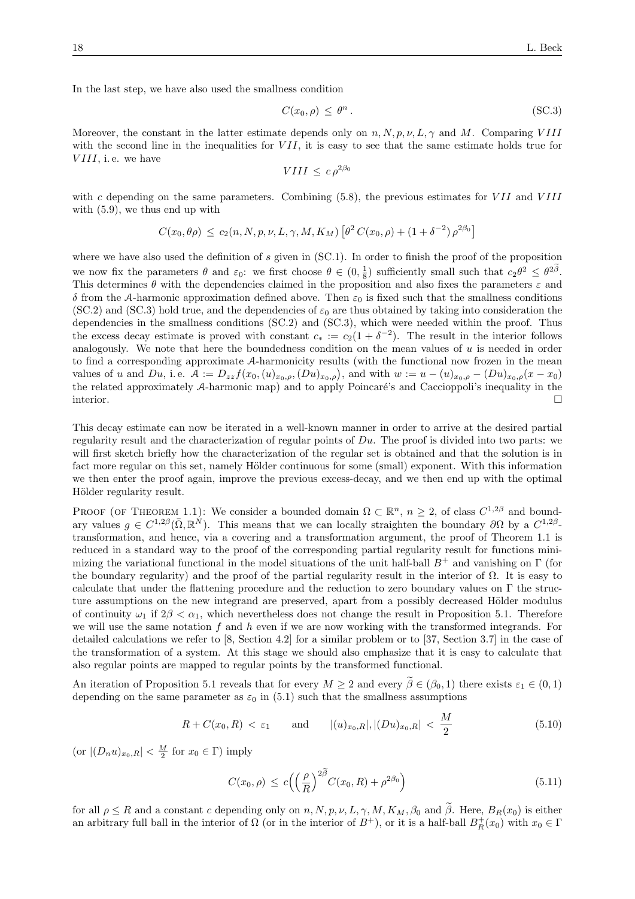In the last step, we have also used the smallness condition

$$C(x_0,\rho) \le \theta^n \,. \tag{SC.3}$$

Moreover, the constant in the latter estimate depends only on $n, N, p, \nu, L, \gamma$ and $M$. Comparing $VIII$ with the second line in the inequalities for $VII$, it is easy to see that the same estimate holds true for $VIII$, i. e. we have

$$VIII \le c\,\rho^{2\beta_0}$$

with $c$ depending on the same parameters. Combining (5.8), the previous estimates for $VII$ and $VIII$ with (5.9), we thus end up with

$$C(x_0,\theta\rho) \le c_2(n,N,p,\nu,L,\gamma,M,K_M)\,\big[\theta^2\, C(x_0,\rho) + (1+\delta^{-2})\,\rho^{2\beta_0}\big]$$

where we have also used the definition of $s$ given in (SC.1). In order to finish the proof of the proposition we now fix the parameters $\theta$ and $\varepsilon_0$: we first choose $\theta \in (0,\frac{1}{8})$ sufficiently small such that $c_2\theta^2 \le \theta^{2\widetilde{\beta}}$. This determines $\theta$ with the dependencies claimed in the proposition and also fixes the parameters $\varepsilon$ and $\delta$ from the $\mathcal{A}$-harmonic approximation defined above. Then $\varepsilon_0$ is fixed such that the smallness conditions (SC.2) and (SC.3) hold true, and the dependencies of $\varepsilon_0$ are thus obtained by taking into consideration the dependencies in the smallness conditions (SC.2) and (SC.3), which were needed within the proof. Thus the excess decay estimate is proved with constant $c_* := c_2(1+\delta^{-2})$. The result in the interior follows analogously. We note that here the boundedness condition on the mean values of $u$ is needed in order to find a corresponding approximate $\mathcal{A}$-harmonicity results (with the functional now frozen in the mean values of $u$ and $Du$, i. e. $\mathcal{A} := D_{zz}f(x_0,(u)_{x_0,\rho},(Du)_{x_0,\rho})$, and with $w := u - (u)_{x_0,\rho} - (Du)_{x_0,\rho}(x-x_0)$ the related approximately $\mathcal{A}$-harmonic map) and to apply Poincaré's and Caccioppoli's inequality in the interior. □

This decay estimate can now be iterated in a well-known manner in order to arrive at the desired partial regularity result and the characterization of regular points of $Du$. The proof is divided into two parts: we will first sketch briefly how the characterization of the regular set is obtained and that the solution is in fact more regular on this set, namely Hölder continuous for some (small) exponent. With this information we then enter the proof again, improve the previous excess-decay, and we then end up with the optimal Hölder regularity result.

Proof (of Theorem 1.1): We consider a bounded domain $\Omega \subset \mathbb{R}^n$, $n \ge 2$, of class $C^{1,2\beta}$ and boundary values $g \in C^{1,2\beta}(\bar{\Omega},\mathbb{R}^N)$. This means that we can locally straighten the boundary $\partial\Omega$ by a $C^{1,2\beta}$-transformation, and hence, via a covering and a transformation argument, the proof of Theorem 1.1 is reduced in a standard way to the proof of the corresponding partial regularity result for functions minimizing the variational functional in the model situations of the unit half-ball $B^+$ and vanishing on $\Gamma$ (for the boundary regularity) and the proof of the partial regularity result in the interior of $\Omega$. It is easy to calculate that under the flattening procedure and the reduction to zero boundary values on $\Gamma$ the structure assumptions on the new integrand are preserved, apart from a possibly decreased Hölder modulus of continuity $\omega_1$ if $2\beta < \alpha_1$, which nevertheless does not change the result in Proposition 5.1. Therefore we will use the same notation $f$ and $h$ even if we are now working with the transformed integrands. For detailed calculations we refer to [8, Section 4.2] for a similar problem or to [37, Section 3.7] in the case of the transformation of a system. At this stage we should also emphasize that it is easy to calculate that also regular points are mapped to regular points by the transformed functional.

An iteration of Proposition 5.1 reveals that for every $M \ge 2$ and every $\widetilde{\beta} \in (\beta_0,1)$ there exists $\varepsilon_1 \in (0,1)$ depending on the same parameter as $\varepsilon_0$ in (5.1) such that the smallness assumptions

$$R + C(x_0,R) < \varepsilon_1 \qquad \text{and} \qquad |(u)_{x_0,R}|, |(Du)_{x_0,R}| < \frac{M}{2} \tag{5.10}$$

(or $|(D_n u)_{x_0,R}| < \frac{M}{2}$ for $x_0 \in \Gamma$) imply

$$C(x_0,\rho) \le c\Big(\Big(\frac{\rho}{R}\Big)^{2\widetilde{\beta}} C(x_0,R) + \rho^{2\beta_0}\Big) \tag{5.11}$$

for all $\rho \le R$ and a constant $c$ depending only on $n, N, p, \nu, L, \gamma, M, K_M, \beta_0$ and $\widetilde{\beta}$. Here, $B_R(x_0)$ is either an arbitrary full ball in the interior of $\Omega$ (or in the interior of $B^+$), or it is a half-ball $B_R^+(x_0)$ with $x_0 \in \Gamma$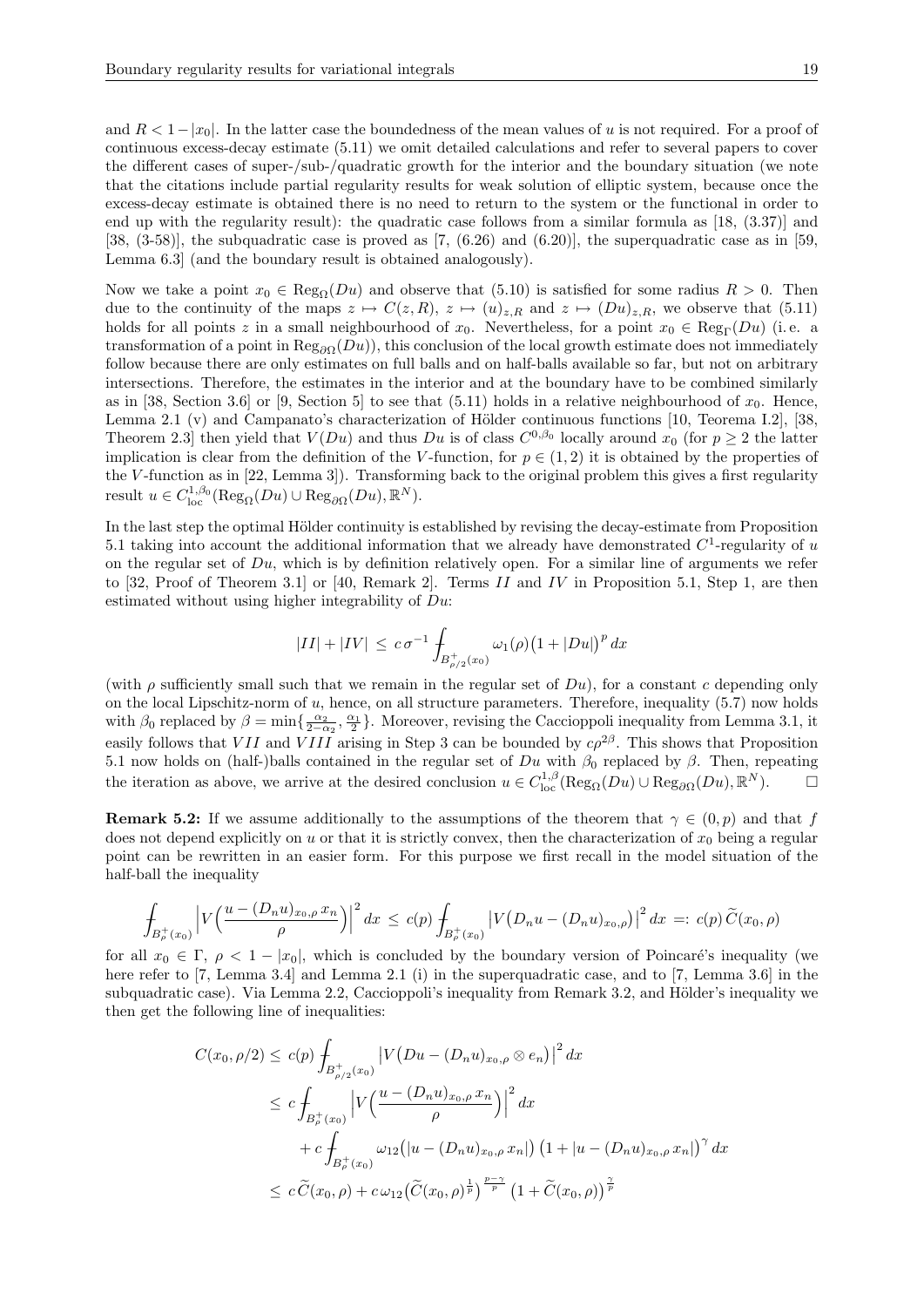and $R < 1-|x_0|$. In the latter case the boundedness of the mean values of $u$ is not required. For a proof of continuous excess-decay estimate (5.11) we omit detailed calculations and refer to several papers to cover the different cases of super-/sub-/quadratic growth for the interior and the boundary situation (we note that the citations include partial regularity results for weak solution of elliptic system, because once the excess-decay estimate is obtained there is no need to return to the system or the functional in order to end up with the regularity result): the quadratic case follows from a similar formula as [18, (3.37)] and [38, (3-58)], the subquadratic case is proved as [7, (6.26) and (6.20)], the superquadratic case as in [59, Lemma 6.3] (and the boundary result is obtained analogously).

Now we take a point $x_0 \in \mathrm{Reg}_\Omega(Du)$ and observe that (5.10) is satisfied for some radius $R > 0$. Then due to the continuity of the maps $z \mapsto C(z,R)$, $z \mapsto (u)_{z,R}$ and $z \mapsto (Du)_{z,R}$, we observe that (5.11) holds for all points $z$ in a small neighbourhood of $x_0$. Nevertheless, for a point $x_0 \in \mathrm{Reg}_\Gamma(Du)$ (i. e. a transformation of a point in $\mathrm{Reg}_{\partial\Omega}(Du)$), this conclusion of the local growth estimate does not immediately follow because there are only estimates on full balls and on half-balls available so far, but not on arbitrary intersections. Therefore, the estimates in the interior and at the boundary have to be combined similarly as in [38, Section 3.6] or [9, Section 5] to see that (5.11) holds in a relative neighbourhood of $x_0$. Hence, Lemma 2.1 (v) and Campanato's characterization of Hölder continuous functions [10, Teorema I.2], [38, Theorem 2.3] then yield that $V(Du)$ and thus $Du$ is of class $C^{0,\beta_0}$ locally around $x_0$ (for $p \geq 2$ the latter implication is clear from the definition of the $V$-function, for $p \in (1,2)$ it is obtained by the properties of the $V$-function as in [22, Lemma 3]). Transforming back to the original problem this gives a first regularity result $u \in C^{1,\beta_0}_{\mathrm{loc}}(\mathrm{Reg}_\Omega(Du) \cup \mathrm{Reg}_{\partial\Omega}(Du), \mathbb{R}^N)$.

In the last step the optimal Hölder continuity is established by revising the decay-estimate from Proposition 5.1 taking into account the additional information that we already have demonstrated $C^1$-regularity of $u$ on the regular set of $Du$, which is by definition relatively open. For a similar line of arguments we refer to [32, Proof of Theorem 3.1] or [40, Remark 2]. Terms $II$ and $IV$ in Proposition 5.1, Step 1, are then estimated without using higher integrability of $Du$:

$$|II| + |IV| \leq c\,\sigma^{-1} \fint_{B^+_{\rho/2}(x_0)} \omega_1(\rho)\big(1+|Du|\big)^p\,dx$$

(with $\rho$ sufficiently small such that we remain in the regular set of $Du$), for a constant $c$ depending only on the local Lipschitz-norm of $u$, hence, on all structure parameters. Therefore, inequality (5.7) now holds with $\beta_0$ replaced by $\beta = \min\{\frac{\alpha_2}{2-\alpha_2}, \frac{\alpha_1}{2}\}$. Moreover, revising the Caccioppoli inequality from Lemma 3.1, it easily follows that $VII$ and $VIII$ arising in Step 3 can be bounded by $c\rho^{2\beta}$. This shows that Proposition 5.1 now holds on (half-)balls contained in the regular set of $Du$ with $\beta_0$ replaced by $\beta$. Then, repeating the iteration as above, we arrive at the desired conclusion $u \in C^{1,\beta}_{\mathrm{loc}}(\mathrm{Reg}_\Omega(Du) \cup \mathrm{Reg}_{\partial\Omega}(Du), \mathbb{R}^N)$. □

**Remark 5.2:** If we assume additionally to the assumptions of the theorem that $\gamma \in (0,p)$ and that $f$ does not depend explicitly on $u$ or that it is strictly convex, then the characterization of $x_0$ being a regular point can be rewritten in an easier form. For this purpose we first recall in the model situation of the half-ball the inequality

$$\fint_{B^+_\rho(x_0)} \Big|V\Big(\frac{u-(D_n u)_{x_0,\rho}\,x_n}{\rho}\Big)\Big|^2\,dx \leq c(p) \fint_{B^+_\rho(x_0)} \big|V\big(D_n u - (D_n u)_{x_0,\rho}\big)\big|^2\,dx =: c(p)\,\widetilde{C}(x_0,\rho)$$

for all $x_0 \in \Gamma$, $\rho < 1-|x_0|$, which is concluded by the boundary version of Poincaré's inequality (we here refer to [7, Lemma 3.4] and Lemma 2.1 (i) in the superquadratic case, and to [7, Lemma 3.6] in the subquadratic case). Via Lemma 2.2, Caccioppoli's inequality from Remark 3.2, and Hölder's inequality we then get the following line of inequalities:

$$\begin{aligned}
C(x_0,\rho/2) &\leq c(p) \fint_{B^+_{\rho/2}(x_0)} \big|V\big(Du - (D_n u)_{x_0,\rho}\otimes e_n\big)\big|^2\,dx \\
&\leq c \fint_{B^+_\rho(x_0)} \Big|V\Big(\frac{u-(D_n u)_{x_0,\rho}\,x_n}{\rho}\Big)\Big|^2\,dx \\
&\quad + c \fint_{B^+_\rho(x_0)} \omega_{12}\big(|u-(D_n u)_{x_0,\rho}\,x_n|\big)\,\big(1+|u-(D_n u)_{x_0,\rho}\,x_n|\big)^\gamma\,dx \\
&\leq c\,\widetilde{C}(x_0,\rho) + c\,\omega_{12}\big(\widetilde{C}(x_0,\rho)^{\frac{1}{p}}\big)^{\frac{p-\gamma}{p}}\,\big(1+\widetilde{C}(x_0,\rho)\big)^{\frac{\gamma}{p}}
\end{aligned}$$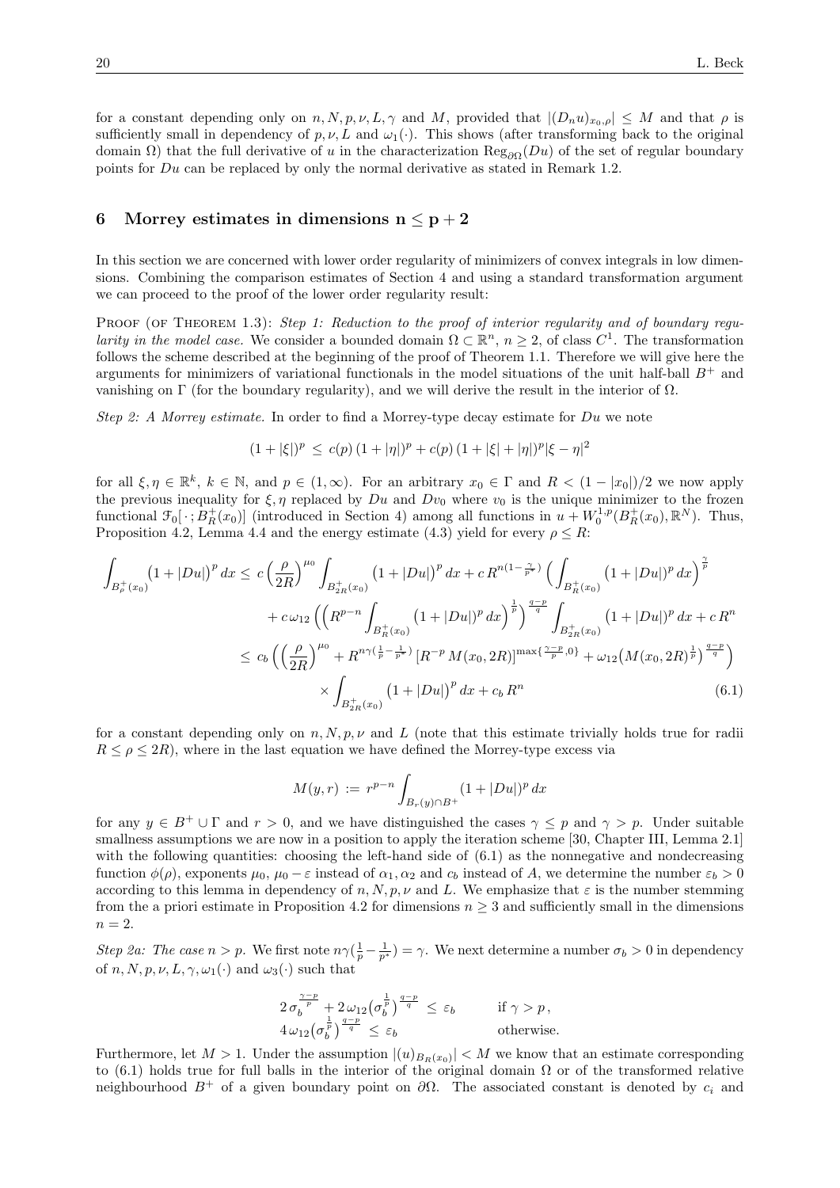for a constant depending only on $n, N, p, \nu, L, \gamma$ and $M$, provided that $|(D_n u)_{x_0,\rho}| \le M$ and that $\rho$ is sufficiently small in dependency of $p, \nu, L$ and $\omega_1(\cdot)$. This shows (after transforming back to the original domain $\Omega$) that the full derivative of $u$ in the characterization $\mathrm{Reg}_{\partial\Omega}(Du)$ of the set of regular boundary points for $Du$ can be replaced by only the normal derivative as stated in Remark 1.2.

## 6 Morrey estimates in dimensions $\mathbf{n \le p + 2}$

In this section we are concerned with lower order regularity of minimizers of convex integrals in low dimensions. Combining the comparison estimates of Section 4 and using a standard transformation argument we can proceed to the proof of the lower order regularity result:

PROOF (OF THEOREM 1.3): *Step 1: Reduction to the proof of interior regularity and of boundary regularity in the model case.* We consider a bounded domain $\Omega \subset \mathbb{R}^n$, $n \ge 2$, of class $C^1$. The transformation follows the scheme described at the beginning of the proof of Theorem 1.1. Therefore we will give here the arguments for minimizers of variational functionals in the model situations of the unit half-ball $B^+$ and vanishing on $\Gamma$ (for the boundary regularity), and we will derive the result in the interior of $\Omega$.

*Step 2: A Morrey estimate.* In order to find a Morrey-type decay estimate for $Du$ we note

$$(1+|\xi|)^p \le c(p)\,(1+|\eta|)^p + c(p)\,(1+|\xi|+|\eta|)^p|\xi-\eta|^2$$

for all $\xi, \eta \in \mathbb{R}^k$, $k \in \mathbb{N}$, and $p \in (1,\infty)$. For an arbitrary $x_0 \in \Gamma$ and $R < (1-|x_0|)/2$ we now apply the previous inequality for $\xi, \eta$ replaced by $Du$ and $Dv_0$ where $v_0$ is the unique minimizer to the frozen functional $\mathcal{F}_0[\,\cdot\,; B_R^+(x_0)]$ (introduced in Section 4) among all functions in $u + W_0^{1,p}(B_R^+(x_0),\mathbb{R}^N)$. Thus, Proposition 4.2, Lemma 4.4 and the energy estimate (4.3) yield for every $\rho \le R$:

$$\begin{aligned}
\int_{B_\rho^+(x_0)} \big(1+|Du|\big)^p\,dx &\le c\,\Big(\frac{\rho}{2R}\Big)^{\mu_0}\int_{B_{2R}^+(x_0)}\big(1+|Du|\big)^p\,dx + c\,R^{n(1-\frac{\gamma}{p^*})}\Big(\int_{B_R^+(x_0)}\big(1+|Du|\big)^p\,dx\Big)^{\frac{\gamma}{p}}\\
&\quad + c\,\omega_{12}\Big(\Big(R^{p-n}\int_{B_R^+(x_0)}\big(1+|Du|\big)^p\,dx\Big)^{\frac1p}\Big)^{\frac{q-p}{q}}\int_{B_{2R}^+(x_0)}\big(1+|Du|\big)^p\,dx + c\,R^n\\
&\le c_b\,\Big(\Big(\frac{\rho}{2R}\Big)^{\mu_0} + R^{n\gamma(\frac1p-\frac1{p^*})}\,[R^{-p}\,M(x_0,2R)]^{\max\{\frac{\gamma-p}{p},0\}} + \omega_{12}\big(M(x_0,2R)^{\frac1p}\big)^{\frac{q-p}{q}}\Big)\\
&\quad\times\int_{B_{2R}^+(x_0)}\big(1+|Du|\big)^p\,dx + c_b\,R^n
\end{aligned}\tag{6.1}$$

for a constant depending only on $n, N, p, \nu$ and $L$ (note that this estimate trivially holds true for radii $R \le \rho \le 2R$), where in the last equation we have defined the Morrey-type excess via

$$M(y,r) := r^{p-n}\int_{B_r(y)\cap B^+}(1+|Du|)^p\,dx$$

for any $y \in B^+ \cup \Gamma$ and $r > 0$, and we have distinguished the cases $\gamma \le p$ and $\gamma > p$. Under suitable smallness assumptions we are now in a position to apply the iteration scheme [30, Chapter III, Lemma 2.1] with the following quantities: choosing the left-hand side of (6.1) as the nonnegative and nondecreasing function $\phi(\rho)$, exponents $\mu_0$, $\mu_0-\varepsilon$ instead of $\alpha_1, \alpha_2$ and $c_b$ instead of $A$, we determine the number $\varepsilon_b > 0$ according to this lemma in dependency of $n, N, p, \nu$ and $L$. We emphasize that $\varepsilon$ is the number stemming from the a priori estimate in Proposition 4.2 for dimensions $n \ge 3$ and sufficiently small in the dimensions $n = 2$.

*Step 2a: The case $n > p$.* We first note $n\gamma(\frac1p - \frac1{p^*}) = \gamma$. We next determine a number $\sigma_b > 0$ in dependency of $n, N, p, \nu, L, \gamma, \omega_1(\cdot)$ and $\omega_3(\cdot)$ such that

$$\begin{aligned}
&2\,\sigma_b^{\frac{\gamma-p}{p}} + 2\,\omega_{12}\big(\sigma_b^{\frac1p}\big)^{\frac{q-p}{q}} \le \varepsilon_b \qquad &&\text{if } \gamma > p\,,\\
&4\,\omega_{12}\big(\sigma_b^{\frac1p}\big)^{\frac{q-p}{q}} \le \varepsilon_b &&\text{otherwise.}
\end{aligned}$$

Furthermore, let $M > 1$. Under the assumption $|(u)_{B_R(x_0)}| < M$ we know that an estimate corresponding to (6.1) holds true for full balls in the interior of the original domain $\Omega$ or of the transformed relative neighbourhood $B^+$ of a given boundary point on $\partial\Omega$. The associated constant is denoted by $c_i$ and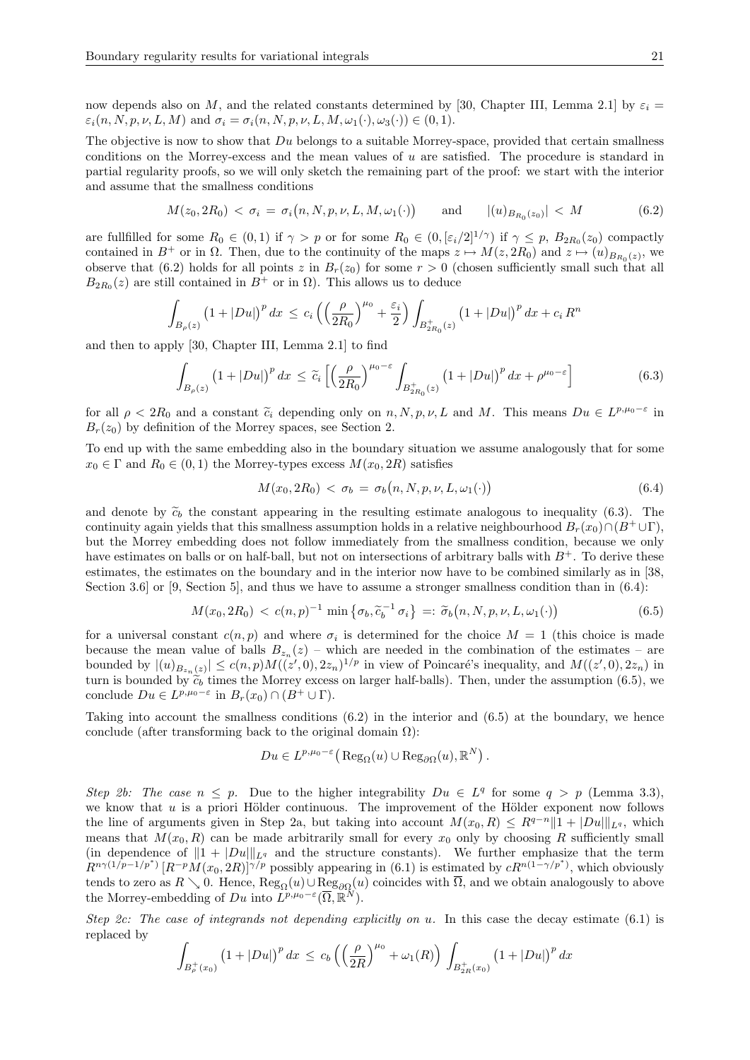now depends also on $M$, and the related constants determined by [30, Chapter III, Lemma 2.1] by $\varepsilon_i = \varepsilon_i(n, N, p, \nu, L, M)$ and $\sigma_i = \sigma_i(n, N, p, \nu, L, M, \omega_1(\cdot), \omega_3(\cdot)) \in (0, 1)$.

The objective is now to show that $Du$ belongs to a suitable Morrey-space, provided that certain smallness conditions on the Morrey-excess and the mean values of $u$ are satisfied. The procedure is standard in partial regularity proofs, so we will only sketch the remaining part of the proof: we start with the interior and assume that the smallness conditions

$$M(z_0, 2R_0) < \sigma_i = \sigma_i\big(n, N, p, \nu, L, M, \omega_1(\cdot)\big) \qquad \text{and} \qquad |(u)_{B_{R_0}(z_0)}| < M \tag{6.2}$$

are fullfilled for some $R_0 \in (0, 1)$ if $\gamma > p$ or for some $R_0 \in (0, [\varepsilon_i/2]^{1/\gamma})$ if $\gamma \le p$, $B_{2R_0}(z_0)$ compactly contained in $B^+$ or in $\Omega$. Then, due to the continuity of the maps $z \mapsto M(z, 2R_0)$ and $z \mapsto (u)_{B_{R_0}(z)}$, we observe that (6.2) holds for all points $z$ in $B_r(z_0)$ for some $r > 0$ (chosen sufficiently small such that all $B_{2R_0}(z)$ are still contained in $B^+$ or in $\Omega$). This allows us to deduce

$$\int_{B_\rho(z)} \big(1 + |Du|\big)^p \, dx \le c_i \Big( \Big(\frac{\rho}{2R_0}\Big)^{\mu_0} + \frac{\varepsilon_i}{2} \Big) \int_{B^+_{2R_0}(z)} \big(1 + |Du|\big)^p \, dx + c_i \, R^n$$

and then to apply [30, Chapter III, Lemma 2.1] to find

$$\int_{B_\rho(z)} \big(1 + |Du|\big)^p \, dx \le \widetilde{c}_i \Big[ \Big(\frac{\rho}{2R_0}\Big)^{\mu_0 - \varepsilon} \int_{B^+_{2R_0}(z)} \big(1 + |Du|\big)^p \, dx + \rho^{\mu_0 - \varepsilon} \Big] \tag{6.3}$$

for all $\rho < 2R_0$ and a constant $\widetilde{c}_i$ depending only on $n, N, p, \nu, L$ and $M$. This means $Du \in L^{p, \mu_0 - \varepsilon}$ in $B_r(z_0)$ by definition of the Morrey spaces, see Section 2.

To end up with the same embedding also in the boundary situation we assume analogously that for some $x_0 \in \Gamma$ and $R_0 \in (0, 1)$ the Morrey-types excess $M(x_0, 2R)$ satisfies

$$M(x_0, 2R_0) < \sigma_b = \sigma_b\big(n, N, p, \nu, L, \omega_1(\cdot)\big) \tag{6.4}$$

and denote by $\widetilde{c}_b$ the constant appearing in the resulting estimate analogous to inequality (6.3). The continuity again yields that this smallness assumption holds in a relative neighbourhood $B_r(x_0) \cap (B^+ \cup \Gamma)$, but the Morrey embedding does not follow immediately from the smallness condition, because we only have estimates on balls or on half-ball, but not on intersections of arbitrary balls with $B^+$. To derive these estimates, the estimates on the boundary and in the interior now have to be combined similarly as in [38, Section 3.6] or [9, Section 5], and thus we have to assume a stronger smallness condition than in (6.4):

$$M(x_0, 2R_0) < c(n, p)^{-1} \min\big\{\sigma_b, \widetilde{c}_b^{\,-1} \sigma_i\big\} =: \widetilde{\sigma}_b\big(n, N, p, \nu, L, \omega_1(\cdot)\big) \tag{6.5}$$

for a universal constant $c(n, p)$ and where $\sigma_i$ is determined for the choice $M = 1$ (this choice is made because the mean value of balls $B_{z_n}(z)$ – which are needed in the combination of the estimates – are bounded by $|(u)_{B_{z_n}(z)}| \le c(n, p) M((z', 0), 2z_n)^{1/p}$ in view of Poincaré's inequality, and $M((z', 0), 2z_n)$ in turn is bounded by $\widetilde{c}_b$ times the Morrey excess on larger half-balls). Then, under the assumption (6.5), we conclude $Du \in L^{p, \mu_0 - \varepsilon}$ in $B_r(x_0) \cap (B^+ \cup \Gamma)$.

Taking into account the smallness conditions (6.2) in the interior and (6.5) at the boundary, we hence conclude (after transforming back to the original domain $\Omega$):

$$Du \in L^{p, \mu_0 - \varepsilon}\big(\operatorname{Reg}_\Omega(u) \cup \operatorname{Reg}_{\partial\Omega}(u), \mathbb{R}^N\big).$$

*Step 2b: The case $n \le p$.* Due to the higher integrability $Du \in L^q$ for some $q > p$ (Lemma 3.3), we know that $u$ is a priori Hölder continuous. The improvement of the Hölder exponent now follows the line of arguments given in Step 2a, but taking into account $M(x_0, R) \le R^{q-n} \|1 + |Du|\|_{L^q}$, which means that $M(x_0, R)$ can be made arbitrarily small for every $x_0$ only by choosing $R$ sufficiently small (in dependence of $\|1 + |Du|\|_{L^q}$ and the structure constants). We further emphasize that the term $R^{n\gamma(1/p - 1/p^*)} \, [R^{-p} M(x_0, 2R)]^{\gamma/p}$ possibly appearing in (6.1) is estimated by $c R^{n(1 - \gamma/p^*)}$, which obviously tends to zero as $R \searrow 0$. Hence, $\operatorname{Reg}_\Omega(u) \cup \operatorname{Reg}_{\partial\Omega}(u)$ coincides with $\overline{\Omega}$, and we obtain analogously to above the Morrey-embedding of $Du$ into $L^{p, \mu_0 - \varepsilon}(\overline{\Omega}, \mathbb{R}^N)$.

*Step 2c: The case of integrands not depending explicitly on $u$.* In this case the decay estimate (6.1) is replaced by

$$\int_{B^+_\rho(x_0)} \big(1 + |Du|\big)^p \, dx \le c_b \Big( \Big(\frac{\rho}{2R}\Big)^{\mu_0} + \omega_1(R) \Big) \int_{B^+_{2R}(x_0)} \big(1 + |Du|\big)^p \, dx$$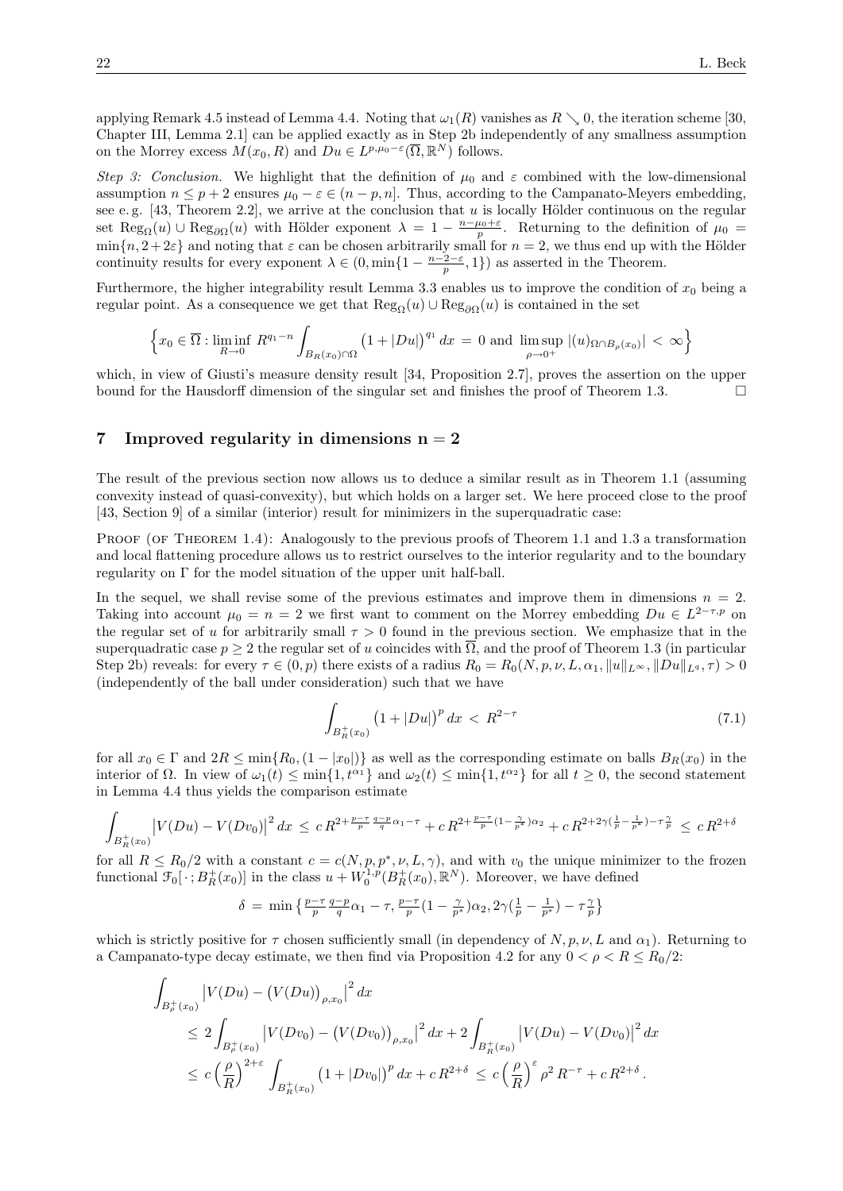applying Remark 4.5 instead of Lemma 4.4. Noting that $\omega_1(R)$ vanishes as $R \searrow 0$, the iteration scheme [30, Chapter III, Lemma 2.1] can be applied exactly as in Step 2b independently of any smallness assumption on the Morrey excess $M(x_0, R)$ and $Du \in L^{p,\mu_0-\varepsilon}(\overline{\Omega}, \mathbb{R}^N)$ follows.

*Step 3: Conclusion.* We highlight that the definition of $\mu_0$ and $\varepsilon$ combined with the low-dimensional assumption $n \leq p+2$ ensures $\mu_0 - \varepsilon \in (n-p, n]$. Thus, according to the Campanato-Meyers embedding, see e.g. [43, Theorem 2.2], we arrive at the conclusion that $u$ is locally Hölder continuous on the regular set $\mathrm{Reg}_\Omega(u) \cup \mathrm{Reg}_{\partial\Omega}(u)$ with Hölder exponent $\lambda = 1 - \frac{n-\mu_0+\varepsilon}{p}$. Returning to the definition of $\mu_0 = \min\{n, 2+2\varepsilon\}$ and noting that $\varepsilon$ can be chosen arbitrarily small for $n = 2$, we thus end up with the Hölder continuity results for every exponent $\lambda \in (0, \min\{1 - \frac{n-2-\varepsilon}{p}, 1\})$ as asserted in the Theorem.

Furthermore, the higher integrability result Lemma 3.3 enables us to improve the condition of $x_0$ being a regular point. As a consequence we get that $\mathrm{Reg}_\Omega(u) \cup \mathrm{Reg}_{\partial\Omega}(u)$ is contained in the set

$$\Big\{ x_0 \in \overline{\Omega} : \liminf_{R\to 0} R^{q_1-n} \int_{B_R(x_0)\cap\Omega} \big(1+|Du|\big)^{q_1} dx \,=\, 0 \text{ and } \limsup_{\rho\to 0^+} |(u)_{\Omega\cap B_\rho(x_0)}| \,<\, \infty \Big\}$$

which, in view of Giusti's measure density result [34, Proposition 2.7], proves the assertion on the upper bound for the Hausdorff dimension of the singular set and finishes the proof of Theorem 1.3. $\square$

## 7 Improved regularity in dimensions $n = 2$

The result of the previous section now allows us to deduce a similar result as in Theorem 1.1 (assuming convexity instead of quasi-convexity), but which holds on a larger set. We here proceed close to the proof [43, Section 9] of a similar (interior) result for minimizers in the superquadratic case:

Proof (of Theorem 1.4): Analogously to the previous proofs of Theorem 1.1 and 1.3 a transformation and local flattening procedure allows us to restrict ourselves to the interior regularity and to the boundary regularity on $\Gamma$ for the model situation of the upper unit half-ball.

In the sequel, we shall revise some of the previous estimates and improve them in dimensions $n = 2$. Taking into account $\mu_0 = n = 2$ we first want to comment on the Morrey embedding $Du \in L^{2-\tau,p}$ on the regular set of $u$ for arbitrarily small $\tau > 0$ found in the previous section. We emphasize that in the superquadratic case $p \geq 2$ the regular set of $u$ coincides with $\overline{\Omega}$, and the proof of Theorem 1.3 (in particular Step 2b) reveals: for every $\tau \in (0,p)$ there exists of a radius $R_0 = R_0(N, p, \nu, L, \alpha_1, \|u\|_{L^\infty}, \|Du\|_{L^q}, \tau) > 0$ (independently of the ball under consideration) such that we have

$$\int_{B_R^+(x_0)} \big(1+|Du|\big)^p \, dx \,<\, R^{2-\tau} \tag{7.1}$$

for all $x_0 \in \Gamma$ and $2R \leq \min\{R_0, (1-|x_0|)\}$ as well as the corresponding estimate on balls $B_R(x_0)$ in the interior of $\Omega$. In view of $\omega_1(t) \leq \min\{1, t^{\alpha_1}\}$ and $\omega_2(t) \leq \min\{1, t^{\alpha_2}\}$ for all $t \geq 0$, the second statement in Lemma 4.4 thus yields the comparison estimate

$$\int_{B_R^+(x_0)} \big|V(Du) - V(Dv_0)\big|^2 dx \,\leq\, c\, R^{2+\frac{p-\tau}{p}\frac{q-p}{q}\alpha_1 - \tau} + c\, R^{2+\frac{p-\tau}{p}(1-\frac{\gamma}{p^*})\alpha_2} + c\, R^{2+2\gamma(\frac{1}{p}-\frac{1}{p^*})-\tau\frac{\gamma}{p}} \,\leq\, c\, R^{2+\delta}$$

for all $R \leq R_0/2$ with a constant $c = c(N, p, p^*, \nu, L, \gamma)$, and with $v_0$ the unique minimizer to the frozen functional $\mathcal{F}_0[\,\cdot\,; B_R^+(x_0)]$ in the class $u + W_0^{1,p}(B_R^+(x_0), \mathbb{R}^N)$. Moreover, we have defined

$$\delta \,=\, \min\big\{ \tfrac{p-\tau}{p}\tfrac{q-p}{q}\alpha_1 - \tau,\, \tfrac{p-\tau}{p}(1-\tfrac{\gamma}{p^*})\alpha_2,\, 2\gamma(\tfrac{1}{p}-\tfrac{1}{p^*}) - \tau\tfrac{\gamma}{p} \big\}$$

which is strictly positive for $\tau$ chosen sufficiently small (in dependency of $N, p, \nu, L$ and $\alpha_1$). Returning to a Campanato-type decay estimate, we then find via Proposition 4.2 for any $0 < \rho < R \leq R_0/2$:

$$\begin{aligned}
\int_{B_\rho^+(x_0)} & \big|V(Du) - \big(V(Du)\big)_{\rho,x_0}\big|^2 dx \\
&\leq 2 \int_{B_\rho^+(x_0)} \big|V(Dv_0) - \big(V(Dv_0)\big)_{\rho,x_0}\big|^2 dx + 2 \int_{B_R^+(x_0)} \big|V(Du) - V(Dv_0)\big|^2 dx \\
&\leq c \Big(\frac{\rho}{R}\Big)^{2+\varepsilon} \int_{B_R^+(x_0)} \big(1+|Dv_0|\big)^p dx + c\, R^{2+\delta} \,\leq\, c \Big(\frac{\rho}{R}\Big)^{\varepsilon} \rho^2 R^{-\tau} + c\, R^{2+\delta}\,.
\end{aligned}$$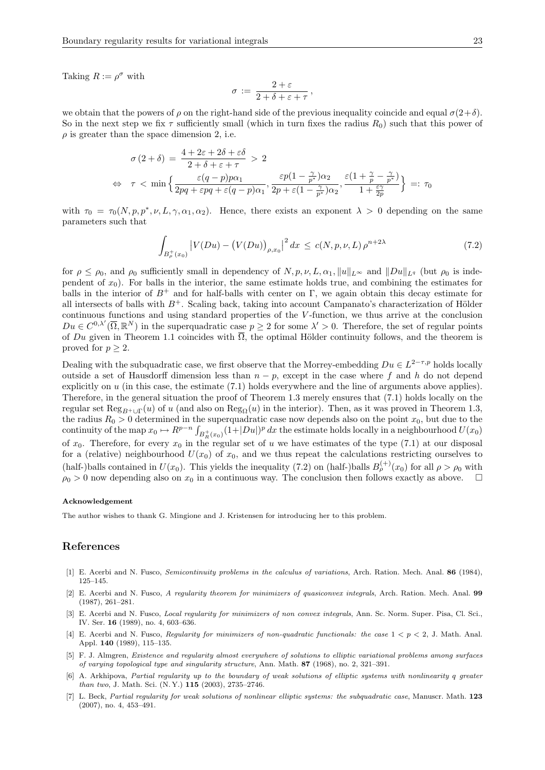Taking $R := \rho^\sigma$ with

$$\sigma := \frac{2+\varepsilon}{2+\delta+\varepsilon+\tau},$$

we obtain that the powers of $\rho$ on the right-hand side of the previous inequality coincide and equal $\sigma(2+\delta)$. So in the next step we fix $\tau$ sufficiently small (which in turn fixes the radius $R_0$) such that this power of $\rho$ is greater than the space dimension 2, i.e.

$$\sigma\,(2+\delta) = \frac{4+2\varepsilon+2\delta+\varepsilon\delta}{2+\delta+\varepsilon+\tau} > 2$$

$$\Leftrightarrow \quad \tau < \min\Big\{ \frac{\varepsilon(q-p)p\alpha_1}{2pq+\varepsilon pq+\varepsilon(q-p)\alpha_1}, \frac{\varepsilon p(1-\frac{\gamma}{p^*})\alpha_2}{2p+\varepsilon(1-\frac{\gamma}{p^*})\alpha_2}, \frac{\varepsilon(1+\frac{\gamma}{p}-\frac{\gamma}{p^*})}{1+\frac{\varepsilon\gamma}{2p}} \Big\} =: \tau_0$$

with $\tau_0 = \tau_0(N,p,p^*,\nu,L,\gamma,\alpha_1,\alpha_2)$. Hence, there exists an exponent $\lambda > 0$ depending on the same parameters such that

$$\int_{B^+_\rho(x_0)} \big|V(Du) - \big(V(Du)\big)_{\rho,x_0}\big|^2\,dx \le c(N,p,\nu,L)\,\rho^{n+2\lambda} \tag{7.2}$$

for $\rho \le \rho_0$, and $\rho_0$ sufficiently small in dependency of $N,p,\nu,L,\alpha_1,\|u\|_{L^\infty}$ and $\|Du\|_{L^q}$ (but $\rho_0$ is independent of $x_0$). For balls in the interior, the same estimate holds true, and combining the estimates for balls in the interior of $B^+$ and for half-balls with center on $\Gamma$, we again obtain this decay estimate for all intersects of balls with $B^+$. Scaling back, taking into account Campanato's characterization of Hölder continuous functions and using standard properties of the $V$-function, we thus arrive at the conclusion $Du \in C^{0,\lambda'}(\overline{\Omega},\mathbb{R}^N)$ in the superquadratic case $p \ge 2$ for some $\lambda' > 0$. Therefore, the set of regular points of $Du$ given in Theorem 1.1 coincides with $\overline{\Omega}$, the optimal Hölder continuity follows, and the theorem is proved for $p \ge 2$.

Dealing with the subquadratic case, we first observe that the Morrey-embedding $Du \in L^{2-\tau,p}$ holds locally outside a set of Hausdorff dimension less than $n-p$, except in the case where $f$ and $h$ do not depend explicitly on $u$ (in this case, the estimate (7.1) holds everywhere and the line of arguments above applies). Therefore, in the general situation the proof of Theorem 1.3 merely ensures that (7.1) holds locally on the regular set $\mathrm{Reg}_{B^+\cup\Gamma}(u)$ of $u$ (and also on $\mathrm{Reg}_\Omega(u)$ in the interior). Then, as it was proved in Theorem 1.3, the radius $R_0 > 0$ determined in the superquadratic case now depends also on the point $x_0$, but due to the continuity of the map $x_0 \mapsto R^{p-n}\int_{B^+_R(x_0)}(1+|Du|)^p\,dx$ the estimate holds locally in a neighbourhood $U(x_0)$ of $x_0$. Therefore, for every $x_0$ in the regular set of $u$ we have estimates of the type (7.1) at our disposal for a (relative) neighbourhood $U(x_0)$ of $x_0$, and we thus repeat the calculations restricting ourselves to (half-)balls contained in $U(x_0)$. This yields the inequality (7.2) on (half-)balls $B^{(+)}_\rho(x_0)$ for all $\rho > \rho_0$ with $\rho_0 > 0$ now depending also on $x_0$ in a continuous way. The conclusion then follows exactly as above. $\square$

#### Acknowledgement

The author wishes to thank G. Mingione and J. Kristensen for introducing her to this problem.

## References

[1] E. Acerbi and N. Fusco, *Semicontinuity problems in the calculus of variations*, Arch. Ration. Mech. Anal. **86** (1984), 125–145.

[2] E. Acerbi and N. Fusco, *A regularity theorem for minimizers of quasiconvex integrals*, Arch. Ration. Mech. Anal. **99** (1987), 261–281.

[3] E. Acerbi and N. Fusco, *Local regularity for minimizers of non convex integrals*, Ann. Sc. Norm. Super. Pisa, Cl. Sci., IV. Ser. **16** (1989), no. 4, 603–636.

[4] E. Acerbi and N. Fusco, *Regularity for minimizers of non-quadratic functionals: the case $1 < p < 2$*, J. Math. Anal. Appl. **140** (1989), 115–135.

[5] F. J. Almgren, *Existence and regularity almost everywhere of solutions to elliptic variational problems among surfaces of varying topological type and singularity structure*, Ann. Math. **87** (1968), no. 2, 321–391.

[6] A. Arkhipova, *Partial regularity up to the boundary of weak solutions of elliptic systems with nonlinearity q greater than two*, J. Math. Sci. (N. Y.) **115** (2003), 2735–2746.

[7] L. Beck, *Partial regularity for weak solutions of nonlinear elliptic systems: the subquadratic case*, Manuscr. Math. **123** (2007), no. 4, 453–491.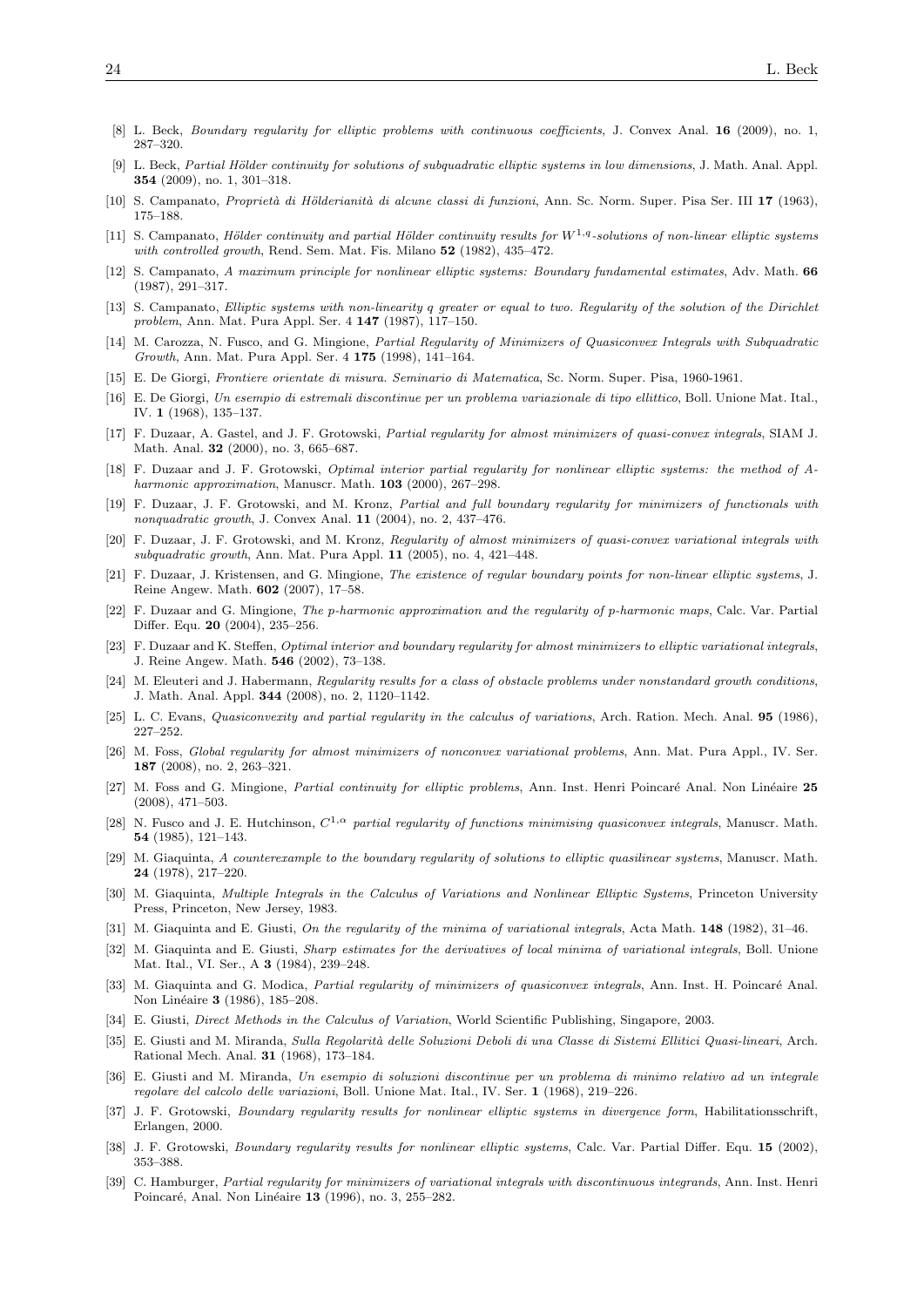[8] L. Beck, *Boundary regularity for elliptic problems with continuous coefficients*, J. Convex Anal. **16** (2009), no. 1, 287–320.

[9] L. Beck, *Partial Hölder continuity for solutions of subquadratic elliptic systems in low dimensions*, J. Math. Anal. Appl. **354** (2009), no. 1, 301–318.

[10] S. Campanato, *Proprietà di Hölderianità di alcune classi di funzioni*, Ann. Sc. Norm. Super. Pisa Ser. III **17** (1963), 175–188.

[11] S. Campanato, *Hölder continuity and partial Hölder continuity results for $W^{1,q}$-solutions of non-linear elliptic systems with controlled growth*, Rend. Sem. Mat. Fis. Milano **52** (1982), 435–472.

[12] S. Campanato, *A maximum principle for nonlinear elliptic systems: Boundary fundamental estimates*, Adv. Math. **66** (1987), 291–317.

[13] S. Campanato, *Elliptic systems with non-linearity q greater or equal to two. Regularity of the solution of the Dirichlet problem*, Ann. Mat. Pura Appl. Ser. 4 **147** (1987), 117–150.

[14] M. Carozza, N. Fusco, and G. Mingione, *Partial Regularity of Minimizers of Quasiconvex Integrals with Subquadratic Growth*, Ann. Mat. Pura Appl. Ser. 4 **175** (1998), 141–164.

[15] E. De Giorgi, *Frontiere orientate di misura. Seminario di Matematica*, Sc. Norm. Super. Pisa, 1960-1961.

[16] E. De Giorgi, *Un esempio di estremali discontinue per un problema variazionale di tipo ellittico*, Boll. Unione Mat. Ital., IV. **1** (1968), 135–137.

[17] F. Duzaar, A. Gastel, and J. F. Grotowski, *Partial regularity for almost minimizers of quasi-convex integrals*, SIAM J. Math. Anal. **32** (2000), no. 3, 665–687.

[18] F. Duzaar and J. F. Grotowski, *Optimal interior partial regularity for nonlinear elliptic systems: the method of A-harmonic approximation*, Manuscr. Math. **103** (2000), 267–298.

[19] F. Duzaar, J. F. Grotowski, and M. Kronz, *Partial and full boundary regularity for minimizers of functionals with nonquadratic growth*, J. Convex Anal. **11** (2004), no. 2, 437–476.

[20] F. Duzaar, J. F. Grotowski, and M. Kronz, *Regularity of almost minimizers of quasi-convex variational integrals with subquadratic growth*, Ann. Mat. Pura Appl. **11** (2005), no. 4, 421–448.

[21] F. Duzaar, J. Kristensen, and G. Mingione, *The existence of regular boundary points for non-linear elliptic systems*, J. Reine Angew. Math. **602** (2007), 17–58.

[22] F. Duzaar and G. Mingione, *The p-harmonic approximation and the regularity of p-harmonic maps*, Calc. Var. Partial Differ. Equ. **20** (2004), 235–256.

[23] F. Duzaar and K. Steffen, *Optimal interior and boundary regularity for almost minimizers to elliptic variational integrals*, J. Reine Angew. Math. **546** (2002), 73–138.

[24] M. Eleuteri and J. Habermann, *Regularity results for a class of obstacle problems under nonstandard growth conditions*, J. Math. Anal. Appl. **344** (2008), no. 2, 1120–1142.

[25] L. C. Evans, *Quasiconvexity and partial regularity in the calculus of variations*, Arch. Ration. Mech. Anal. **95** (1986), 227–252.

[26] M. Foss, *Global regularity for almost minimizers of nonconvex variational problems*, Ann. Mat. Pura Appl., IV. Ser. **187** (2008), no. 2, 263–321.

[27] M. Foss and G. Mingione, *Partial continuity for elliptic problems*, Ann. Inst. Henri Poincaré Anal. Non Linéaire **25** (2008), 471–503.

[28] N. Fusco and J. E. Hutchinson, *$C^{1,\alpha}$ partial regularity of functions minimising quasiconvex integrals*, Manuscr. Math. **54** (1985), 121–143.

[29] M. Giaquinta, *A counterexample to the boundary regularity of solutions to elliptic quasilinear systems*, Manuscr. Math. **24** (1978), 217–220.

[30] M. Giaquinta, *Multiple Integrals in the Calculus of Variations and Nonlinear Elliptic Systems*, Princeton University Press, Princeton, New Jersey, 1983.

[31] M. Giaquinta and E. Giusti, *On the regularity of the minima of variational integrals*, Acta Math. **148** (1982), 31–46.

[32] M. Giaquinta and E. Giusti, *Sharp estimates for the derivatives of local minima of variational integrals*, Boll. Unione Mat. Ital., VI. Ser., A **3** (1984), 239–248.

[33] M. Giaquinta and G. Modica, *Partial regularity of minimizers of quasiconvex integrals*, Ann. Inst. H. Poincaré Anal. Non Linéaire **3** (1986), 185–208.

[34] E. Giusti, *Direct Methods in the Calculus of Variation*, World Scientific Publishing, Singapore, 2003.

[35] E. Giusti and M. Miranda, *Sulla Regolarità delle Soluzioni Deboli di una Classe di Sistemi Ellitici Quasi-lineari*, Arch. Rational Mech. Anal. **31** (1968), 173–184.

[36] E. Giusti and M. Miranda, *Un esempio di soluzioni discontinue per un problema di minimo relativo ad un integrale regolare del calcolo delle variazioni*, Boll. Unione Mat. Ital., IV. Ser. **1** (1968), 219–226.

[37] J. F. Grotowski, *Boundary regularity results for nonlinear elliptic systems in divergence form*, Habilitationsschrift, Erlangen, 2000.

[38] J. F. Grotowski, *Boundary regularity results for nonlinear elliptic systems*, Calc. Var. Partial Differ. Equ. **15** (2002), 353–388.

[39] C. Hamburger, *Partial regularity for minimizers of variational integrals with discontinuous integrands*, Ann. Inst. Henri Poincaré, Anal. Non Linéaire **13** (1996), no. 3, 255–282.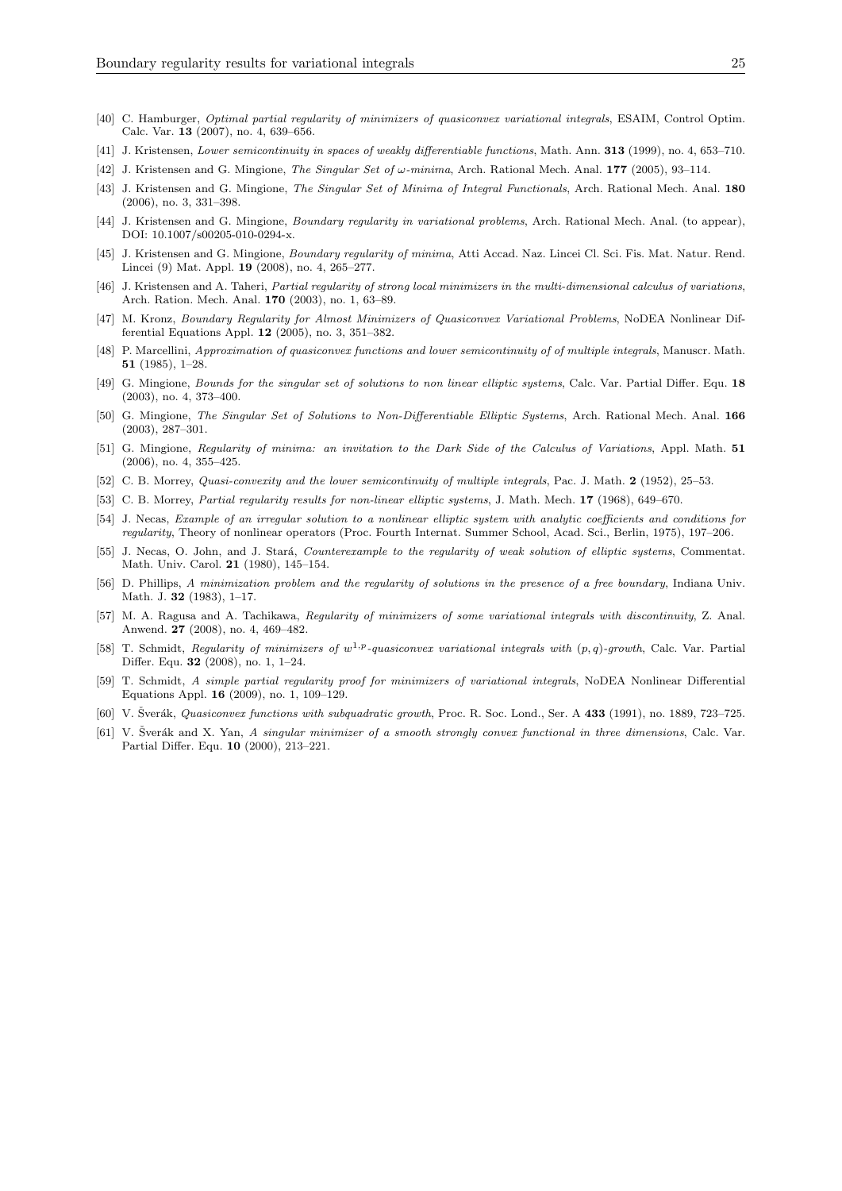[40] C. Hamburger, *Optimal partial regularity of minimizers of quasiconvex variational integrals*, ESAIM, Control Optim. Calc. Var. **13** (2007), no. 4, 639–656.

[41] J. Kristensen, *Lower semicontinuity in spaces of weakly differentiable functions*, Math. Ann. **313** (1999), no. 4, 653–710.

[42] J. Kristensen and G. Mingione, *The Singular Set of $\omega$-minima*, Arch. Rational Mech. Anal. **177** (2005), 93–114.

[43] J. Kristensen and G. Mingione, *The Singular Set of Minima of Integral Functionals*, Arch. Rational Mech. Anal. **180** (2006), no. 3, 331–398.

[44] J. Kristensen and G. Mingione, *Boundary regularity in variational problems*, Arch. Rational Mech. Anal. (to appear), DOI: 10.1007/s00205-010-0294-x.

[45] J. Kristensen and G. Mingione, *Boundary regularity of minima*, Atti Accad. Naz. Lincei Cl. Sci. Fis. Mat. Natur. Rend. Lincei (9) Mat. Appl. **19** (2008), no. 4, 265–277.

[46] J. Kristensen and A. Taheri, *Partial regularity of strong local minimizers in the multi-dimensional calculus of variations*, Arch. Ration. Mech. Anal. **170** (2003), no. 1, 63–89.

[47] M. Kronz, *Boundary Regularity for Almost Minimizers of Quasiconvex Variational Problems*, NoDEA Nonlinear Differential Equations Appl. **12** (2005), no. 3, 351–382.

[48] P. Marcellini, *Approximation of quasiconvex functions and lower semicontinuity of of multiple integrals*, Manuscr. Math. **51** (1985), 1–28.

[49] G. Mingione, *Bounds for the singular set of solutions to non linear elliptic systems*, Calc. Var. Partial Differ. Equ. **18** (2003), no. 4, 373–400.

[50] G. Mingione, *The Singular Set of Solutions to Non-Differentiable Elliptic Systems*, Arch. Rational Mech. Anal. **166** (2003), 287–301.

[51] G. Mingione, *Regularity of minima: an invitation to the Dark Side of the Calculus of Variations*, Appl. Math. **51** (2006), no. 4, 355–425.

[52] C. B. Morrey, *Quasi-convexity and the lower semicontinuity of multiple integrals*, Pac. J. Math. **2** (1952), 25–53.

[53] C. B. Morrey, *Partial regularity results for non-linear elliptic systems*, J. Math. Mech. **17** (1968), 649–670.

[54] J. Necas, *Example of an irregular solution to a nonlinear elliptic system with analytic coefficients and conditions for regularity*, Theory of nonlinear operators (Proc. Fourth Internat. Summer School, Acad. Sci., Berlin, 1975), 197–206.

[55] J. Necas, O. John, and J. Stará, *Counterexample to the regularity of weak solution of elliptic systems*, Commentat. Math. Univ. Carol. **21** (1980), 145–154.

[56] D. Phillips, *A minimization problem and the regularity of solutions in the presence of a free boundary*, Indiana Univ. Math. J. **32** (1983), 1–17.

[57] M. A. Ragusa and A. Tachikawa, *Regularity of minimizers of some variational integrals with discontinuity*, Z. Anal. Anwend. **27** (2008), no. 4, 469–482.

[58] T. Schmidt, *Regularity of minimizers of $w^{1,p}$-quasiconvex variational integrals with $(p,q)$-growth*, Calc. Var. Partial Differ. Equ. **32** (2008), no. 1, 1–24.

[59] T. Schmidt, *A simple partial regularity proof for minimizers of variational integrals*, NoDEA Nonlinear Differential Equations Appl. **16** (2009), no. 1, 109–129.

[60] V. Šverák, *Quasiconvex functions with subquadratic growth*, Proc. R. Soc. Lond., Ser. A **433** (1991), no. 1889, 723–725.

[61] V. Šverák and X. Yan, *A singular minimizer of a smooth strongly convex functional in three dimensions*, Calc. Var. Partial Differ. Equ. **10** (2000), 213–221.